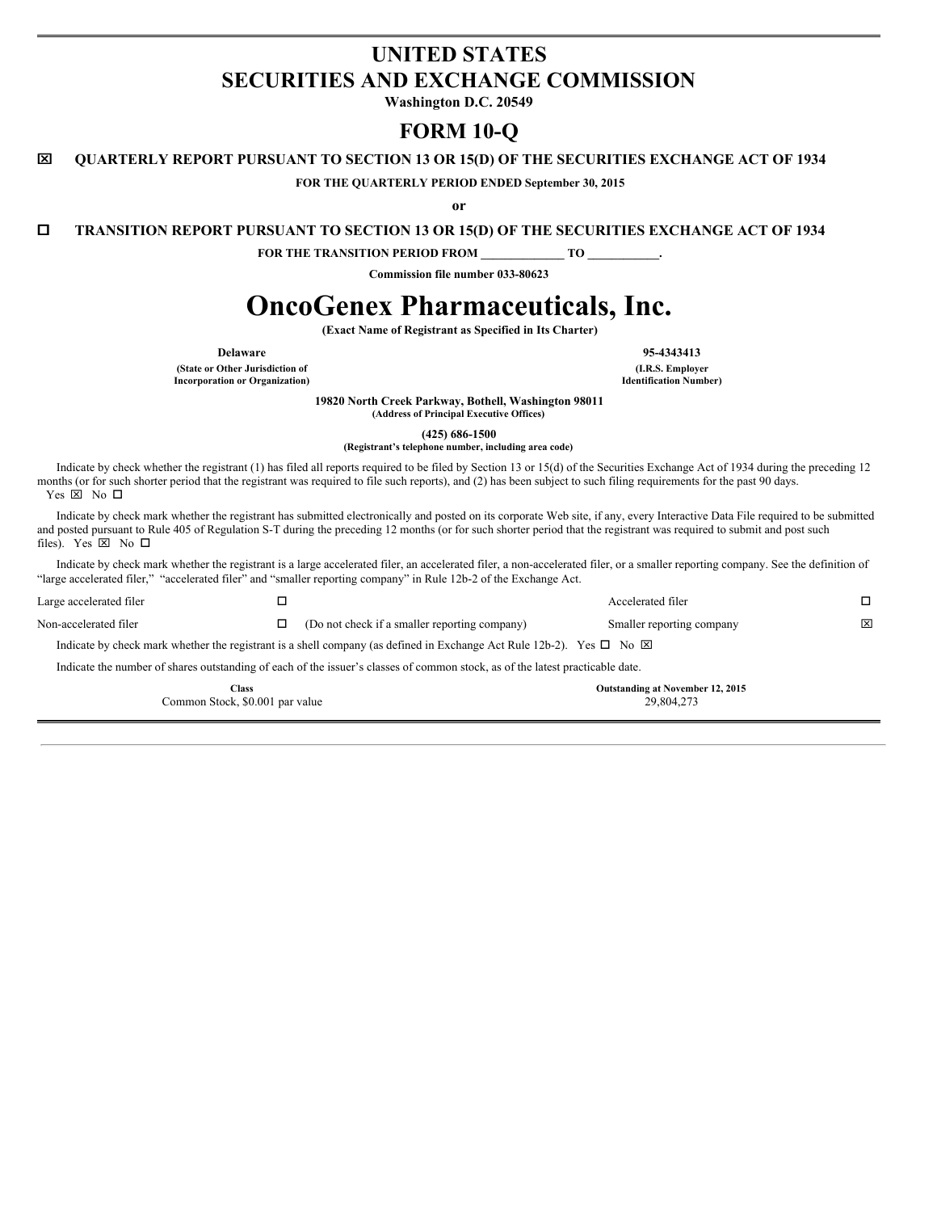# UNITED STATES
# SECURITIES AND EXCHANGE COMMISSION

**Washington D.C. 20549**

# FORM 10-Q

☒ **QUARTERLY REPORT PURSUANT TO SECTION 13 OR 15(D) OF THE SECURITIES EXCHANGE ACT OF 1934**

**FOR THE QUARTERLY PERIOD ENDED September 30, 2015**

**or**

☐ **TRANSITION REPORT PURSUANT TO SECTION 13 OR 15(D) OF THE SECURITIES EXCHANGE ACT OF 1934**

**FOR THE TRANSITION PERIOD FROM \_\_\_\_\_\_\_\_\_\_\_\_\_ TO \_\_\_\_\_\_\_\_\_\_\_.**

**Commission file number 033-80623**

# OncoGenex Pharmaceuticals, Inc.

**(Exact Name of Registrant as Specified in Its Charter)**

| | |
|---|---|
| **Delaware** | **95-4343413** |
| **(State or Other Jurisdiction of Incorporation or Organization)** | **(I.R.S. Employer Identification Number)** |

**19820 North Creek Parkway, Bothell, Washington 98011**
**(Address of Principal Executive Offices)**

**(425) 686-1500**
**(Registrant's telephone number, including area code)**

Indicate by check whether the registrant (1) has filed all reports required to be filed by Section 13 or 15(d) of the Securities Exchange Act of 1934 during the preceding 12 months (or for such shorter period that the registrant was required to file such reports), and (2) has been subject to such filing requirements for the past 90 days. Yes ☒ No ☐

Indicate by check mark whether the registrant has submitted electronically and posted on its corporate Web site, if any, every Interactive Data File required to be submitted and posted pursuant to Rule 405 of Regulation S-T during the preceding 12 months (or for such shorter period that the registrant was required to submit and post such files). Yes ☒ No ☐

Indicate by check mark whether the registrant is a large accelerated filer, an accelerated filer, a non-accelerated filer, or a smaller reporting company. See the definition of "large accelerated filer," "accelerated filer" and "smaller reporting company" in Rule 12b-2 of the Exchange Act.

| | | | | |
|---|---|---|---|---|
| Large accelerated filer | ☐ | | Accelerated filer | ☐ |
| Non-accelerated filer | ☐ | (Do not check if a smaller reporting company) | Smaller reporting company | ☒ |

Indicate by check mark whether the registrant is a shell company (as defined in Exchange Act Rule 12b-2). Yes ☐ No ☒

Indicate the number of shares outstanding of each of the issuer's classes of common stock, as of the latest practicable date.

| Class | Outstanding at November 12, 2015 |
|---|---|
| Common Stock, $0.001 par value | 29,804,273 |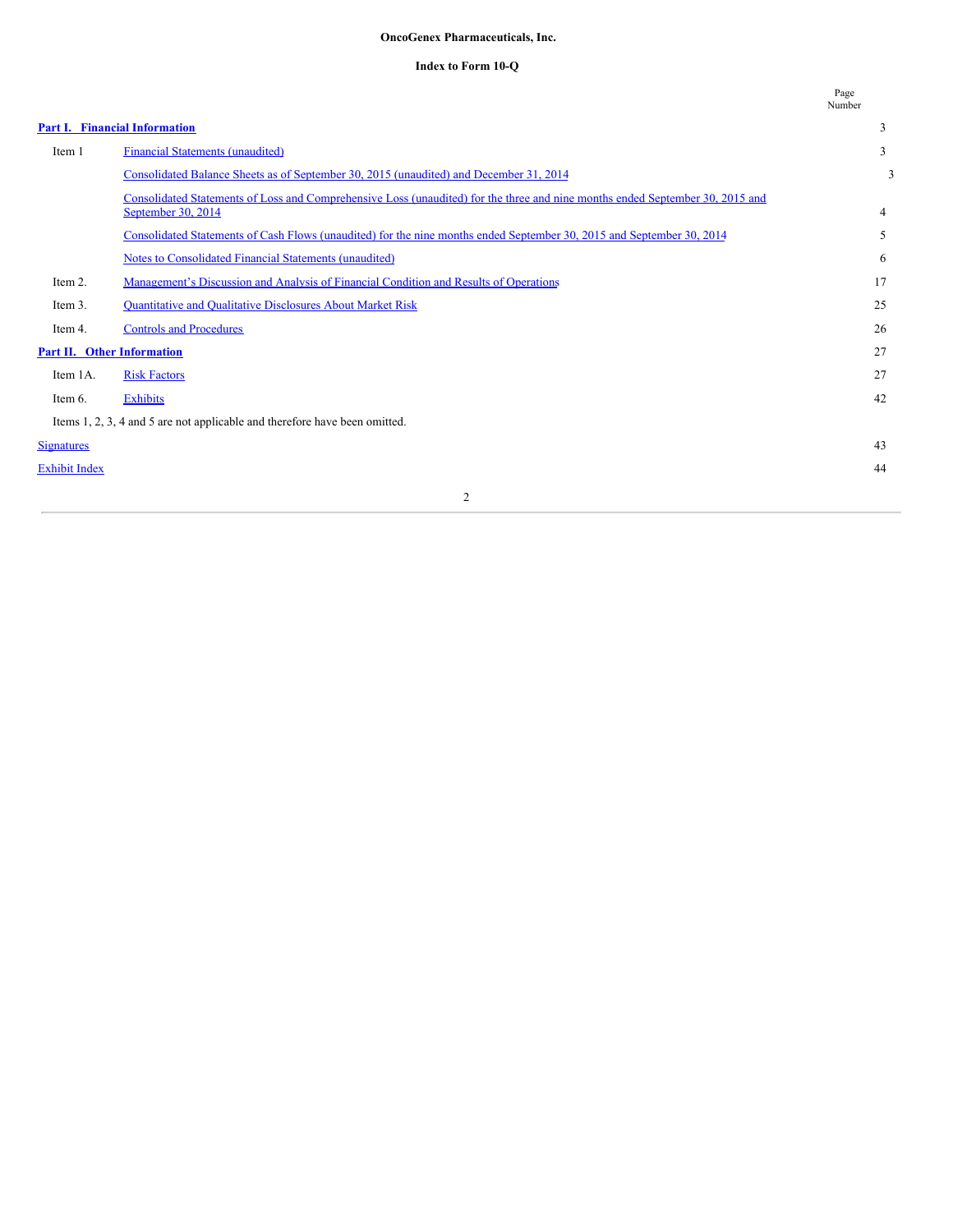**OncoGenex Pharmaceuticals, Inc.**

**Index to Form 10-Q**

| | | Page Number |
|---|---|---|
| **Part I. Financial Information** | | 3 |
| Item 1 | Financial Statements (unaudited) | 3 |
| | Consolidated Balance Sheets as of September 30, 2015 (unaudited) and December 31, 2014 | 3 |
| | Consolidated Statements of Loss and Comprehensive Loss (unaudited) for the three and nine months ended September 30, 2015 and September 30, 2014 | 4 |
| | Consolidated Statements of Cash Flows (unaudited) for the nine months ended September 30, 2015 and September 30, 2014 | 5 |
| | Notes to Consolidated Financial Statements (unaudited) | 6 |
| Item 2. | Management's Discussion and Analysis of Financial Condition and Results of Operations | 17 |
| Item 3. | Quantitative and Qualitative Disclosures About Market Risk | 25 |
| Item 4. | Controls and Procedures | 26 |
| **Part II. Other Information** | | 27 |
| Item 1A. | Risk Factors | 27 |
| Item 6. | Exhibits | 42 |
| Items 1, 2, 3, 4 and 5 are not applicable and therefore have been omitted. | | |
| Signatures | | 43 |
| Exhibit Index | | 44 |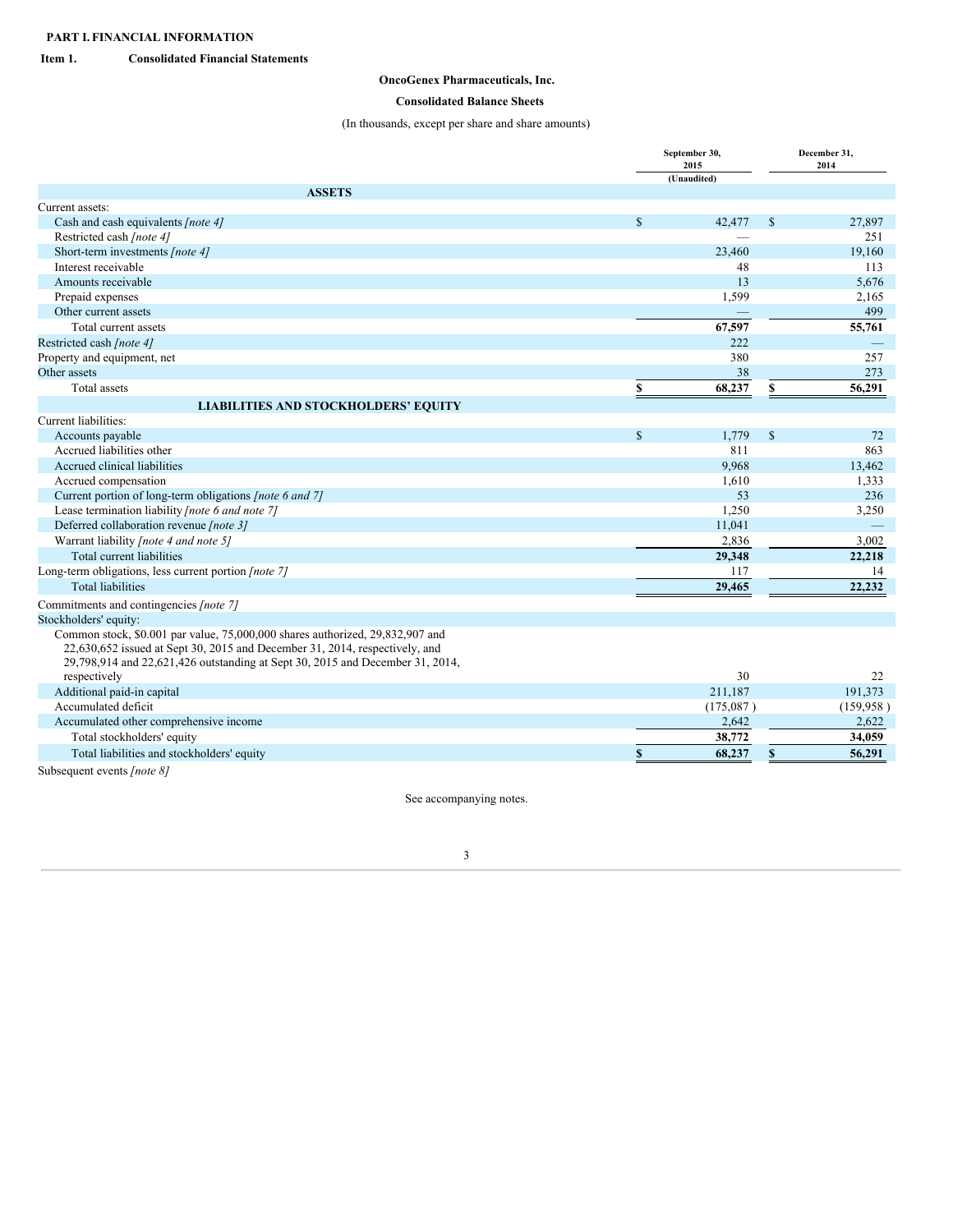**PART I. FINANCIAL INFORMATION**

**Item 1. Consolidated Financial Statements**

**OncoGenex Pharmaceuticals, Inc.**

**Consolidated Balance Sheets**

(In thousands, except per share and share amounts)

| | September 30, 2015 (Unaudited) | December 31, 2014 |
|---|---|---|
| **ASSETS** | | |
| Current assets: | | |
| Cash and cash equivalents *[note 4]* | $ 42,477 | $ 27,897 |
| Restricted cash *[note 4]* | — | 251 |
| Short-term investments *[note 4]* | 23,460 | 19,160 |
| Interest receivable | 48 | 113 |
| Amounts receivable | 13 | 5,676 |
| Prepaid expenses | 1,599 | 2,165 |
| Other current assets | — | 499 |
| Total current assets | **67,597** | **55,761** |
| Restricted cash *[note 4]* | 222 | — |
| Property and equipment, net | 380 | 257 |
| Other assets | 38 | 273 |
| Total assets | **$ 68,237** | **$ 56,291** |
| **LIABILITIES AND STOCKHOLDERS' EQUITY** | | |
| Current liabilities: | | |
| Accounts payable | $ 1,779 | $ 72 |
| Accrued liabilities other | 811 | 863 |
| Accrued clinical liabilities | 9,968 | 13,462 |
| Accrued compensation | 1,610 | 1,333 |
| Current portion of long-term obligations *[note 6 and 7]* | 53 | 236 |
| Lease termination liability *[note 6 and note 7]* | 1,250 | 3,250 |
| Deferred collaboration revenue *[note 3]* | 11,041 | — |
| Warrant liability *[note 4 and note 5]* | 2,836 | 3,002 |
| Total current liabilities | **29,348** | **22,218** |
| Long-term obligations, less current portion *[note 7]* | 117 | 14 |
| Total liabilities | **29,465** | **22,232** |
| Commitments and contingencies *[note 7]* | | |
| Stockholders' equity: | | |
| Common stock, $0.001 par value, 75,000,000 shares authorized, 29,832,907 and 22,630,652 issued at Sept 30, 2015 and December 31, 2014, respectively, and 29,798,914 and 22,621,426 outstanding at Sept 30, 2015 and December 31, 2014, respectively | 30 | 22 |
| Additional paid-in capital | 211,187 | 191,373 |
| Accumulated deficit | (175,087) | (159,958) |
| Accumulated other comprehensive income | 2,642 | 2,622 |
| Total stockholders' equity | **38,772** | **34,059** |
| Total liabilities and stockholders' equity | **$ 68,237** | **$ 56,291** |

Subsequent events *[note 8]*

See accompanying notes.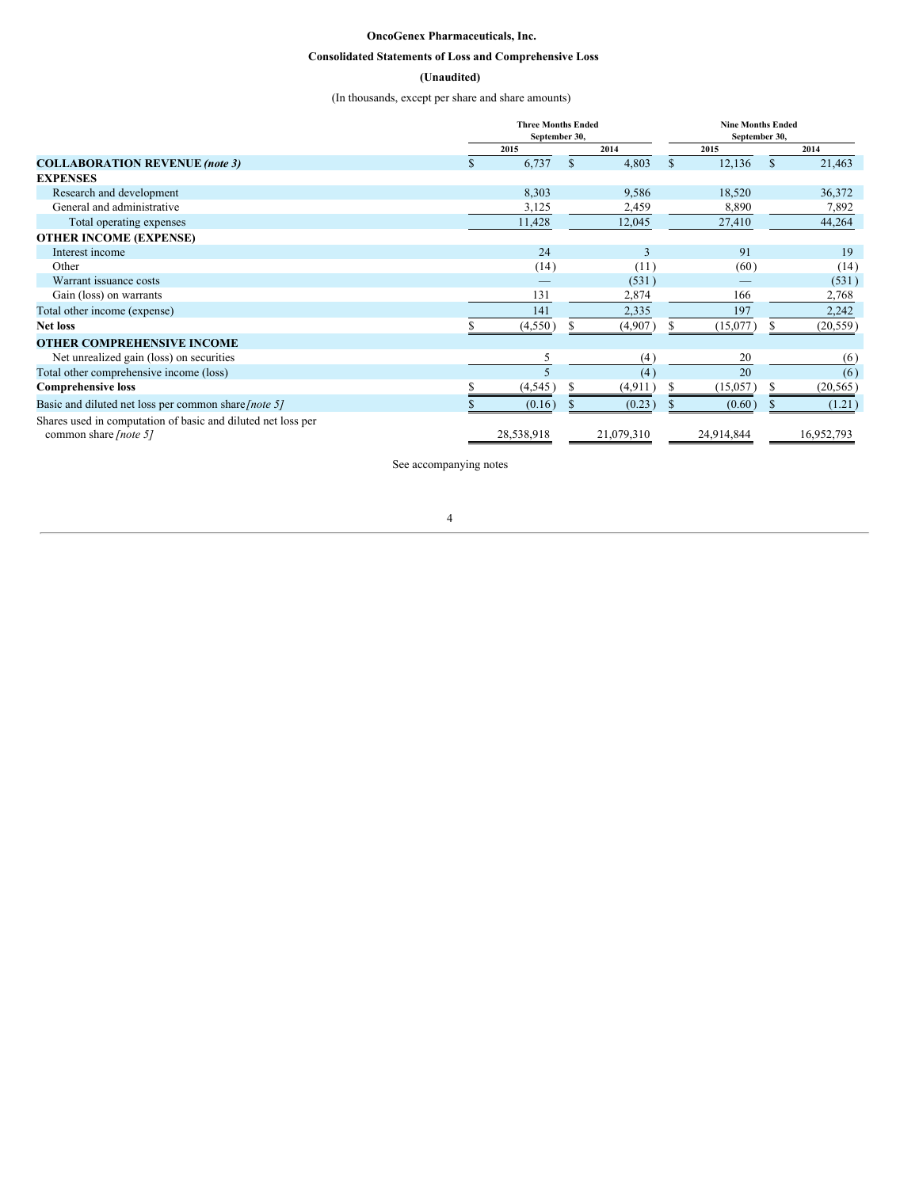**OncoGenex Pharmaceuticals, Inc.**

**Consolidated Statements of Loss and Comprehensive Loss**

**(Unaudited)**

(In thousands, except per share and share amounts)

| | Three Months Ended September 30, | | Nine Months Ended September 30, | |
|---|---|---|---|---|
| | 2015 | 2014 | 2015 | 2014 |
| **COLLABORATION REVENUE *(note 3)*** | $ 6,737 | $ 4,803 | $ 12,136 | $ 21,463 |
| **EXPENSES** | | | | |
| Research and development | 8,303 | 9,586 | 18,520 | 36,372 |
| General and administrative | 3,125 | 2,459 | 8,890 | 7,892 |
| Total operating expenses | 11,428 | 12,045 | 27,410 | 44,264 |
| **OTHER INCOME (EXPENSE)** | | | | |
| Interest income | 24 | 3 | 91 | 19 |
| Other | (14) | (11) | (60) | (14) |
| Warrant issuance costs | — | (531) | — | (531) |
| Gain (loss) on warrants | 131 | 2,874 | 166 | 2,768 |
| Total other income (expense) | 141 | 2,335 | 197 | 2,242 |
| **Net loss** | $ (4,550) | $ (4,907) | $ (15,077) | $ (20,559) |
| **OTHER COMPREHENSIVE INCOME** | | | | |
| Net unrealized gain (loss) on securities | 5 | (4) | 20 | (6) |
| Total other comprehensive income (loss) | 5 | (4) | 20 | (6) |
| **Comprehensive loss** | $ (4,545) | $ (4,911) | $ (15,057) | $ (20,565) |
| Basic and diluted net loss per common share *[note 5]* | $ (0.16) | $ (0.23) | $ (0.60) | $ (1.21) |
| Shares used in computation of basic and diluted net loss per common share *[note 5]* | 28,538,918 | 21,079,310 | 24,914,844 | 16,952,793 |

See accompanying notes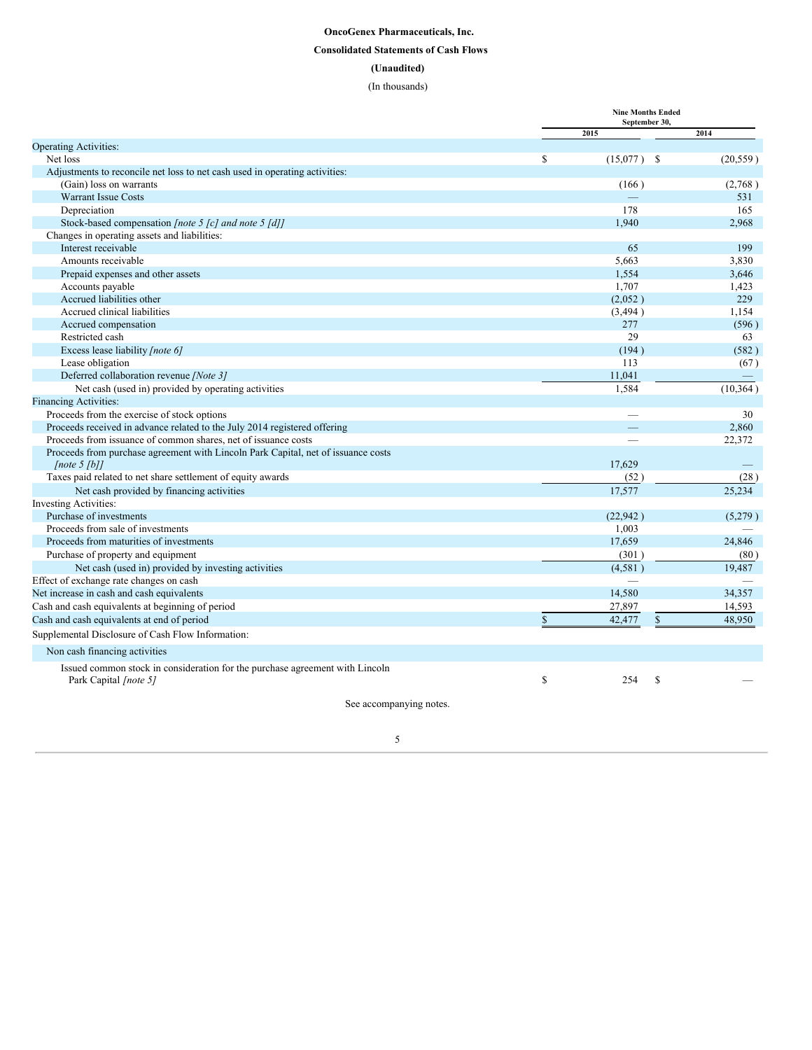**OncoGenex Pharmaceuticals, Inc.**

**Consolidated Statements of Cash Flows**

**(Unaudited)**

(In thousands)

| | Nine Months Ended September 30, | |
|---|---|---|
| | 2015 | 2014 |
| Operating Activities: | | |
| Net loss | $ (15,077) | $ (20,559) |
| Adjustments to reconcile net loss to net cash used in operating activities: | | |
| (Gain) loss on warrants | (166) | (2,768) |
| Warrant Issue Costs | — | 531 |
| Depreciation | 178 | 165 |
| Stock-based compensation *[note 5 [c] and note 5 [d]]* | 1,940 | 2,968 |
| Changes in operating assets and liabilities: | | |
| Interest receivable | 65 | 199 |
| Amounts receivable | 5,663 | 3,830 |
| Prepaid expenses and other assets | 1,554 | 3,646 |
| Accounts payable | 1,707 | 1,423 |
| Accrued liabilities other | (2,052) | 229 |
| Accrued clinical liabilities | (3,494) | 1,154 |
| Accrued compensation | 277 | (596) |
| Restricted cash | 29 | 63 |
| Excess lease liability *[note 6]* | (194) | (582) |
| Lease obligation | 113 | (67) |
| Deferred collaboration revenue *[Note 3]* | 11,041 | — |
| Net cash (used in) provided by operating activities | 1,584 | (10,364) |
| Financing Activities: | | |
| Proceeds from the exercise of stock options | — | 30 |
| Proceeds received in advance related to the July 2014 registered offering | — | 2,860 |
| Proceeds from issuance of common shares, net of issuance costs | — | 22,372 |
| Proceeds from purchase agreement with Lincoln Park Capital, net of issuance costs *[note 5 [b]]* | 17,629 | — |
| Taxes paid related to net share settlement of equity awards | (52) | (28) |
| Net cash provided by financing activities | 17,577 | 25,234 |
| Investing Activities: | | |
| Purchase of investments | (22,942) | (5,279) |
| Proceeds from sale of investments | 1,003 | — |
| Proceeds from maturities of investments | 17,659 | 24,846 |
| Purchase of property and equipment | (301) | (80) |
| Net cash (used in) provided by investing activities | (4,581) | 19,487 |
| Effect of exchange rate changes on cash | — | — |
| Net increase in cash and cash equivalents | 14,580 | 34,357 |
| Cash and cash equivalents at beginning of period | 27,897 | 14,593 |
| Cash and cash equivalents at end of period | $ 42,477 | $ 48,950 |
| Supplemental Disclosure of Cash Flow Information: | | |
| Non cash financing activities | | |
| Issued common stock in consideration for the purchase agreement with Lincoln Park Capital *[note 5]* | $ 254 | $ — |

See accompanying notes.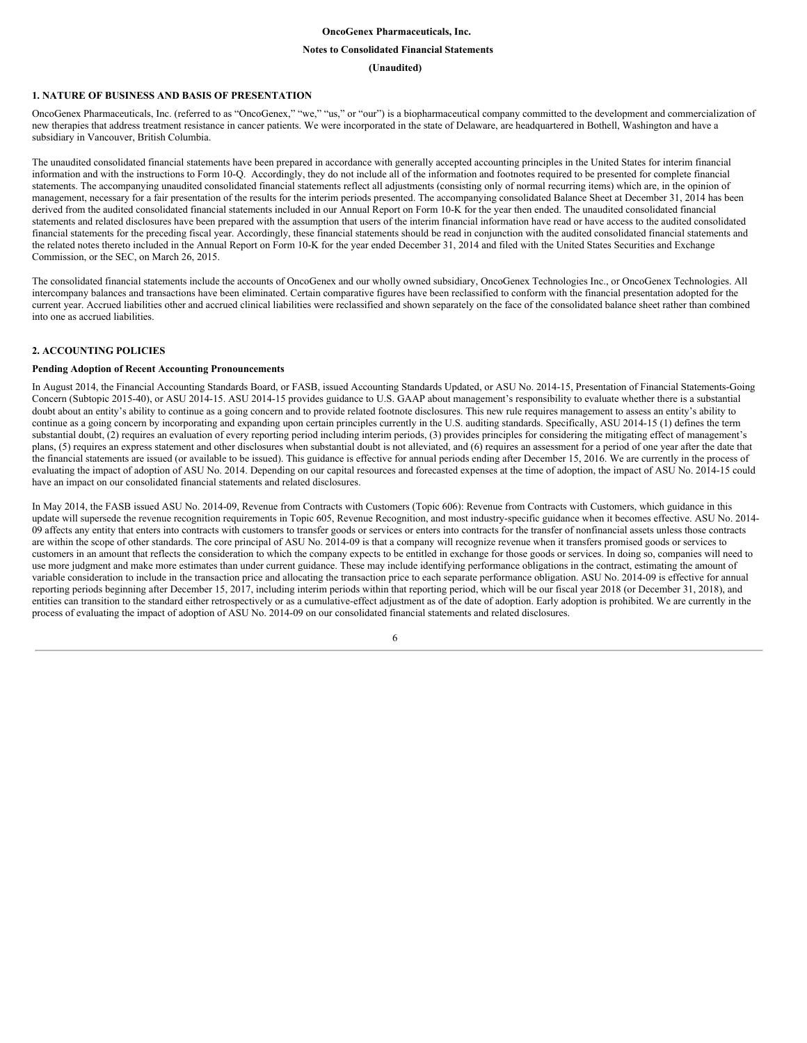**OncoGenex Pharmaceuticals, Inc.**

**Notes to Consolidated Financial Statements**

**(Unaudited)**

## 1. NATURE OF BUSINESS AND BASIS OF PRESENTATION

OncoGenex Pharmaceuticals, Inc. (referred to as "OncoGenex," "we," "us," or "our") is a biopharmaceutical company committed to the development and commercialization of new therapies that address treatment resistance in cancer patients. We were incorporated in the state of Delaware, are headquartered in Bothell, Washington and have a subsidiary in Vancouver, British Columbia.

The unaudited consolidated financial statements have been prepared in accordance with generally accepted accounting principles in the United States for interim financial information and with the instructions to Form 10-Q. Accordingly, they do not include all of the information and footnotes required to be presented for complete financial statements. The accompanying unaudited consolidated financial statements reflect all adjustments (consisting only of normal recurring items) which are, in the opinion of management, necessary for a fair presentation of the results for the interim periods presented. The accompanying consolidated Balance Sheet at December 31, 2014 has been derived from the audited consolidated financial statements included in our Annual Report on Form 10-K for the year then ended. The unaudited consolidated financial statements and related disclosures have been prepared with the assumption that users of the interim financial information have read or have access to the audited consolidated financial statements for the preceding fiscal year. Accordingly, these financial statements should be read in conjunction with the audited consolidated financial statements and the related notes thereto included in the Annual Report on Form 10-K for the year ended December 31, 2014 and filed with the United States Securities and Exchange Commission, or the SEC, on March 26, 2015.

The consolidated financial statements include the accounts of OncoGenex and our wholly owned subsidiary, OncoGenex Technologies Inc., or OncoGenex Technologies. All intercompany balances and transactions have been eliminated. Certain comparative figures have been reclassified to conform with the financial presentation adopted for the current year. Accrued liabilities other and accrued clinical liabilities were reclassified and shown separately on the face of the consolidated balance sheet rather than combined into one as accrued liabilities.

## 2. ACCOUNTING POLICIES

**Pending Adoption of Recent Accounting Pronouncements**

In August 2014, the Financial Accounting Standards Board, or FASB, issued Accounting Standards Updated, or ASU No. 2014-15, Presentation of Financial Statements-Going Concern (Subtopic 2015-40), or ASU 2014-15. ASU 2014-15 provides guidance to U.S. GAAP about management's responsibility to evaluate whether there is a substantial doubt about an entity's ability to continue as a going concern and to provide related footnote disclosures. This new rule requires management to assess an entity's ability to continue as a going concern by incorporating and expanding upon certain principles currently in the U.S. auditing standards. Specifically, ASU 2014-15 (1) defines the term substantial doubt, (2) requires an evaluation of every reporting period including interim periods, (3) provides principles for considering the mitigating effect of management's plans, (5) requires an express statement and other disclosures when substantial doubt is not alleviated, and (6) requires an assessment for a period of one year after the date that the financial statements are issued (or available to be issued). This guidance is effective for annual periods ending after December 15, 2016. We are currently in the process of evaluating the impact of adoption of ASU No. 2014. Depending on our capital resources and forecasted expenses at the time of adoption, the impact of ASU No. 2014-15 could have an impact on our consolidated financial statements and related disclosures.

In May 2014, the FASB issued ASU No. 2014-09, Revenue from Contracts with Customers (Topic 606): Revenue from Contracts with Customers, which guidance in this update will supersede the revenue recognition requirements in Topic 605, Revenue Recognition, and most industry-specific guidance when it becomes effective. ASU No. 2014-09 affects any entity that enters into contracts with customers to transfer goods or services or enters into contracts for the transfer of nonfinancial assets unless those contracts are within the scope of other standards. The core principal of ASU No. 2014-09 is that a company will recognize revenue when it transfers promised goods or services to customers in an amount that reflects the consideration to which the company expects to be entitled in exchange for those goods or services. In doing so, companies will need to use more judgment and make more estimates than under current guidance. These may include identifying performance obligations in the contract, estimating the amount of variable consideration to include in the transaction price and allocating the transaction price to each separate performance obligation. ASU No. 2014-09 is effective for annual reporting periods beginning after December 15, 2017, including interim periods within that reporting period, which will be our fiscal year 2018 (or December 31, 2018), and entities can transition to the standard either retrospectively or as a cumulative-effect adjustment as of the date of adoption. Early adoption is prohibited. We are currently in the process of evaluating the impact of adoption of ASU No. 2014-09 on our consolidated financial statements and related disclosures.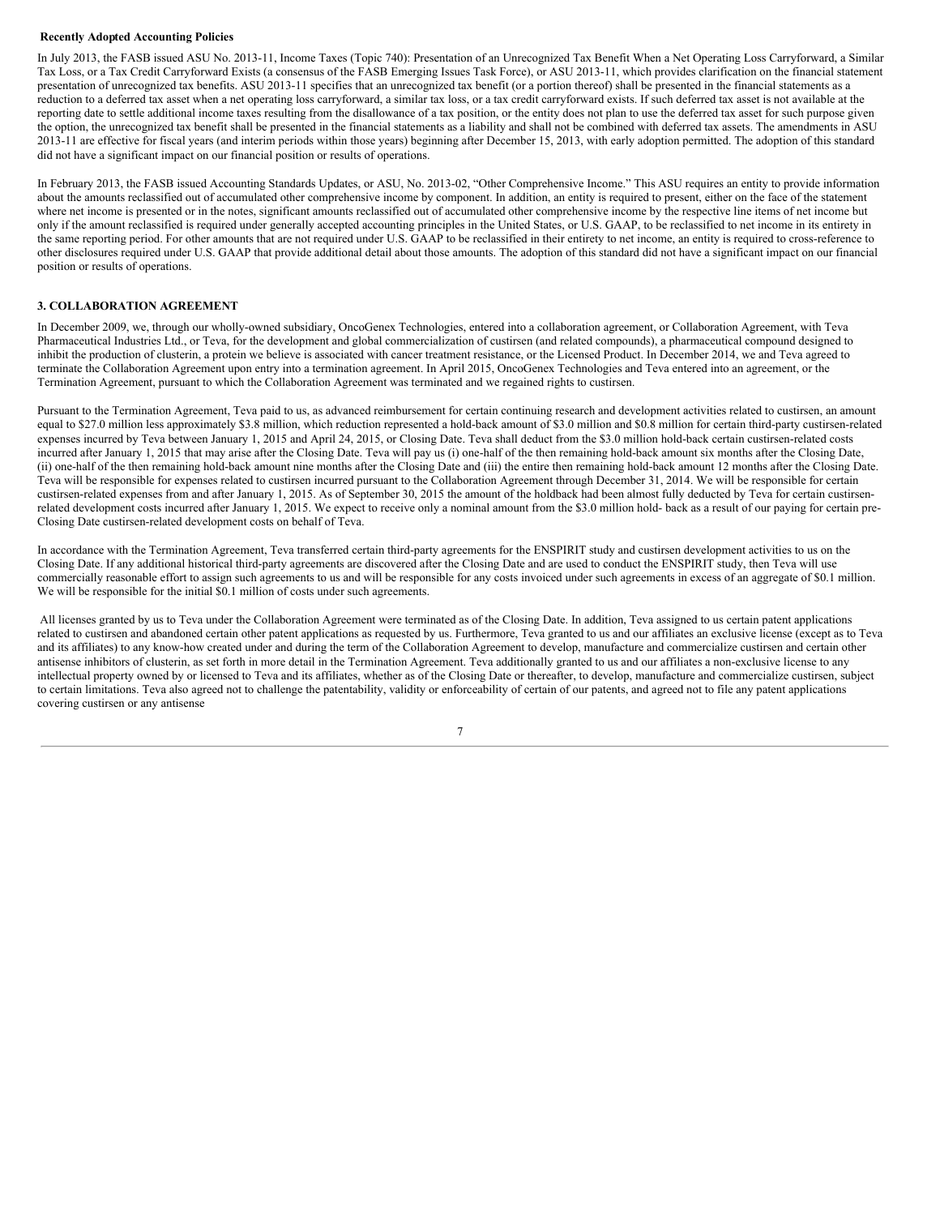**Recently Adopted Accounting Policies**

In July 2013, the FASB issued ASU No. 2013-11, Income Taxes (Topic 740): Presentation of an Unrecognized Tax Benefit When a Net Operating Loss Carryforward, a Similar Tax Loss, or a Tax Credit Carryforward Exists (a consensus of the FASB Emerging Issues Task Force), or ASU 2013-11, which provides clarification on the financial statement presentation of unrecognized tax benefits. ASU 2013-11 specifies that an unrecognized tax benefit (or a portion thereof) shall be presented in the financial statements as a reduction to a deferred tax asset when a net operating loss carryforward, a similar tax loss, or a tax credit carryforward exists. If such deferred tax asset is not available at the reporting date to settle additional income taxes resulting from the disallowance of a tax position, or the entity does not plan to use the deferred tax asset for such purpose given the option, the unrecognized tax benefit shall be presented in the financial statements as a liability and shall not be combined with deferred tax assets. The amendments in ASU 2013-11 are effective for fiscal years (and interim periods within those years) beginning after December 15, 2013, with early adoption permitted. The adoption of this standard did not have a significant impact on our financial position or results of operations.

In February 2013, the FASB issued Accounting Standards Updates, or ASU, No. 2013-02, "Other Comprehensive Income." This ASU requires an entity to provide information about the amounts reclassified out of accumulated other comprehensive income by component. In addition, an entity is required to present, either on the face of the statement where net income is presented or in the notes, significant amounts reclassified out of accumulated other comprehensive income by the respective line items of net income but only if the amount reclassified is required under generally accepted accounting principles in the United States, or U.S. GAAP, to be reclassified to net income in its entirety in the same reporting period. For other amounts that are not required under U.S. GAAP to be reclassified in their entirety to net income, an entity is required to cross-reference to other disclosures required under U.S. GAAP that provide additional detail about those amounts. The adoption of this standard did not have a significant impact on our financial position or results of operations.

**3. COLLABORATION AGREEMENT**

In December 2009, we, through our wholly-owned subsidiary, OncoGenex Technologies, entered into a collaboration agreement, or Collaboration Agreement, with Teva Pharmaceutical Industries Ltd., or Teva, for the development and global commercialization of custirsen (and related compounds), a pharmaceutical compound designed to inhibit the production of clusterin, a protein we believe is associated with cancer treatment resistance, or the Licensed Product. In December 2014, we and Teva agreed to terminate the Collaboration Agreement upon entry into a termination agreement. In April 2015, OncoGenex Technologies and Teva entered into an agreement, or the Termination Agreement, pursuant to which the Collaboration Agreement was terminated and we regained rights to custirsen.

Pursuant to the Termination Agreement, Teva paid to us, as advanced reimbursement for certain continuing research and development activities related to custirsen, an amount equal to $27.0 million less approximately $3.8 million, which reduction represented a hold-back amount of $3.0 million and $0.8 million for certain third-party custirsen-related expenses incurred by Teva between January 1, 2015 and April 24, 2015, or Closing Date. Teva shall deduct from the $3.0 million hold-back certain custirsen-related costs incurred after January 1, 2015 that may arise after the Closing Date. Teva will pay us (i) one-half of the then remaining hold-back amount six months after the Closing Date, (ii) one-half of the then remaining hold-back amount nine months after the Closing Date and (iii) the entire then remaining hold-back amount 12 months after the Closing Date. Teva will be responsible for expenses related to custirsen incurred pursuant to the Collaboration Agreement through December 31, 2014. We will be responsible for certain custirsen-related expenses from and after January 1, 2015. As of September 30, 2015 the amount of the holdback had been almost fully deducted by Teva for certain custirsen-related development costs incurred after January 1, 2015. We expect to receive only a nominal amount from the $3.0 million hold- back as a result of our paying for certain pre-Closing Date custirsen-related development costs on behalf of Teva.

In accordance with the Termination Agreement, Teva transferred certain third-party agreements for the ENSPIRIT study and custirsen development activities to us on the Closing Date. If any additional historical third-party agreements are discovered after the Closing Date and are used to conduct the ENSPIRIT study, then Teva will use commercially reasonable effort to assign such agreements to us and will be responsible for any costs invoiced under such agreements in excess of an aggregate of $0.1 million. We will be responsible for the initial $0.1 million of costs under such agreements.

All licenses granted by us to Teva under the Collaboration Agreement were terminated as of the Closing Date. In addition, Teva assigned to us certain patent applications related to custirsen and abandoned certain other patent applications as requested by us. Furthermore, Teva granted to us and our affiliates an exclusive license (except as to Teva and its affiliates) to any know-how created under and during the term of the Collaboration Agreement to develop, manufacture and commercialize custirsen and certain other antisense inhibitors of clusterin, as set forth in more detail in the Termination Agreement. Teva additionally granted to us and our affiliates a non-exclusive license to any intellectual property owned by or licensed to Teva and its affiliates, whether as of the Closing Date or thereafter, to develop, manufacture and commercialize custirsen, subject to certain limitations. Teva also agreed not to challenge the patentability, validity or enforceability of certain of our patents, and agreed not to file any patent applications covering custirsen or any antisense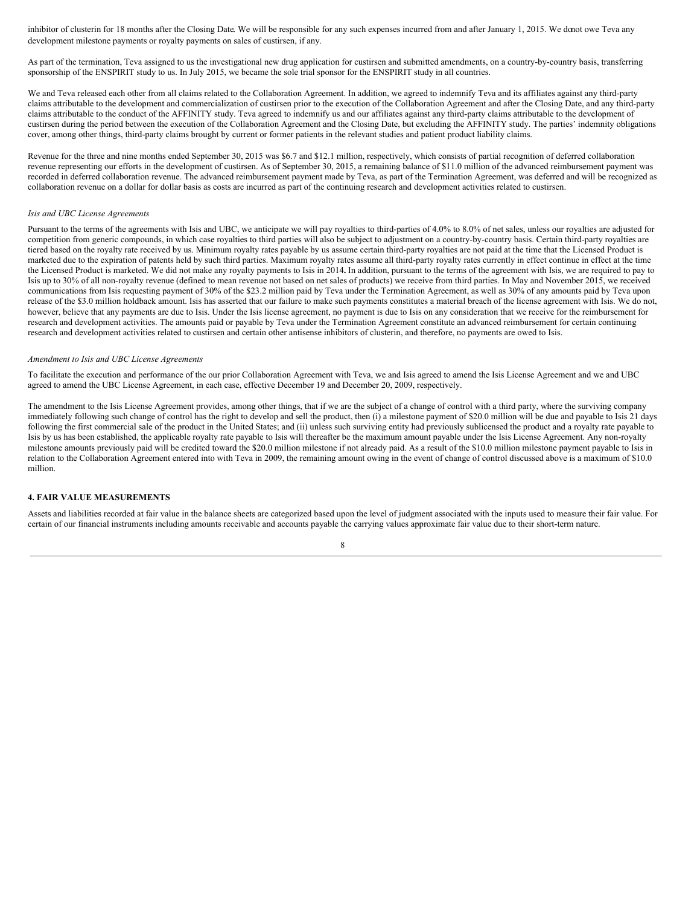inhibitor of clusterin for 18 months after the Closing Date. We will be responsible for any such expenses incurred from and after January 1, 2015. We donot owe Teva any development milestone payments or royalty payments on sales of custirsen, if any.

As part of the termination, Teva assigned to us the investigational new drug application for custirsen and submitted amendments, on a country-by-country basis, transferring sponsorship of the ENSPIRIT study to us. In July 2015, we became the sole trial sponsor for the ENSPIRIT study in all countries.

We and Teva released each other from all claims related to the Collaboration Agreement. In addition, we agreed to indemnify Teva and its affiliates against any third-party claims attributable to the development and commercialization of custirsen prior to the execution of the Collaboration Agreement and after the Closing Date, and any third-party claims attributable to the conduct of the AFFINITY study. Teva agreed to indemnify us and our affiliates against any third-party claims attributable to the development of custirsen during the period between the execution of the Collaboration Agreement and the Closing Date, but excluding the AFFINITY study. The parties' indemnity obligations cover, among other things, third-party claims brought by current or former patients in the relevant studies and patient product liability claims.

Revenue for the three and nine months ended September 30, 2015 was $6.7 and $12.1 million, respectively, which consists of partial recognition of deferred collaboration revenue representing our efforts in the development of custirsen. As of September 30, 2015, a remaining balance of $11.0 million of the advanced reimbursement payment was recorded in deferred collaboration revenue. The advanced reimbursement payment made by Teva, as part of the Termination Agreement, was deferred and will be recognized as collaboration revenue on a dollar for dollar basis as costs are incurred as part of the continuing research and development activities related to custirsen.

*Isis and UBC License Agreements*

Pursuant to the terms of the agreements with Isis and UBC, we anticipate we will pay royalties to third-parties of 4.0% to 8.0% of net sales, unless our royalties are adjusted for competition from generic compounds, in which case royalties to third parties will also be subject to adjustment on a country-by-country basis. Certain third-party royalties are tiered based on the royalty rate received by us. Minimum royalty rates payable by us assume certain third-party royalties are not paid at the time that the Licensed Product is marketed due to the expiration of patents held by such third parties. Maximum royalty rates assume all third-party royalty rates currently in effect continue in effect at the time the Licensed Product is marketed. We did not make any royalty payments to Isis in 2014**.** In addition, pursuant to the terms of the agreement with Isis, we are required to pay to Isis up to 30% of all non-royalty revenue (defined to mean revenue not based on net sales of products) we receive from third parties. In May and November 2015, we received communications from Isis requesting payment of 30% of the $23.2 million paid by Teva under the Termination Agreement, as well as 30% of any amounts paid by Teva upon release of the $3.0 million holdback amount. Isis has asserted that our failure to make such payments constitutes a material breach of the license agreement with Isis. We do not, however, believe that any payments are due to Isis. Under the Isis license agreement, no payment is due to Isis on any consideration that we receive for the reimbursement for research and development activities. The amounts paid or payable by Teva under the Termination Agreement constitute an advanced reimbursement for certain continuing research and development activities related to custirsen and certain other antisense inhibitors of clusterin, and therefore, no payments are owed to Isis.

*Amendment to Isis and UBC License Agreements*

To facilitate the execution and performance of the our prior Collaboration Agreement with Teva, we and Isis agreed to amend the Isis License Agreement and we and UBC agreed to amend the UBC License Agreement, in each case, effective December 19 and December 20, 2009, respectively.

The amendment to the Isis License Agreement provides, among other things, that if we are the subject of a change of control with a third party, where the surviving company immediately following such change of control has the right to develop and sell the product, then (i) a milestone payment of $20.0 million will be due and payable to Isis 21 days following the first commercial sale of the product in the United States; and (ii) unless such surviving entity had previously sublicensed the product and a royalty rate payable to Isis by us has been established, the applicable royalty rate payable to Isis will thereafter be the maximum amount payable under the Isis License Agreement. Any non-royalty milestone amounts previously paid will be credited toward the $20.0 million milestone if not already paid. As a result of the $10.0 million milestone payment payable to Isis in relation to the Collaboration Agreement entered into with Teva in 2009, the remaining amount owing in the event of change of control discussed above is a maximum of $10.0 million.

**4. FAIR VALUE MEASUREMENTS**

Assets and liabilities recorded at fair value in the balance sheets are categorized based upon the level of judgment associated with the inputs used to measure their fair value. For certain of our financial instruments including amounts receivable and accounts payable the carrying values approximate fair value due to their short-term nature.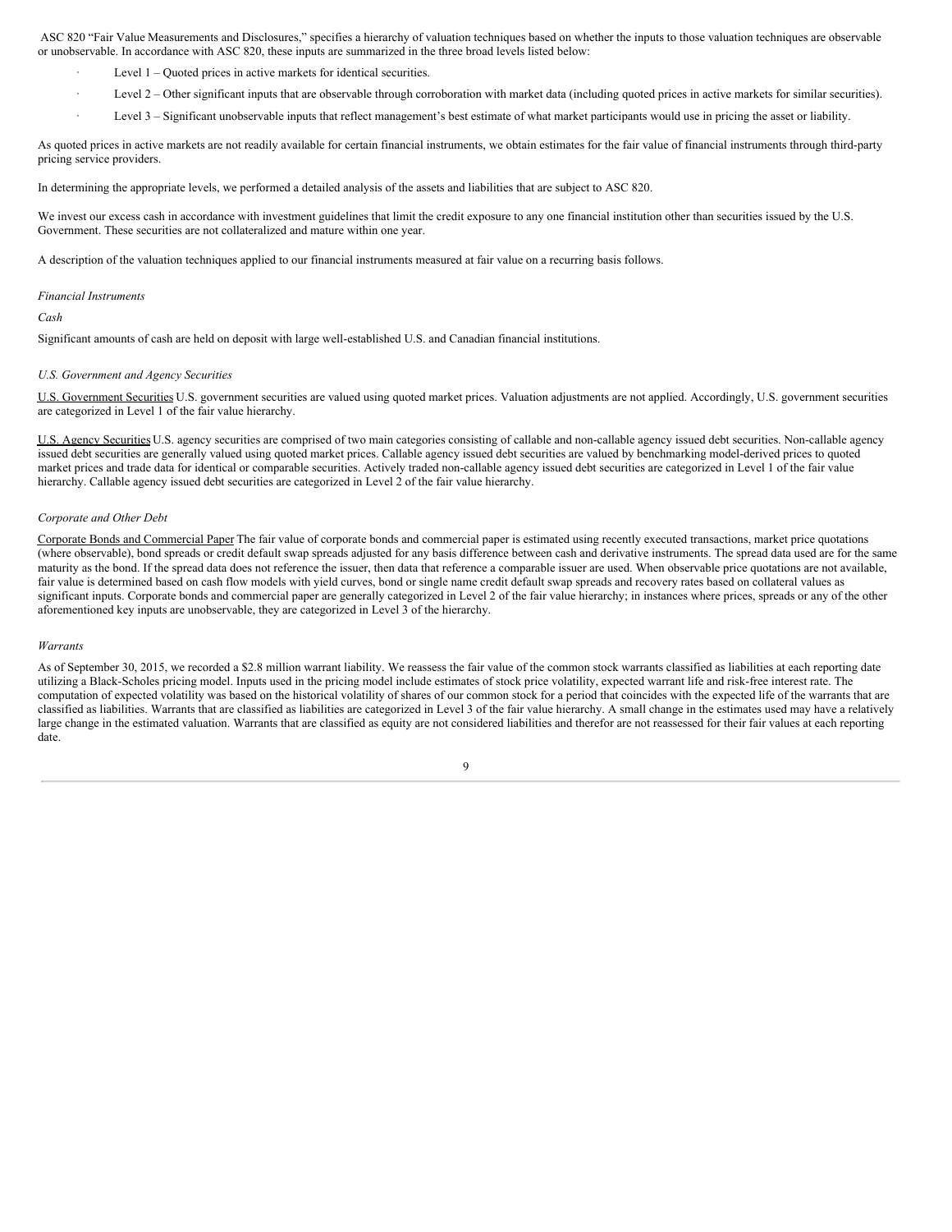ASC 820 “Fair Value Measurements and Disclosures,” specifies a hierarchy of valuation techniques based on whether the inputs to those valuation techniques are observable or unobservable. In accordance with ASC 820, these inputs are summarized in the three broad levels listed below:

- Level 1 – Quoted prices in active markets for identical securities.
- Level 2 – Other significant inputs that are observable through corroboration with market data (including quoted prices in active markets for similar securities).
- Level 3 – Significant unobservable inputs that reflect management’s best estimate of what market participants would use in pricing the asset or liability.

As quoted prices in active markets are not readily available for certain financial instruments, we obtain estimates for the fair value of financial instruments through third-party pricing service providers.

In determining the appropriate levels, we performed a detailed analysis of the assets and liabilities that are subject to ASC 820.

We invest our excess cash in accordance with investment guidelines that limit the credit exposure to any one financial institution other than securities issued by the U.S. Government. These securities are not collateralized and mature within one year.

A description of the valuation techniques applied to our financial instruments measured at fair value on a recurring basis follows.

*Financial Instruments*

*Cash*

Significant amounts of cash are held on deposit with large well-established U.S. and Canadian financial institutions.

*U.S. Government and Agency Securities*

U.S. Government Securities U.S. government securities are valued using quoted market prices. Valuation adjustments are not applied. Accordingly, U.S. government securities are categorized in Level 1 of the fair value hierarchy.

U.S. Agency Securities U.S. agency securities are comprised of two main categories consisting of callable and non-callable agency issued debt securities. Non-callable agency issued debt securities are generally valued using quoted market prices. Callable agency issued debt securities are valued by benchmarking model-derived prices to quoted market prices and trade data for identical or comparable securities. Actively traded non-callable agency issued debt securities are categorized in Level 1 of the fair value hierarchy. Callable agency issued debt securities are categorized in Level 2 of the fair value hierarchy.

*Corporate and Other Debt*

Corporate Bonds and Commercial Paper The fair value of corporate bonds and commercial paper is estimated using recently executed transactions, market price quotations (where observable), bond spreads or credit default swap spreads adjusted for any basis difference between cash and derivative instruments. The spread data used are for the same maturity as the bond. If the spread data does not reference the issuer, then data that reference a comparable issuer are used. When observable price quotations are not available, fair value is determined based on cash flow models with yield curves, bond or single name credit default swap spreads and recovery rates based on collateral values as significant inputs. Corporate bonds and commercial paper are generally categorized in Level 2 of the fair value hierarchy; in instances where prices, spreads or any of the other aforementioned key inputs are unobservable, they are categorized in Level 3 of the hierarchy.

*Warrants*

As of September 30, 2015, we recorded a $2.8 million warrant liability. We reassess the fair value of the common stock warrants classified as liabilities at each reporting date utilizing a Black-Scholes pricing model. Inputs used in the pricing model include estimates of stock price volatility, expected warrant life and risk-free interest rate. The computation of expected volatility was based on the historical volatility of shares of our common stock for a period that coincides with the expected life of the warrants that are classified as liabilities. Warrants that are classified as liabilities are categorized in Level 3 of the fair value hierarchy. A small change in the estimates used may have a relatively large change in the estimated valuation. Warrants that are classified as equity are not considered liabilities and therefor are not reassessed for their fair values at each reporting date.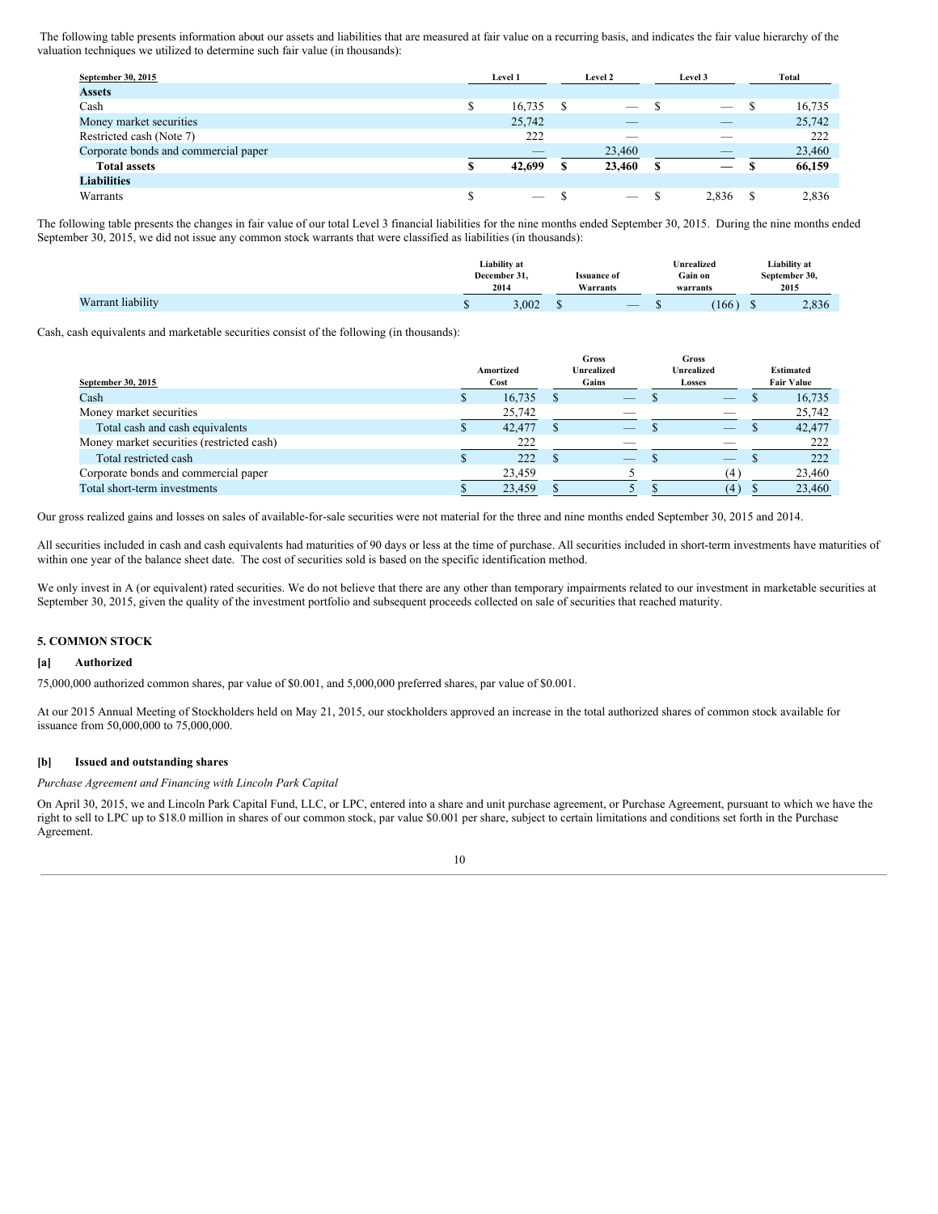The following table presents information about our assets and liabilities that are measured at fair value on a recurring basis, and indicates the fair value hierarchy of the valuation techniques we utilized to determine such fair value (in thousands):

| September 30, 2015 | Level 1 | Level 2 | Level 3 | Total |
|---|---|---|---|---|
| **Assets** | | | | |
| Cash | $ 16,735 | $ — | $ — | $ 16,735 |
| Money market securities | 25,742 | — | — | 25,742 |
| Restricted cash (Note 7) | 222 | — | — | 222 |
| Corporate bonds and commercial paper | — | 23,460 | — | 23,460 |
| **Total assets** | **$ 42,699** | **$ 23,460** | **$ —** | **$ 66,159** |
| **Liabilities** | | | | |
| Warrants | $ — | $ — | $ 2,836 | $ 2,836 |

The following table presents the changes in fair value of our total Level 3 financial liabilities for the nine months ended September 30, 2015. During the nine months ended September 30, 2015, we did not issue any common stock warrants that were classified as liabilities (in thousands):

| | Liability at December 31, 2014 | Issuance of Warrants | Unrealized Gain on warrants | Liability at September 30, 2015 |
|---|---|---|---|---|
| Warrant liability | $ 3,002 | $ — | $ (166) | $ 2,836 |

Cash, cash equivalents and marketable securities consist of the following (in thousands):

| September 30, 2015 | Amortized Cost | Gross Unrealized Gains | Gross Unrealized Losses | Estimated Fair Value |
|---|---|---|---|---|
| Cash | $ 16,735 | $ — | $ — | $ 16,735 |
| Money market securities | 25,742 | — | — | 25,742 |
| Total cash and cash equivalents | $ 42,477 | $ — | $ — | $ 42,477 |
| Money market securities (restricted cash) | 222 | — | — | 222 |
| Total restricted cash | $ 222 | $ — | $ — | $ 222 |
| Corporate bonds and commercial paper | 23,459 | 5 | (4) | 23,460 |
| Total short-term investments | $ 23,459 | $ 5 | $ (4) | $ 23,460 |

Our gross realized gains and losses on sales of available-for-sale securities were not material for the three and nine months ended September 30, 2015 and 2014.

All securities included in cash and cash equivalents had maturities of 90 days or less at the time of purchase. All securities included in short-term investments have maturities of within one year of the balance sheet date. The cost of securities sold is based on the specific identification method.

We only invest in A (or equivalent) rated securities. We do not believe that there are any other than temporary impairments related to our investment in marketable securities at September 30, 2015, given the quality of the investment portfolio and subsequent proceeds collected on sale of securities that reached maturity.

## 5. COMMON STOCK

### [a] Authorized

75,000,000 authorized common shares, par value of $0.001, and 5,000,000 preferred shares, par value of $0.001.

At our 2015 Annual Meeting of Stockholders held on May 21, 2015, our stockholders approved an increase in the total authorized shares of common stock available for issuance from 50,000,000 to 75,000,000.

### [b] Issued and outstanding shares

*Purchase Agreement and Financing with Lincoln Park Capital*

On April 30, 2015, we and Lincoln Park Capital Fund, LLC, or LPC, entered into a share and unit purchase agreement, or Purchase Agreement, pursuant to which we have the right to sell to LPC up to $18.0 million in shares of our common stock, par value $0.001 per share, subject to certain limitations and conditions set forth in the Purchase Agreement.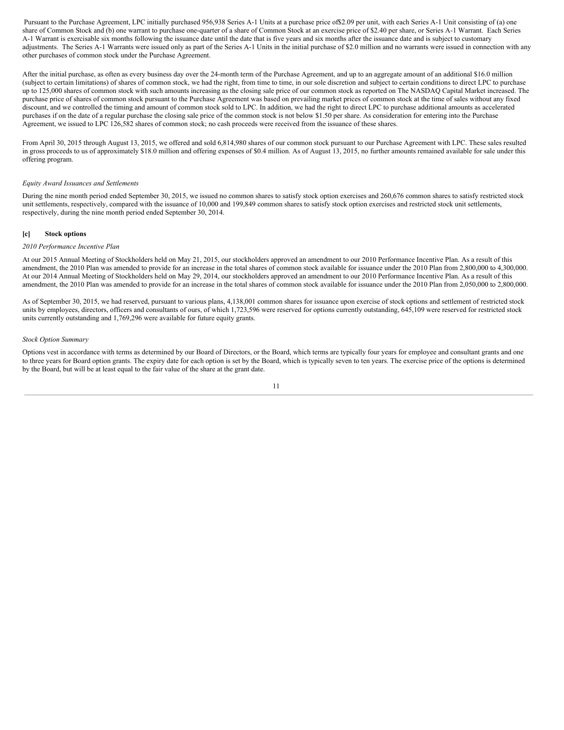Pursuant to the Purchase Agreement, LPC initially purchased 956,938 Series A-1 Units at a purchase price of$2.09 per unit, with each Series A-1 Unit consisting of (a) one share of Common Stock and (b) one warrant to purchase one-quarter of a share of Common Stock at an exercise price of $2.40 per share, or Series A-1 Warrant. Each Series A-1 Warrant is exercisable six months following the issuance date until the date that is five years and six months after the issuance date and is subject to customary adjustments. The Series A-1 Warrants were issued only as part of the Series A-1 Units in the initial purchase of $2.0 million and no warrants were issued in connection with any other purchases of common stock under the Purchase Agreement.

After the initial purchase, as often as every business day over the 24-month term of the Purchase Agreement, and up to an aggregate amount of an additional $16.0 million (subject to certain limitations) of shares of common stock, we had the right, from time to time, in our sole discretion and subject to certain conditions to direct LPC to purchase up to 125,000 shares of common stock with such amounts increasing as the closing sale price of our common stock as reported on The NASDAQ Capital Market increased. The purchase price of shares of common stock pursuant to the Purchase Agreement was based on prevailing market prices of common stock at the time of sales without any fixed discount, and we controlled the timing and amount of common stock sold to LPC. In addition, we had the right to direct LPC to purchase additional amounts as accelerated purchases if on the date of a regular purchase the closing sale price of the common stock is not below $1.50 per share. As consideration for entering into the Purchase Agreement, we issued to LPC 126,582 shares of common stock; no cash proceeds were received from the issuance of these shares.

From April 30, 2015 through August 13, 2015, we offered and sold 6,814,980 shares of our common stock pursuant to our Purchase Agreement with LPC. These sales resulted in gross proceeds to us of approximately $18.0 million and offering expenses of $0.4 million. As of August 13, 2015, no further amounts remained available for sale under this offering program.

*Equity Award Issuances and Settlements*

During the nine month period ended September 30, 2015, we issued no common shares to satisfy stock option exercises and 260,676 common shares to satisfy restricted stock unit settlements, respectively, compared with the issuance of 10,000 and 199,849 common shares to satisfy stock option exercises and restricted stock unit settlements, respectively, during the nine month period ended September 30, 2014.

**[c] Stock options**

*2010 Performance Incentive Plan*

At our 2015 Annual Meeting of Stockholders held on May 21, 2015, our stockholders approved an amendment to our 2010 Performance Incentive Plan. As a result of this amendment, the 2010 Plan was amended to provide for an increase in the total shares of common stock available for issuance under the 2010 Plan from 2,800,000 to 4,300,000. At our 2014 Annual Meeting of Stockholders held on May 29, 2014, our stockholders approved an amendment to our 2010 Performance Incentive Plan. As a result of this amendment, the 2010 Plan was amended to provide for an increase in the total shares of common stock available for issuance under the 2010 Plan from 2,050,000 to 2,800,000.

As of September 30, 2015, we had reserved, pursuant to various plans, 4,138,001 common shares for issuance upon exercise of stock options and settlement of restricted stock units by employees, directors, officers and consultants of ours, of which 1,723,596 were reserved for options currently outstanding, 645,109 were reserved for restricted stock units currently outstanding and 1,769,296 were available for future equity grants.

*Stock Option Summary*

Options vest in accordance with terms as determined by our Board of Directors, or the Board, which terms are typically four years for employee and consultant grants and one to three years for Board option grants. The expiry date for each option is set by the Board, which is typically seven to ten years. The exercise price of the options is determined by the Board, but will be at least equal to the fair value of the share at the grant date.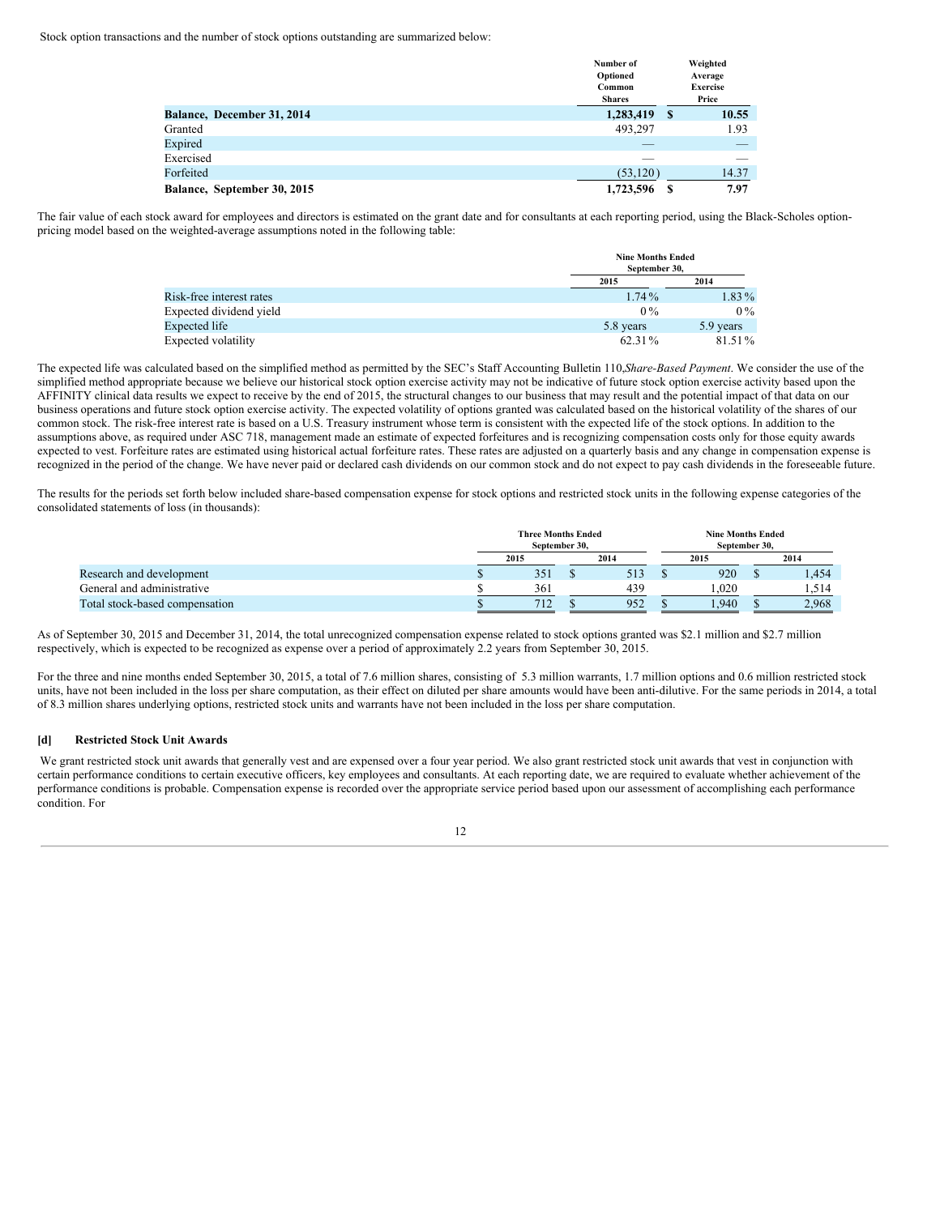Stock option transactions and the number of stock options outstanding are summarized below:

| | Number of Optioned Common Shares | Weighted Average Exercise Price |
|---|---|---|
| **Balance, December 31, 2014** | **1,283,419** | **$ 10.55** |
| Granted | 493,297 | 1.93 |
| Expired | — | — |
| Exercised | — | — |
| Forfeited | (53,120) | 14.37 |
| **Balance, September 30, 2015** | **1,723,596** | **$ 7.97** |

The fair value of each stock award for employees and directors is estimated on the grant date and for consultants at each reporting period, using the Black-Scholes option-pricing model based on the weighted-average assumptions noted in the following table:

| | Nine Months Ended September 30, | |
|---|---|---|
| | 2015 | 2014 |
| Risk-free interest rates | 1.74% | 1.83% |
| Expected dividend yield | 0% | 0% |
| Expected life | 5.8 years | 5.9 years |
| Expected volatility | 62.31% | 81.51% |

The expected life was calculated based on the simplified method as permitted by the SEC's Staff Accounting Bulletin 110,*Share-Based Payment*. We consider the use of the simplified method appropriate because we believe our historical stock option exercise activity may not be indicative of future stock option exercise activity based upon the AFFINITY clinical data results we expect to receive by the end of 2015, the structural changes to our business that may result and the potential impact of that data on our business operations and future stock option exercise activity. The expected volatility of options granted was calculated based on the historical volatility of the shares of our common stock. The risk-free interest rate is based on a U.S. Treasury instrument whose term is consistent with the expected life of the stock options. In addition to the assumptions above, as required under ASC 718, management made an estimate of expected forfeitures and is recognizing compensation costs only for those equity awards expected to vest. Forfeiture rates are estimated using historical actual forfeiture rates. These rates are adjusted on a quarterly basis and any change in compensation expense is recognized in the period of the change. We have never paid or declared cash dividends on our common stock and do not expect to pay cash dividends in the foreseeable future.

The results for the periods set forth below included share-based compensation expense for stock options and restricted stock units in the following expense categories of the consolidated statements of loss (in thousands):

| | Three Months Ended September 30, | | Nine Months Ended September 30, | |
|---|---|---|---|---|
| | 2015 | 2014 | 2015 | 2014 |
| Research and development | $ 351 | $ 513 | $ 920 | $ 1,454 |
| General and administrative | $ 361 | 439 | 1,020 | 1,514 |
| Total stock-based compensation | $ 712 | $ 952 | $ 1,940 | $ 2,968 |

As of September 30, 2015 and December 31, 2014, the total unrecognized compensation expense related to stock options granted was $2.1 million and $2.7 million respectively, which is expected to be recognized as expense over a period of approximately 2.2 years from September 30, 2015.

For the three and nine months ended September 30, 2015, a total of 7.6 million shares, consisting of 5.3 million warrants, 1.7 million options and 0.6 million restricted stock units, have not been included in the loss per share computation, as their effect on diluted per share amounts would have been anti-dilutive. For the same periods in 2014, a total of 8.3 million shares underlying options, restricted stock units and warrants have not been included in the loss per share computation.

### [d] Restricted Stock Unit Awards

We grant restricted stock unit awards that generally vest and are expensed over a four year period. We also grant restricted stock unit awards that vest in conjunction with certain performance conditions to certain executive officers, key employees and consultants. At each reporting date, we are required to evaluate whether achievement of the performance conditions is probable. Compensation expense is recorded over the appropriate service period based upon our assessment of accomplishing each performance condition. For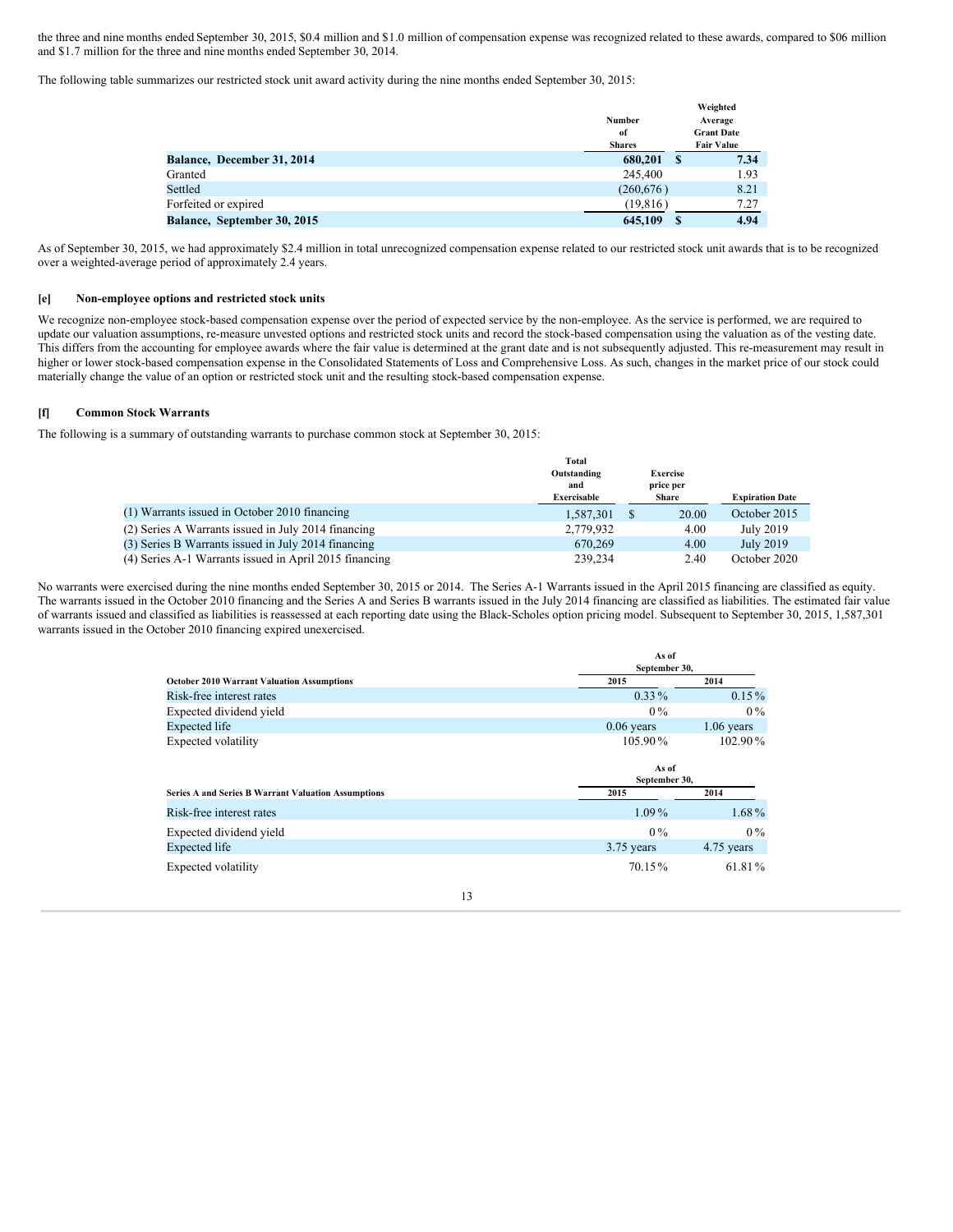the three and nine months ended September 30, 2015, $0.4 million and $1.0 million of compensation expense was recognized related to these awards, compared to $06 million and $1.7 million for the three and nine months ended September 30, 2014.

The following table summarizes our restricted stock unit award activity during the nine months ended September 30, 2015:

| | Number of Shares | Weighted Average Grant Date Fair Value |
|---|---|---|
| **Balance, December 31, 2014** | **680,201** | **$ 7.34** |
| Granted | 245,400 | 1.93 |
| Settled | (260,676) | 8.21 |
| Forfeited or expired | (19,816) | 7.27 |
| **Balance, September 30, 2015** | **645,109** | **$ 4.94** |

As of September 30, 2015, we had approximately $2.4 million in total unrecognized compensation expense related to our restricted stock unit awards that is to be recognized over a weighted-average period of approximately 2.4 years.

### [e] Non-employee options and restricted stock units

We recognize non-employee stock-based compensation expense over the period of expected service by the non-employee. As the service is performed, we are required to update our valuation assumptions, re-measure unvested options and restricted stock units and record the stock-based compensation using the valuation as of the vesting date. This differs from the accounting for employee awards where the fair value is determined at the grant date and is not subsequently adjusted. This re-measurement may result in higher or lower stock-based compensation expense in the Consolidated Statements of Loss and Comprehensive Loss. As such, changes in the market price of our stock could materially change the value of an option or restricted stock unit and the resulting stock-based compensation expense.

### [f] Common Stock Warrants

The following is a summary of outstanding warrants to purchase common stock at September 30, 2015:

| | Total Outstanding and Exercisable | Exercise price per Share | Expiration Date |
|---|---|---|---|
| (1) Warrants issued in October 2010 financing | 1,587,301 | $ 20.00 | October 2015 |
| (2) Series A Warrants issued in July 2014 financing | 2,779,932 | 4.00 | July 2019 |
| (3) Series B Warrants issued in July 2014 financing | 670,269 | 4.00 | July 2019 |
| (4) Series A-1 Warrants issued in April 2015 financing | 239,234 | 2.40 | October 2020 |

No warrants were exercised during the nine months ended September 30, 2015 or 2014. The Series A-1 Warrants issued in the April 2015 financing are classified as equity. The warrants issued in the October 2010 financing and the Series A and Series B warrants issued in the July 2014 financing are classified as liabilities. The estimated fair value of warrants issued and classified as liabilities is reassessed at each reporting date using the Black-Scholes option pricing model. Subsequent to September 30, 2015, 1,587,301 warrants issued in the October 2010 financing expired unexercised.

| October 2010 Warrant Valuation Assumptions | As of September 30, 2015 | 2014 |
|---|---|---|
| Risk-free interest rates | 0.33% | 0.15% |
| Expected dividend yield | 0% | 0% |
| Expected life | 0.06 years | 1.06 years |
| Expected volatility | 105.90% | 102.90% |

| Series A and Series B Warrant Valuation Assumptions | As of September 30, 2015 | 2014 |
|---|---|---|
| Risk-free interest rates | 1.09% | 1.68% |
| Expected dividend yield | 0% | 0% |
| Expected life | 3.75 years | 4.75 years |
| Expected volatility | 70.15% | 61.81% |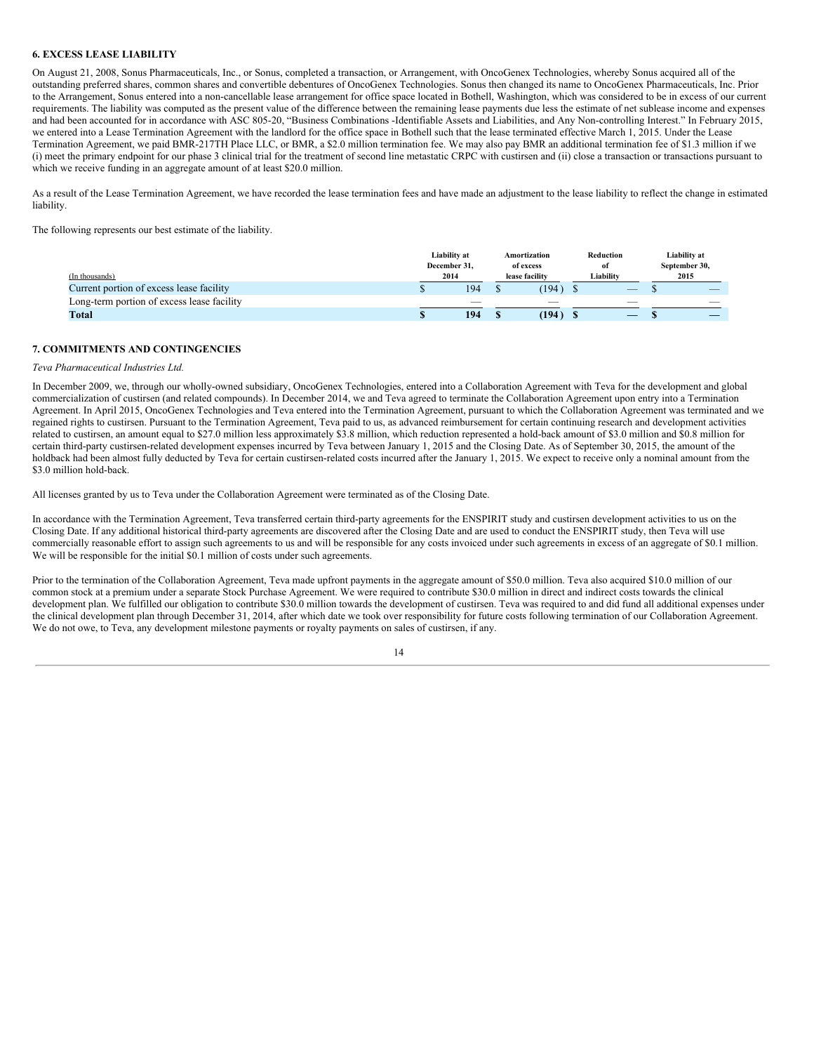## 6. EXCESS LEASE LIABILITY

On August 21, 2008, Sonus Pharmaceuticals, Inc., or Sonus, completed a transaction, or Arrangement, with OncoGenex Technologies, whereby Sonus acquired all of the outstanding preferred shares, common shares and convertible debentures of OncoGenex Technologies. Sonus then changed its name to OncoGenex Pharmaceuticals, Inc. Prior to the Arrangement, Sonus entered into a non-cancellable lease arrangement for office space located in Bothell, Washington, which was considered to be in excess of our current requirements. The liability was computed as the present value of the difference between the remaining lease payments due less the estimate of net sublease income and expenses and had been accounted for in accordance with ASC 805-20, "Business Combinations -Identifiable Assets and Liabilities, and Any Non-controlling Interest." In February 2015, we entered into a Lease Termination Agreement with the landlord for the office space in Bothell such that the lease terminated effective March 1, 2015. Under the Lease Termination Agreement, we paid BMR-217TH Place LLC, or BMR, a $2.0 million termination fee. We may also pay BMR an additional termination fee of $1.3 million if we (i) meet the primary endpoint for our phase 3 clinical trial for the treatment of second line metastatic CRPC with custirsen and (ii) close a transaction or transactions pursuant to which we receive funding in an aggregate amount of at least $20.0 million.

As a result of the Lease Termination Agreement, we have recorded the lease termination fees and have made an adjustment to the lease liability to reflect the change in estimated liability.

The following represents our best estimate of the liability.

| (In thousands) | Liability at December 31, 2014 | Amortization of excess lease facility | Reduction of Liability | Liability at September 30, 2015 |
|---|---|---|---|---|
| Current portion of excess lease facility | $ 194 | $ (194) | $ — | $ — |
| Long-term portion of excess lease facility | — | — | — | — |
| **Total** | **$ 194** | **$ (194)** | **$ —** | **$ —** |

## 7. COMMITMENTS AND CONTINGENCIES

*Teva Pharmaceutical Industries Ltd.*

In December 2009, we, through our wholly-owned subsidiary, OncoGenex Technologies, entered into a Collaboration Agreement with Teva for the development and global commercialization of custirsen (and related compounds). In December 2014, we and Teva agreed to terminate the Collaboration Agreement upon entry into a Termination Agreement. In April 2015, OncoGenex Technologies and Teva entered into the Termination Agreement, pursuant to which the Collaboration Agreement was terminated and we regained rights to custirsen. Pursuant to the Termination Agreement, Teva paid to us, as advanced reimbursement for certain continuing research and development activities related to custirsen, an amount equal to $27.0 million less approximately $3.8 million, which reduction represented a hold-back amount of $3.0 million and $0.8 million for certain third-party custirsen-related development expenses incurred by Teva between January 1, 2015 and the Closing Date. As of September 30, 2015, the amount of the holdback had been almost fully deducted by Teva for certain custirsen-related costs incurred after the January 1, 2015. We expect to receive only a nominal amount from the $3.0 million hold-back.

All licenses granted by us to Teva under the Collaboration Agreement were terminated as of the Closing Date.

In accordance with the Termination Agreement, Teva transferred certain third-party agreements for the ENSPIRIT study and custirsen development activities to us on the Closing Date. If any additional historical third-party agreements are discovered after the Closing Date and are used to conduct the ENSPIRIT study, then Teva will use commercially reasonable effort to assign such agreements to us and will be responsible for any costs invoiced under such agreements in excess of an aggregate of $0.1 million. We will be responsible for the initial $0.1 million of costs under such agreements.

Prior to the termination of the Collaboration Agreement, Teva made upfront payments in the aggregate amount of $50.0 million. Teva also acquired $10.0 million of our common stock at a premium under a separate Stock Purchase Agreement. We were required to contribute $30.0 million in direct and indirect costs towards the clinical development plan. We fulfilled our obligation to contribute $30.0 million towards the development of custirsen. Teva was required to and did fund all additional expenses under the clinical development plan through December 31, 2014, after which date we took over responsibility for future costs following termination of our Collaboration Agreement. We do not owe, to Teva, any development milestone payments or royalty payments on sales of custirsen, if any.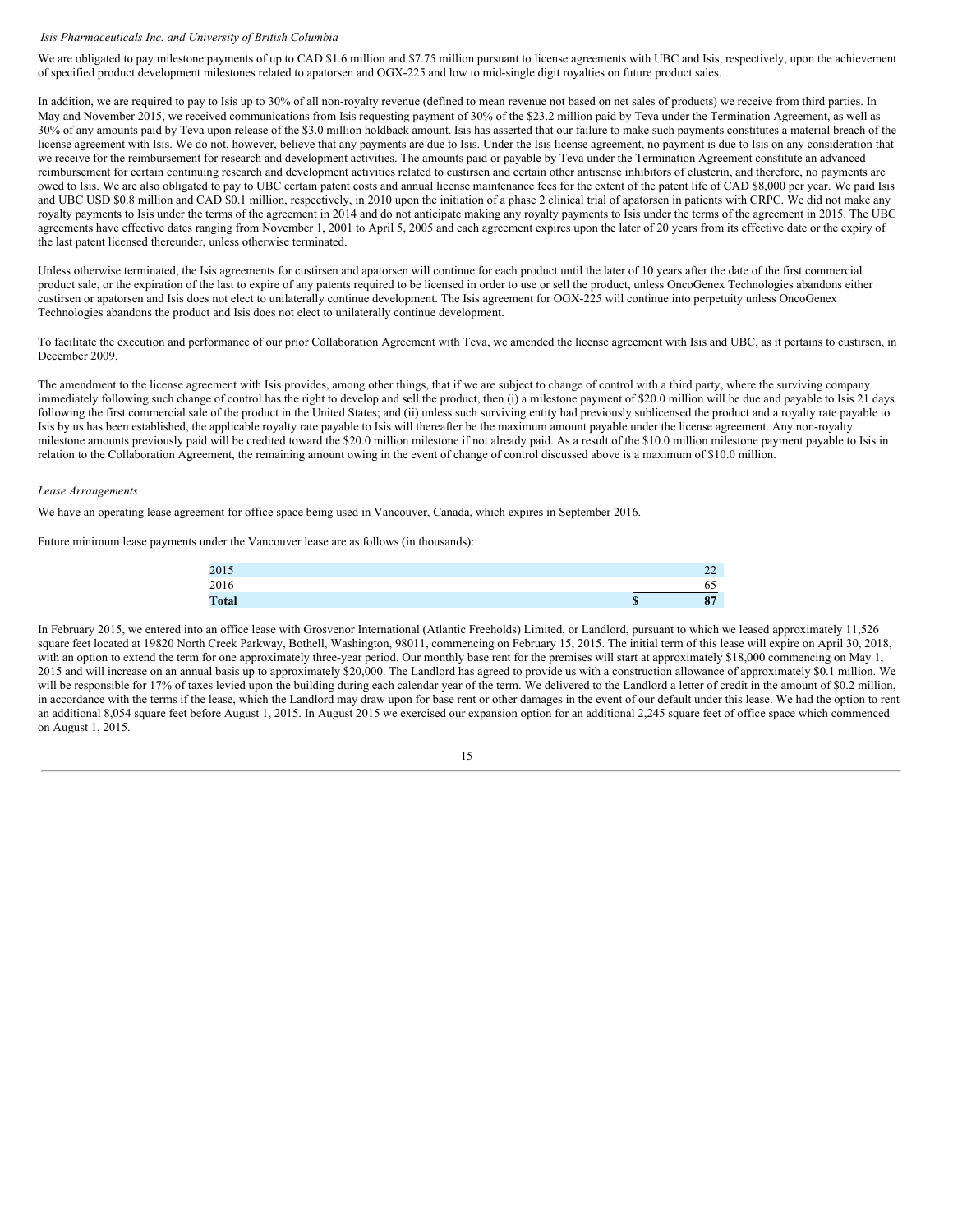*Isis Pharmaceuticals Inc. and University of British Columbia*

We are obligated to pay milestone payments of up to CAD $1.6 million and $7.75 million pursuant to license agreements with UBC and Isis, respectively, upon the achievement of specified product development milestones related to apatorsen and OGX-225 and low to mid-single digit royalties on future product sales.

In addition, we are required to pay to Isis up to 30% of all non-royalty revenue (defined to mean revenue not based on net sales of products) we receive from third parties. In May and November 2015, we received communications from Isis requesting payment of 30% of the $23.2 million paid by Teva under the Termination Agreement, as well as 30% of any amounts paid by Teva upon release of the $3.0 million holdback amount. Isis has asserted that our failure to make such payments constitutes a material breach of the license agreement with Isis. We do not, however, believe that any payments are due to Isis. Under the Isis license agreement, no payment is due to Isis on any consideration that we receive for the reimbursement for research and development activities. The amounts paid or payable by Teva under the Termination Agreement constitute an advanced reimbursement for certain continuing research and development activities related to custirsen and certain other antisense inhibitors of clusterin, and therefore, no payments are owed to Isis. We are also obligated to pay to UBC certain patent costs and annual license maintenance fees for the extent of the patent life of CAD $8,000 per year. We paid Isis and UBC USD $0.8 million and CAD $0.1 million, respectively, in 2010 upon the initiation of a phase 2 clinical trial of apatorsen in patients with CRPC. We did not make any royalty payments to Isis under the terms of the agreement in 2014 and do not anticipate making any royalty payments to Isis under the terms of the agreement in 2015. The UBC agreements have effective dates ranging from November 1, 2001 to April 5, 2005 and each agreement expires upon the later of 20 years from its effective date or the expiry of the last patent licensed thereunder, unless otherwise terminated.

Unless otherwise terminated, the Isis agreements for custirsen and apatorsen will continue for each product until the later of 10 years after the date of the first commercial product sale, or the expiration of the last to expire of any patents required to be licensed in order to use or sell the product, unless OncoGenex Technologies abandons either custirsen or apatorsen and Isis does not elect to unilaterally continue development. The Isis agreement for OGX-225 will continue into perpetuity unless OncoGenex Technologies abandons the product and Isis does not elect to unilaterally continue development.

To facilitate the execution and performance of our prior Collaboration Agreement with Teva, we amended the license agreement with Isis and UBC, as it pertains to custirsen, in December 2009.

The amendment to the license agreement with Isis provides, among other things, that if we are subject to change of control with a third party, where the surviving company immediately following such change of control has the right to develop and sell the product, then (i) a milestone payment of $20.0 million will be due and payable to Isis 21 days following the first commercial sale of the product in the United States; and (ii) unless such surviving entity had previously sublicensed the product and a royalty rate payable to Isis by us has been established, the applicable royalty rate payable to Isis will thereafter be the maximum amount payable under the license agreement. Any non-royalty milestone amounts previously paid will be credited toward the $20.0 million milestone if not already paid. As a result of the $10.0 million milestone payment payable to Isis in relation to the Collaboration Agreement, the remaining amount owing in the event of change of control discussed above is a maximum of $10.0 million.

*Lease Arrangements*

We have an operating lease agreement for office space being used in Vancouver, Canada, which expires in September 2016.

Future minimum lease payments under the Vancouver lease are as follows (in thousands):

| | | |
|---|---|---|
| 2015 | | 22 |
| 2016 | | 65 |
| **Total** | **$** | **87** |

In February 2015, we entered into an office lease with Grosvenor International (Atlantic Freeholds) Limited, or Landlord, pursuant to which we leased approximately 11,526 square feet located at 19820 North Creek Parkway, Bothell, Washington, 98011, commencing on February 15, 2015. The initial term of this lease will expire on April 30, 2018, with an option to extend the term for one approximately three-year period. Our monthly base rent for the premises will start at approximately $18,000 commencing on May 1, 2015 and will increase on an annual basis up to approximately $20,000. The Landlord has agreed to provide us with a construction allowance of approximately $0.1 million. We will be responsible for 17% of taxes levied upon the building during each calendar year of the term. We delivered to the Landlord a letter of credit in the amount of $0.2 million, in accordance with the terms if the lease, which the Landlord may draw upon for base rent or other damages in the event of our default under this lease. We had the option to rent an additional 8,054 square feet before August 1, 2015. In August 2015 we exercised our expansion option for an additional 2,245 square feet of office space which commenced on August 1, 2015.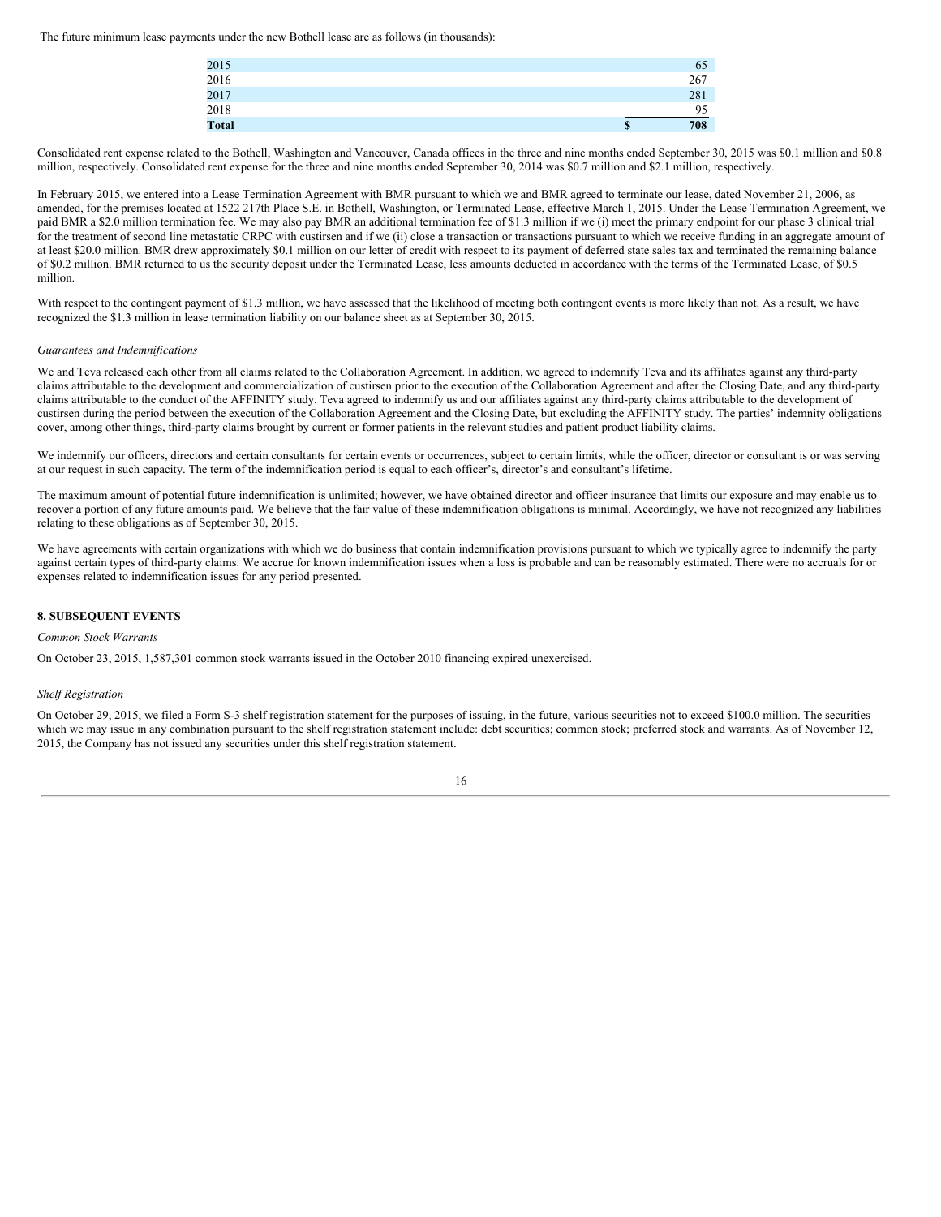The future minimum lease payments under the new Bothell lease are as follows (in thousands):

| | |
|---|---|
| 2015 | 65 |
| 2016 | 267 |
| 2017 | 281 |
| 2018 | 95 |
| **Total** | **$ 708** |

Consolidated rent expense related to the Bothell, Washington and Vancouver, Canada offices in the three and nine months ended September 30, 2015 was $0.1 million and $0.8 million, respectively. Consolidated rent expense for the three and nine months ended September 30, 2014 was $0.7 million and $2.1 million, respectively.

In February 2015, we entered into a Lease Termination Agreement with BMR pursuant to which we and BMR agreed to terminate our lease, dated November 21, 2006, as amended, for the premises located at 1522 217th Place S.E. in Bothell, Washington, or Terminated Lease, effective March 1, 2015. Under the Lease Termination Agreement, we paid BMR a $2.0 million termination fee. We may also pay BMR an additional termination fee of $1.3 million if we (i) meet the primary endpoint for our phase 3 clinical trial for the treatment of second line metastatic CRPC with custirsen and if we (ii) close a transaction or transactions pursuant to which we receive funding in an aggregate amount of at least $20.0 million. BMR drew approximately $0.1 million on our letter of credit with respect to its payment of deferred state sales tax and terminated the remaining balance of $0.2 million. BMR returned to us the security deposit under the Terminated Lease, less amounts deducted in accordance with the terms of the Terminated Lease, of $0.5 million.

With respect to the contingent payment of $1.3 million, we have assessed that the likelihood of meeting both contingent events is more likely than not. As a result, we have recognized the $1.3 million in lease termination liability on our balance sheet as at September 30, 2015.

*Guarantees and Indemnifications*

We and Teva released each other from all claims related to the Collaboration Agreement. In addition, we agreed to indemnify Teva and its affiliates against any third-party claims attributable to the development and commercialization of custirsen prior to the execution of the Collaboration Agreement and after the Closing Date, and any third-party claims attributable to the conduct of the AFFINITY study. Teva agreed to indemnify us and our affiliates against any third-party claims attributable to the development of custirsen during the period between the execution of the Collaboration Agreement and the Closing Date, but excluding the AFFINITY study. The parties' indemnity obligations cover, among other things, third-party claims brought by current or former patients in the relevant studies and patient product liability claims.

We indemnify our officers, directors and certain consultants for certain events or occurrences, subject to certain limits, while the officer, director or consultant is or was serving at our request in such capacity. The term of the indemnification period is equal to each officer's, director's and consultant's lifetime.

The maximum amount of potential future indemnification is unlimited; however, we have obtained director and officer insurance that limits our exposure and may enable us to recover a portion of any future amounts paid. We believe that the fair value of these indemnification obligations is minimal. Accordingly, we have not recognized any liabilities relating to these obligations as of September 30, 2015.

We have agreements with certain organizations with which we do business that contain indemnification provisions pursuant to which we typically agree to indemnify the party against certain types of third-party claims. We accrue for known indemnification issues when a loss is probable and can be reasonably estimated. There were no accruals for or expenses related to indemnification issues for any period presented.

## 8. SUBSEQUENT EVENTS

*Common Stock Warrants*

On October 23, 2015, 1,587,301 common stock warrants issued in the October 2010 financing expired unexercised.

*Shelf Registration*

On October 29, 2015, we filed a Form S-3 shelf registration statement for the purposes of issuing, in the future, various securities not to exceed $100.0 million. The securities which we may issue in any combination pursuant to the shelf registration statement include: debt securities; common stock; preferred stock and warrants. As of November 12, 2015, the Company has not issued any securities under this shelf registration statement.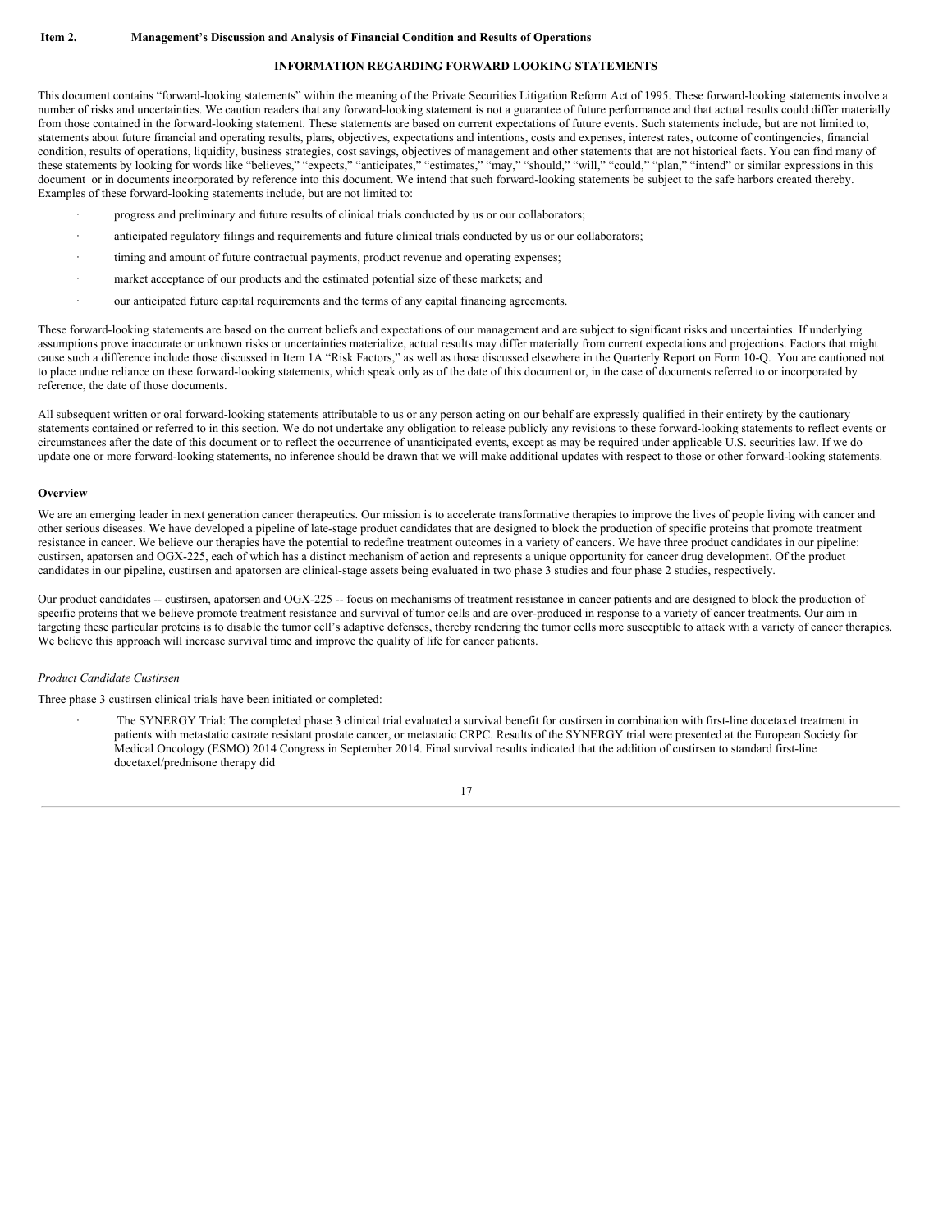**Item 2. Management's Discussion and Analysis of Financial Condition and Results of Operations**

**INFORMATION REGARDING FORWARD LOOKING STATEMENTS**

This document contains "forward-looking statements" within the meaning of the Private Securities Litigation Reform Act of 1995. These forward-looking statements involve a number of risks and uncertainties. We caution readers that any forward-looking statement is not a guarantee of future performance and that actual results could differ materially from those contained in the forward-looking statement. These statements are based on current expectations of future events. Such statements include, but are not limited to, statements about future financial and operating results, plans, objectives, expectations and intentions, costs and expenses, interest rates, outcome of contingencies, financial condition, results of operations, liquidity, business strategies, cost savings, objectives of management and other statements that are not historical facts. You can find many of these statements by looking for words like "believes," "expects," "anticipates," "estimates," "may," "should," "will," "could," "plan," "intend" or similar expressions in this document or in documents incorporated by reference into this document. We intend that such forward-looking statements be subject to the safe harbors created thereby. Examples of these forward-looking statements include, but are not limited to:

- progress and preliminary and future results of clinical trials conducted by us or our collaborators;
- anticipated regulatory filings and requirements and future clinical trials conducted by us or our collaborators;
- timing and amount of future contractual payments, product revenue and operating expenses;
- market acceptance of our products and the estimated potential size of these markets; and
- our anticipated future capital requirements and the terms of any capital financing agreements.

These forward-looking statements are based on the current beliefs and expectations of our management and are subject to significant risks and uncertainties. If underlying assumptions prove inaccurate or unknown risks or uncertainties materialize, actual results may differ materially from current expectations and projections. Factors that might cause such a difference include those discussed in Item 1A "Risk Factors," as well as those discussed elsewhere in the Quarterly Report on Form 10-Q. You are cautioned not to place undue reliance on these forward-looking statements, which speak only as of the date of this document or, in the case of documents referred to or incorporated by reference, the date of those documents.

All subsequent written or oral forward-looking statements attributable to us or any person acting on our behalf are expressly qualified in their entirety by the cautionary statements contained or referred to in this section. We do not undertake any obligation to release publicly any revisions to these forward-looking statements to reflect events or circumstances after the date of this document or to reflect the occurrence of unanticipated events, except as may be required under applicable U.S. securities law. If we do update one or more forward-looking statements, no inference should be drawn that we will make additional updates with respect to those or other forward-looking statements.

**Overview**

We are an emerging leader in next generation cancer therapeutics. Our mission is to accelerate transformative therapies to improve the lives of people living with cancer and other serious diseases. We have developed a pipeline of late-stage product candidates that are designed to block the production of specific proteins that promote treatment resistance in cancer. We believe our therapies have the potential to redefine treatment outcomes in a variety of cancers. We have three product candidates in our pipeline: custirsen, apatorsen and OGX-225, each of which has a distinct mechanism of action and represents a unique opportunity for cancer drug development. Of the product candidates in our pipeline, custirsen and apatorsen are clinical-stage assets being evaluated in two phase 3 studies and four phase 2 studies, respectively.

Our product candidates -- custirsen, apatorsen and OGX-225 -- focus on mechanisms of treatment resistance in cancer patients and are designed to block the production of specific proteins that we believe promote treatment resistance and survival of tumor cells and are over-produced in response to a variety of cancer treatments. Our aim in targeting these particular proteins is to disable the tumor cell's adaptive defenses, thereby rendering the tumor cells more susceptible to attack with a variety of cancer therapies. We believe this approach will increase survival time and improve the quality of life for cancer patients.

*Product Candidate Custirsen*

Three phase 3 custirsen clinical trials have been initiated or completed:

- The SYNERGY Trial: The completed phase 3 clinical trial evaluated a survival benefit for custirsen in combination with first-line docetaxel treatment in patients with metastatic castrate resistant prostate cancer, or metastatic CRPC. Results of the SYNERGY trial were presented at the European Society for Medical Oncology (ESMO) 2014 Congress in September 2014. Final survival results indicated that the addition of custirsen to standard first-line docetaxel/prednisone therapy did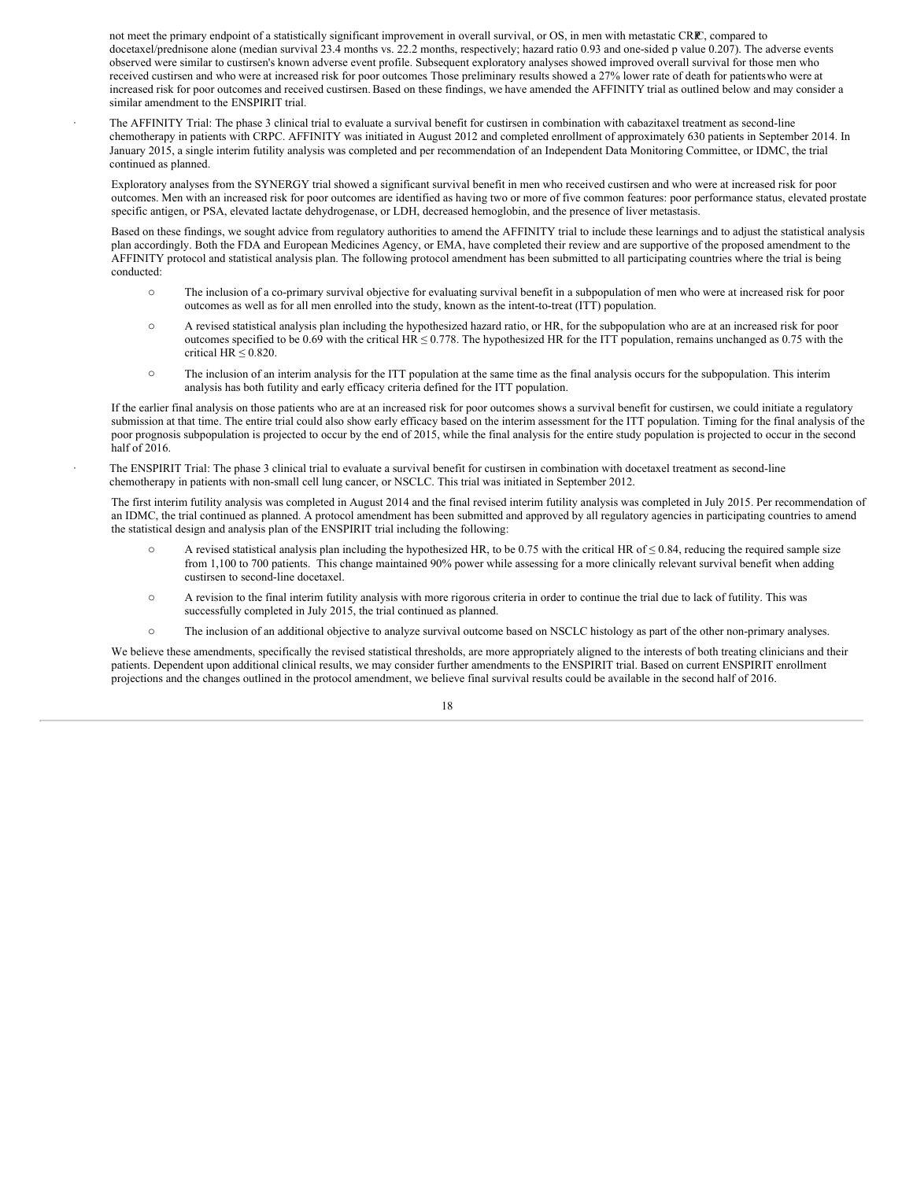not meet the primary endpoint of a statistically significant improvement in overall survival, or OS, in men with metastatic CRPC, compared to docetaxel/prednisone alone (median survival 23.4 months vs. 22.2 months, respectively; hazard ratio 0.93 and one-sided p value 0.207). The adverse events observed were similar to custirsen's known adverse event profile. Subsequent exploratory analyses showed improved overall survival for those men who received custirsen and who were at increased risk for poor outcomes. Those preliminary results showed a 27% lower rate of death for patients who were at increased risk for poor outcomes and received custirsen. Based on these findings, we have amended the AFFINITY trial as outlined below and may consider a similar amendment to the ENSPIRIT trial.

- The AFFINITY Trial: The phase 3 clinical trial to evaluate a survival benefit for custirsen in combination with cabazitaxel treatment as second-line chemotherapy in patients with CRPC. AFFINITY was initiated in August 2012 and completed enrollment of approximately 630 patients in September 2014. In January 2015, a single interim futility analysis was completed and per recommendation of an Independent Data Monitoring Committee, or IDMC, the trial continued as planned.

  Exploratory analyses from the SYNERGY trial showed a significant survival benefit in men who received custirsen and who were at increased risk for poor outcomes. Men with an increased risk for poor outcomes are identified as having two or more of five common features: poor performance status, elevated prostate specific antigen, or PSA, elevated lactate dehydrogenase, or LDH, decreased hemoglobin, and the presence of liver metastasis.

  Based on these findings, we sought advice from regulatory authorities to amend the AFFINITY trial to include these learnings and to adjust the statistical analysis plan accordingly. Both the FDA and European Medicines Agency, or EMA, have completed their review and are supportive of the proposed amendment to the AFFINITY protocol and statistical analysis plan. The following protocol amendment has been submitted to all participating countries where the trial is being conducted:

  - The inclusion of a co-primary survival objective for evaluating survival benefit in a subpopulation of men who were at increased risk for poor outcomes as well as for all men enrolled into the study, known as the intent-to-treat (ITT) population.
  - A revised statistical analysis plan including the hypothesized hazard ratio, or HR, for the subpopulation who are at an increased risk for poor outcomes specified to be 0.69 with the critical HR $\leq$ 0.778. The hypothesized HR for the ITT population, remains unchanged as 0.75 with the critical HR $\leq$ 0.820.
  - The inclusion of an interim analysis for the ITT population at the same time as the final analysis occurs for the subpopulation. This interim analysis has both futility and early efficacy criteria defined for the ITT population.

  If the earlier final analysis on those patients who are at an increased risk for poor outcomes shows a survival benefit for custirsen, we could initiate a regulatory submission at that time. The entire trial could also show early efficacy based on the interim assessment for the ITT population. Timing for the final analysis of the poor prognosis subpopulation is projected to occur by the end of 2015, while the final analysis for the entire study population is projected to occur in the second half of 2016.

- The ENSPIRIT Trial: The phase 3 clinical trial to evaluate a survival benefit for custirsen in combination with docetaxel treatment as second-line chemotherapy in patients with non-small cell lung cancer, or NSCLC. This trial was initiated in September 2012.

  The first interim futility analysis was completed in August 2014 and the final revised interim futility analysis was completed in July 2015. Per recommendation of an IDMC, the trial continued as planned. A protocol amendment has been submitted and approved by all regulatory agencies in participating countries to amend the statistical design and analysis plan of the ENSPIRIT trial including the following:

  - A revised statistical analysis plan including the hypothesized HR, to be 0.75 with the critical HR of $\leq$ 0.84, reducing the required sample size from 1,100 to 700 patients. This change maintained 90% power while assessing for a more clinically relevant survival benefit when adding custirsen to second-line docetaxel.
  - A revision to the final interim futility analysis with more rigorous criteria in order to continue the trial due to lack of futility. This was successfully completed in July 2015, the trial continued as planned.
  - The inclusion of an additional objective to analyze survival outcome based on NSCLC histology as part of the other non-primary analyses.

  We believe these amendments, specifically the revised statistical thresholds, are more appropriately aligned to the interests of both treating clinicians and their patients. Dependent upon additional clinical results, we may consider further amendments to the ENSPIRIT trial. Based on current ENSPIRIT enrollment projections and the changes outlined in the protocol amendment, we believe final survival results could be available in the second half of 2016.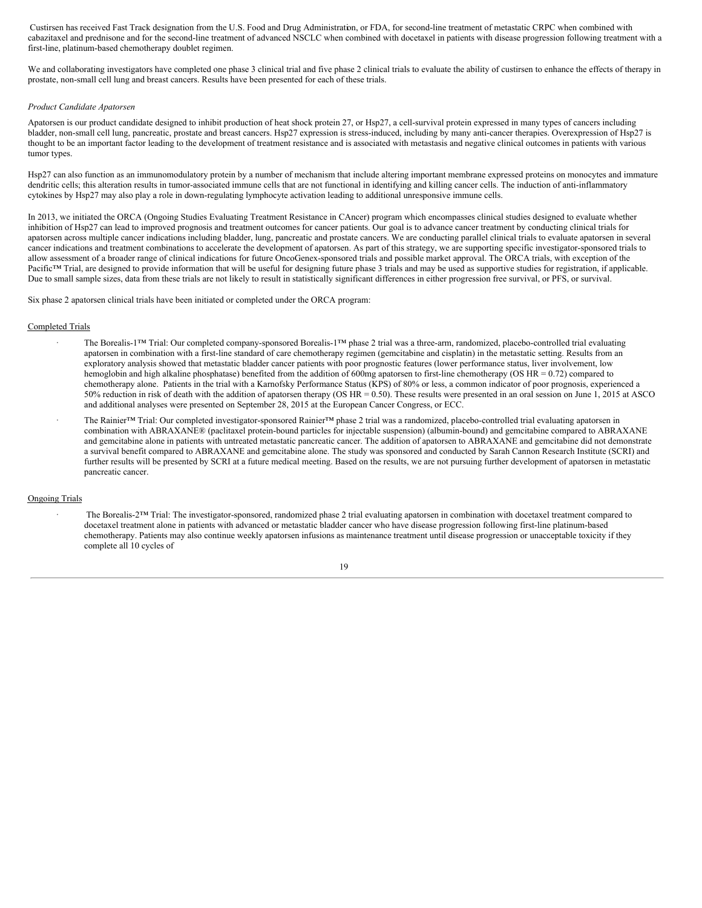Custirsen has received Fast Track designation from the U.S. Food and Drug Administration, or FDA, for second-line treatment of metastatic CRPC when combined with cabazitaxel and prednisone and for the second-line treatment of advanced NSCLC when combined with docetaxel in patients with disease progression following treatment with a first-line, platinum-based chemotherapy doublet regimen.

We and collaborating investigators have completed one phase 3 clinical trial and five phase 2 clinical trials to evaluate the ability of custirsen to enhance the effects of therapy in prostate, non-small cell lung and breast cancers. Results have been presented for each of these trials.

*Product Candidate Apatorsen*

Apatorsen is our product candidate designed to inhibit production of heat shock protein 27, or Hsp27, a cell-survival protein expressed in many types of cancers including bladder, non-small cell lung, pancreatic, prostate and breast cancers. Hsp27 expression is stress-induced, including by many anti-cancer therapies. Overexpression of Hsp27 is thought to be an important factor leading to the development of treatment resistance and is associated with metastasis and negative clinical outcomes in patients with various tumor types.

Hsp27 can also function as an immunomodulatory protein by a number of mechanism that include altering important membrane expressed proteins on monocytes and immature dendritic cells; this alteration results in tumor-associated immune cells that are not functional in identifying and killing cancer cells. The induction of anti-inflammatory cytokines by Hsp27 may also play a role in down-regulating lymphocyte activation leading to additional unresponsive immune cells.

In 2013, we initiated the ORCA (Ongoing Studies Evaluating Treatment Resistance in CAncer) program which encompasses clinical studies designed to evaluate whether inhibition of Hsp27 can lead to improved prognosis and treatment outcomes for cancer patients. Our goal is to advance cancer treatment by conducting clinical trials for apatorsen across multiple cancer indications including bladder, lung, pancreatic and prostate cancers. We are conducting parallel clinical trials to evaluate apatorsen in several cancer indications and treatment combinations to accelerate the development of apatorsen. As part of this strategy, we are supporting specific investigator-sponsored trials to allow assessment of a broader range of clinical indications for future OncoGenex-sponsored trials and possible market approval. The ORCA trials, with exception of the Pacific™ Trial, are designed to provide information that will be useful for designing future phase 3 trials and may be used as supportive studies for registration, if applicable. Due to small sample sizes, data from these trials are not likely to result in statistically significant differences in either progression free survival, or PFS, or survival.

Six phase 2 apatorsen clinical trials have been initiated or completed under the ORCA program:

Completed Trials

- The Borealis-1™ Trial: Our completed company-sponsored Borealis-1™ phase 2 trial was a three-arm, randomized, placebo-controlled trial evaluating apatorsen in combination with a first-line standard of care chemotherapy regimen (gemcitabine and cisplatin) in the metastatic setting. Results from an exploratory analysis showed that metastatic bladder cancer patients with poor prognostic features (lower performance status, liver involvement, low hemoglobin and high alkaline phosphatase) benefited from the addition of 600mg apatorsen to first-line chemotherapy (OS HR = 0.72) compared to chemotherapy alone. Patients in the trial with a Karnofsky Performance Status (KPS) of 80% or less, a common indicator of poor prognosis, experienced a 50% reduction in risk of death with the addition of apatorsen therapy (OS HR = 0.50). These results were presented in an oral session on June 1, 2015 at ASCO and additional analyses were presented on September 28, 2015 at the European Cancer Congress, or ECC.
- The Rainier™ Trial: Our completed investigator-sponsored Rainier™ phase 2 trial was a randomized, placebo-controlled trial evaluating apatorsen in combination with ABRAXANE® (paclitaxel protein-bound particles for injectable suspension) (albumin-bound) and gemcitabine compared to ABRAXANE and gemcitabine alone in patients with untreated metastatic pancreatic cancer. The addition of apatorsen to ABRAXANE and gemcitabine did not demonstrate a survival benefit compared to ABRAXANE and gemcitabine alone. The study was sponsored and conducted by Sarah Cannon Research Institute (SCRI) and further results will be presented by SCRI at a future medical meeting. Based on the results, we are not pursuing further development of apatorsen in metastatic pancreatic cancer.

Ongoing Trials

- The Borealis-2™ Trial: The investigator-sponsored, randomized phase 2 trial evaluating apatorsen in combination with docetaxel treatment compared to docetaxel treatment alone in patients with advanced or metastatic bladder cancer who have disease progression following first-line platinum-based chemotherapy. Patients may also continue weekly apatorsen infusions as maintenance treatment until disease progression or unacceptable toxicity if they complete all 10 cycles of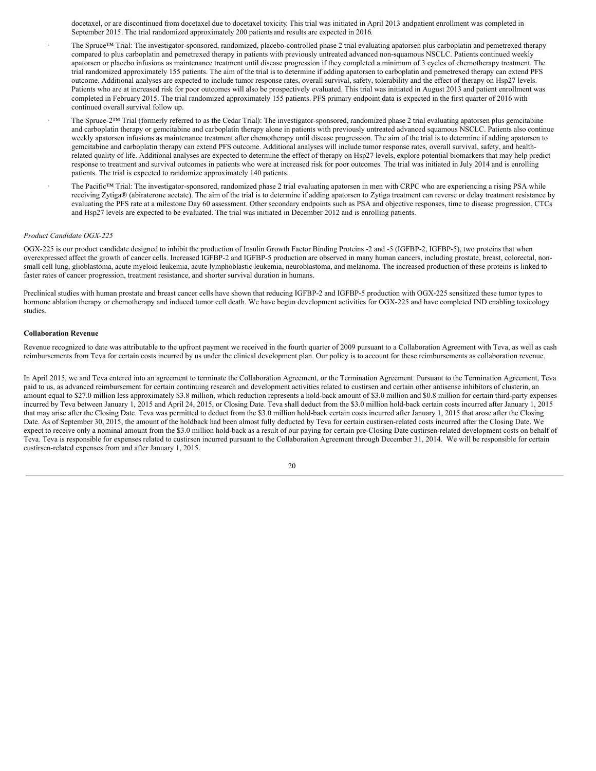docetaxel, or are discontinued from docetaxel due to docetaxel toxicity. This trial was initiated in April 2013 andpatient enrollment was completed in September 2015. The trial randomized approximately 200 patientsand results are expected in 2016.

- The Spruce™ Trial: The investigator-sponsored, randomized, placebo-controlled phase 2 trial evaluating apatorsen plus carboplatin and pemetrexed therapy compared to plus carboplatin and pemetrexed therapy in patients with previously untreated advanced non-squamous NSCLC. Patients continued weekly apatorsen or placebo infusions as maintenance treatment until disease progression if they completed a minimum of 3 cycles of chemotherapy treatment. The trial randomized approximately 155 patients. The aim of the trial is to determine if adding apatorsen to carboplatin and pemetrexed therapy can extend PFS outcome. Additional analyses are expected to include tumor response rates, overall survival, safety, tolerability and the effect of therapy on Hsp27 levels. Patients who are at increased risk for poor outcomes will also be prospectively evaluated. This trial was initiated in August 2013 and patient enrollment was completed in February 2015. The trial randomized approximately 155 patients. PFS primary endpoint data is expected in the first quarter of 2016 with continued overall survival follow up.
- The Spruce-2™ Trial (formerly referred to as the Cedar Trial): The investigator-sponsored, randomized phase 2 trial evaluating apatorsen plus gemcitabine and carboplatin therapy or gemcitabine and carboplatin therapy alone in patients with previously untreated advanced squamous NSCLC. Patients also continue weekly apatorsen infusions as maintenance treatment after chemotherapy until disease progression. The aim of the trial is to determine if adding apatorsen to gemcitabine and carboplatin therapy can extend PFS outcome. Additional analyses will include tumor response rates, overall survival, safety, and health-related quality of life. Additional analyses are expected to determine the effect of therapy on Hsp27 levels, explore potential biomarkers that may help predict response to treatment and survival outcomes in patients who were at increased risk for poor outcomes. The trial was initiated in July 2014 and is enrolling patients. The trial is expected to randomize approximately 140 patients.
- The Pacific™ Trial: The investigator-sponsored, randomized phase 2 trial evaluating apatorsen in men with CRPC who are experiencing a rising PSA while receiving Zytiga® (abiraterone acetate). The aim of the trial is to determine if adding apatorsen to Zytiga treatment can reverse or delay treatment resistance by evaluating the PFS rate at a milestone Day 60 assessment. Other secondary endpoints such as PSA and objective responses, time to disease progression, CTCs and Hsp27 levels are expected to be evaluated. The trial was initiated in December 2012 and is enrolling patients.

*Product Candidate OGX-225*

OGX-225 is our product candidate designed to inhibit the production of Insulin Growth Factor Binding Proteins -2 and -5 (IGFBP-2, IGFBP-5), two proteins that when overexpressed affect the growth of cancer cells. Increased IGFBP-2 and IGFBP-5 production are observed in many human cancers, including prostate, breast, colorectal, non-small cell lung, glioblastoma, acute myeloid leukemia, acute lymphoblastic leukemia, neuroblastoma, and melanoma. The increased production of these proteins is linked to faster rates of cancer progression, treatment resistance, and shorter survival duration in humans.

Preclinical studies with human prostate and breast cancer cells have shown that reducing IGFBP-2 and IGFBP-5 production with OGX-225 sensitized these tumor types to hormone ablation therapy or chemotherapy and induced tumor cell death. We have begun development activities for OGX-225 and have completed IND enabling toxicology studies.

**Collaboration Revenue**

Revenue recognized to date was attributable to the upfront payment we received in the fourth quarter of 2009 pursuant to a Collaboration Agreement with Teva, as well as cash reimbursements from Teva for certain costs incurred by us under the clinical development plan. Our policy is to account for these reimbursements as collaboration revenue.

In April 2015, we and Teva entered into an agreement to terminate the Collaboration Agreement, or the Termination Agreement. Pursuant to the Termination Agreement, Teva paid to us, as advanced reimbursement for certain continuing research and development activities related to custirsen and certain other antisense inhibitors of clusterin, an amount equal to $27.0 million less approximately $3.8 million, which reduction represents a hold-back amount of $3.0 million and $0.8 million for certain third-party expenses incurred by Teva between January 1, 2015 and April 24, 2015, or Closing Date. Teva shall deduct from the $3.0 million hold-back certain costs incurred after January 1, 2015 that may arise after the Closing Date. Teva was permitted to deduct from the $3.0 million hold-back certain costs incurred after January 1, 2015 that arose after the Closing Date. As of September 30, 2015, the amount of the holdback had been almost fully deducted by Teva for certain custirsen-related costs incurred after the Closing Date. We expect to receive only a nominal amount from the $3.0 million hold-back as a result of our paying for certain pre-Closing Date custirsen-related development costs on behalf of Teva. Teva is responsible for expenses related to custirsen incurred pursuant to the Collaboration Agreement through December 31, 2014. We will be responsible for certain custirsen-related expenses from and after January 1, 2015.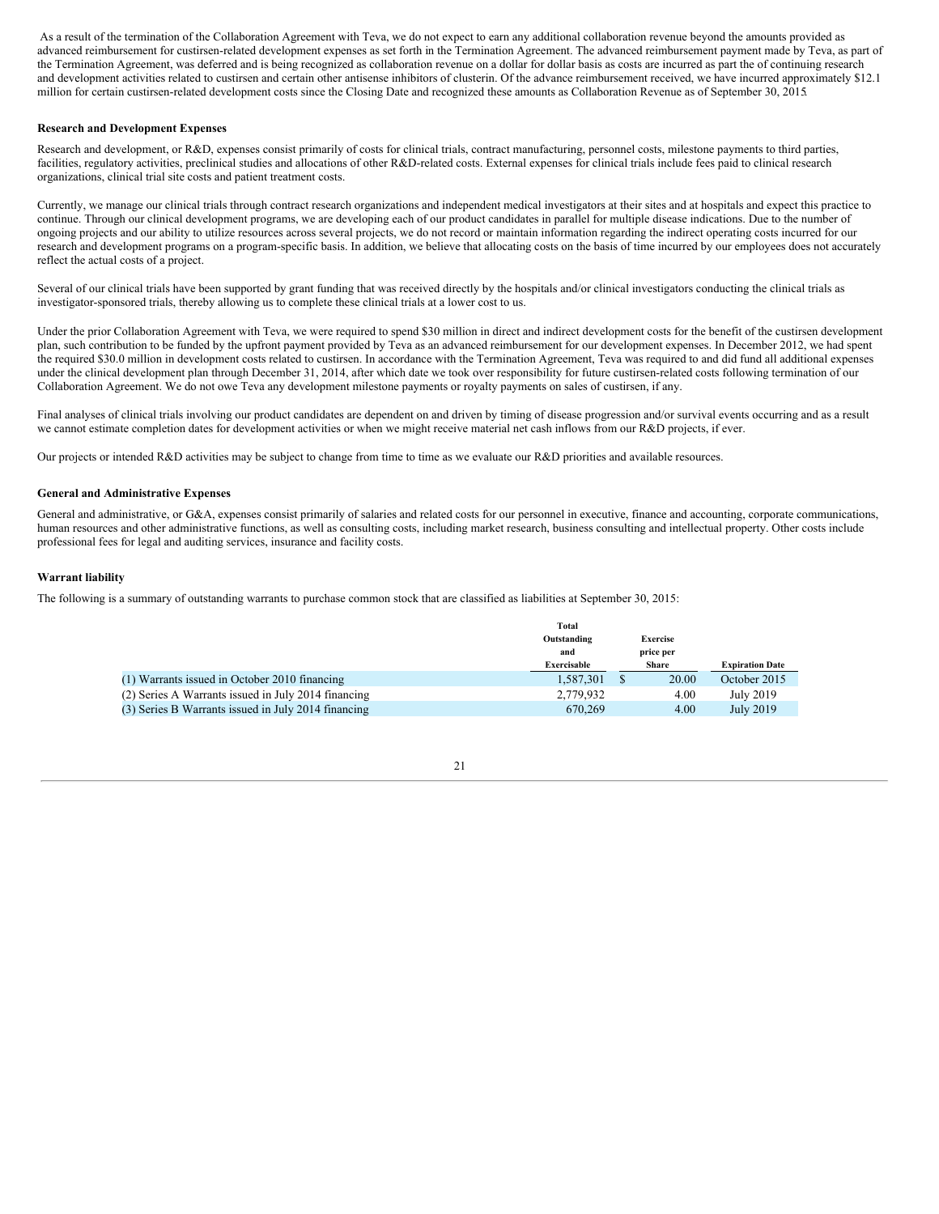As a result of the termination of the Collaboration Agreement with Teva, we do not expect to earn any additional collaboration revenue beyond the amounts provided as advanced reimbursement for custirsen-related development expenses as set forth in the Termination Agreement. The advanced reimbursement payment made by Teva, as part of the Termination Agreement, was deferred and is being recognized as collaboration revenue on a dollar for dollar basis as costs are incurred as part the of continuing research and development activities related to custirsen and certain other antisense inhibitors of clusterin. Of the advance reimbursement received, we have incurred approximately $12.1 million for certain custirsen-related development costs since the Closing Date and recognized these amounts as Collaboration Revenue as of September 30, 2015.

**Research and Development Expenses**

Research and development, or R&D, expenses consist primarily of costs for clinical trials, contract manufacturing, personnel costs, milestone payments to third parties, facilities, regulatory activities, preclinical studies and allocations of other R&D-related costs. External expenses for clinical trials include fees paid to clinical research organizations, clinical trial site costs and patient treatment costs.

Currently, we manage our clinical trials through contract research organizations and independent medical investigators at their sites and at hospitals and expect this practice to continue. Through our clinical development programs, we are developing each of our product candidates in parallel for multiple disease indications. Due to the number of ongoing projects and our ability to utilize resources across several projects, we do not record or maintain information regarding the indirect operating costs incurred for our research and development programs on a program-specific basis. In addition, we believe that allocating costs on the basis of time incurred by our employees does not accurately reflect the actual costs of a project.

Several of our clinical trials have been supported by grant funding that was received directly by the hospitals and/or clinical investigators conducting the clinical trials as investigator-sponsored trials, thereby allowing us to complete these clinical trials at a lower cost to us.

Under the prior Collaboration Agreement with Teva, we were required to spend $30 million in direct and indirect development costs for the benefit of the custirsen development plan, such contribution to be funded by the upfront payment provided by Teva as an advanced reimbursement for our development expenses. In December 2012, we had spent the required $30.0 million in development costs related to custirsen. In accordance with the Termination Agreement, Teva was required to and did fund all additional expenses under the clinical development plan through December 31, 2014, after which date we took over responsibility for future custirsen-related costs following termination of our Collaboration Agreement. We do not owe Teva any development milestone payments or royalty payments on sales of custirsen, if any.

Final analyses of clinical trials involving our product candidates are dependent on and driven by timing of disease progression and/or survival events occurring and as a result we cannot estimate completion dates for development activities or when we might receive material net cash inflows from our R&D projects, if ever.

Our projects or intended R&D activities may be subject to change from time to time as we evaluate our R&D priorities and available resources.

**General and Administrative Expenses**

General and administrative, or G&A, expenses consist primarily of salaries and related costs for our personnel in executive, finance and accounting, corporate communications, human resources and other administrative functions, as well as consulting costs, including market research, business consulting and intellectual property. Other costs include professional fees for legal and auditing services, insurance and facility costs.

**Warrant liability**

The following is a summary of outstanding warrants to purchase common stock that are classified as liabilities at September 30, 2015:

| | Total Outstanding and Exercisable | Exercise price per Share | Expiration Date |
|---|---|---|---|
| (1) Warrants issued in October 2010 financing | 1,587,301 | $ 20.00 | October 2015 |
| (2) Series A Warrants issued in July 2014 financing | 2,779,932 | 4.00 | July 2019 |
| (3) Series B Warrants issued in July 2014 financing | 670,269 | 4.00 | July 2019 |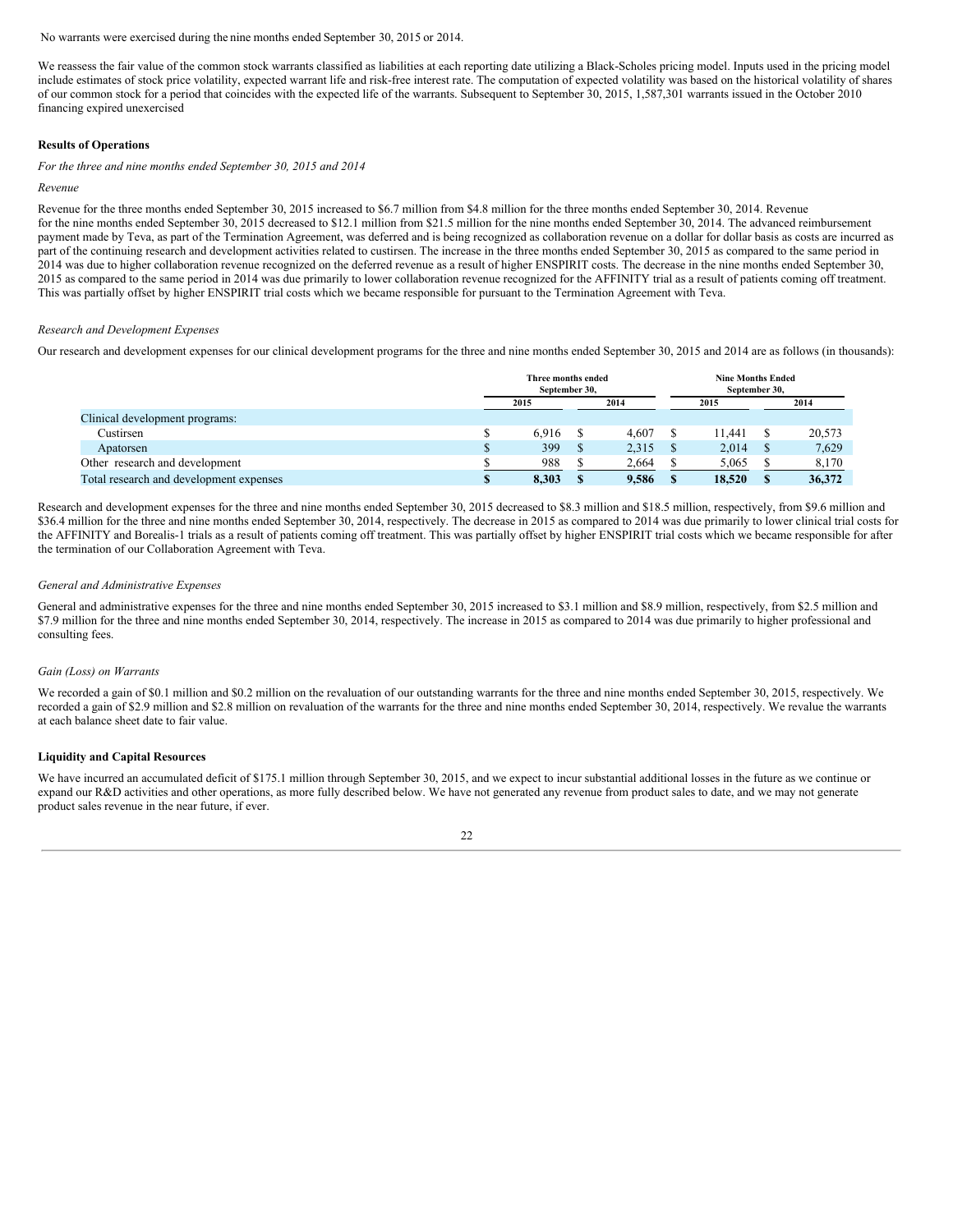No warrants were exercised during the nine months ended September 30, 2015 or 2014.

We reassess the fair value of the common stock warrants classified as liabilities at each reporting date utilizing a Black-Scholes pricing model. Inputs used in the pricing model include estimates of stock price volatility, expected warrant life and risk-free interest rate. The computation of expected volatility was based on the historical volatility of shares of our common stock for a period that coincides with the expected life of the warrants. Subsequent to September 30, 2015, 1,587,301 warrants issued in the October 2010 financing expired unexercised

**Results of Operations**

*For the three and nine months ended September 30, 2015 and 2014*

*Revenue*

Revenue for the three months ended September 30, 2015 increased to $6.7 million from $4.8 million for the three months ended September 30, 2014. Revenue for the nine months ended September 30, 2015 decreased to $12.1 million from $21.5 million for the nine months ended September 30, 2014. The advanced reimbursement payment made by Teva, as part of the Termination Agreement, was deferred and is being recognized as collaboration revenue on a dollar for dollar basis as costs are incurred as part of the continuing research and development activities related to custirsen. The increase in the three months ended September 30, 2015 as compared to the same period in 2014 was due to higher collaboration revenue recognized on the deferred revenue as a result of higher ENSPIRIT costs. The decrease in the nine months ended September 30, 2015 as compared to the same period in 2014 was due primarily to lower collaboration revenue recognized for the AFFINITY trial as a result of patients coming off treatment. This was partially offset by higher ENSPIRIT trial costs which we became responsible for pursuant to the Termination Agreement with Teva.

*Research and Development Expenses*

Our research and development expenses for our clinical development programs for the three and nine months ended September 30, 2015 and 2014 are as follows (in thousands):

| | Three months ended September 30, | | Nine Months Ended September 30, | |
|---|---|---|---|---|
| | 2015 | 2014 | 2015 | 2014 |
| Clinical development programs: | | | | |
| Custirsen | $ 6,916 | $ 4,607 | $ 11,441 | $ 20,573 |
| Apatorsen | $ 399 | $ 2,315 | $ 2,014 | $ 7,629 |
| Other research and development | $ 988 | $ 2,664 | $ 5,065 | $ 8,170 |
| **Total research and development expenses** | **$ 8,303** | **$ 9,586** | **$ 18,520** | **$ 36,372** |

Research and development expenses for the three and nine months ended September 30, 2015 decreased to $8.3 million and $18.5 million, respectively, from $9.6 million and $36.4 million for the three and nine months ended September 30, 2014, respectively. The decrease in 2015 as compared to 2014 was due primarily to lower clinical trial costs for the AFFINITY and Borealis-1 trials as a result of patients coming off treatment. This was partially offset by higher ENSPIRIT trial costs which we became responsible for after the termination of our Collaboration Agreement with Teva.

*General and Administrative Expenses*

General and administrative expenses for the three and nine months ended September 30, 2015 increased to $3.1 million and $8.9 million, respectively, from $2.5 million and $7.9 million for the three and nine months ended September 30, 2014, respectively. The increase in 2015 as compared to 2014 was due primarily to higher professional and consulting fees.

*Gain (Loss) on Warrants*

We recorded a gain of $0.1 million and $0.2 million on the revaluation of our outstanding warrants for the three and nine months ended September 30, 2015, respectively. We recorded a gain of $2.9 million and $2.8 million on revaluation of the warrants for the three and nine months ended September 30, 2014, respectively. We revalue the warrants at each balance sheet date to fair value.

**Liquidity and Capital Resources**

We have incurred an accumulated deficit of $175.1 million through September 30, 2015, and we expect to incur substantial additional losses in the future as we continue or expand our R&D activities and other operations, as more fully described below. We have not generated any revenue from product sales to date, and we may not generate product sales revenue in the near future, if ever.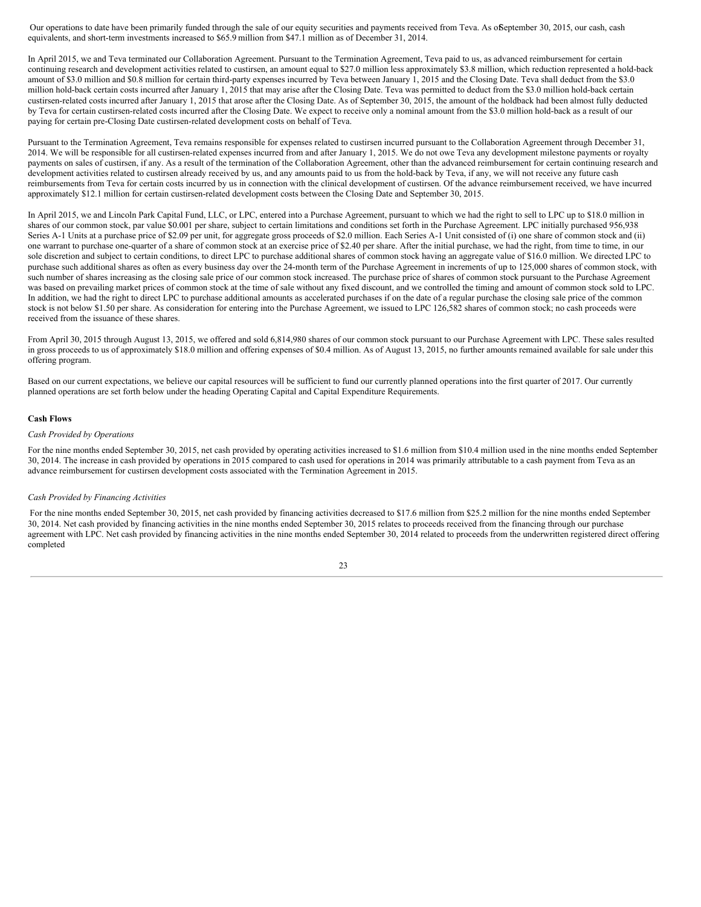Our operations to date have been primarily funded through the sale of our equity securities and payments received from Teva. As of September 30, 2015, our cash, cash equivalents, and short-term investments increased to $65.9 million from $47.1 million as of December 31, 2014.

In April 2015, we and Teva terminated our Collaboration Agreement. Pursuant to the Termination Agreement, Teva paid to us, as advanced reimbursement for certain continuing research and development activities related to custirsen, an amount equal to $27.0 million less approximately $3.8 million, which reduction represented a hold-back amount of $3.0 million and $0.8 million for certain third-party expenses incurred by Teva between January 1, 2015 and the Closing Date. Teva shall deduct from the $3.0 million hold-back certain costs incurred after January 1, 2015 that may arise after the Closing Date. Teva was permitted to deduct from the $3.0 million hold-back certain custirsen-related costs incurred after January 1, 2015 that arose after the Closing Date. As of September 30, 2015, the amount of the holdback had been almost fully deducted by Teva for certain custirsen-related costs incurred after the Closing Date. We expect to receive only a nominal amount from the $3.0 million hold-back as a result of our paying for certain pre-Closing Date custirsen-related development costs on behalf of Teva.

Pursuant to the Termination Agreement, Teva remains responsible for expenses related to custirsen incurred pursuant to the Collaboration Agreement through December 31, 2014. We will be responsible for all custirsen-related expenses incurred from and after January 1, 2015. We do not owe Teva any development milestone payments or royalty payments on sales of custirsen, if any. As a result of the termination of the Collaboration Agreement, other than the advanced reimbursement for certain continuing research and development activities related to custirsen already received by us, and any amounts paid to us from the hold-back by Teva, if any, we will not receive any future cash reimbursements from Teva for certain costs incurred by us in connection with the clinical development of custirsen. Of the advance reimbursement received, we have incurred approximately $12.1 million for certain custirsen-related development costs between the Closing Date and September 30, 2015.

In April 2015, we and Lincoln Park Capital Fund, LLC, or LPC, entered into a Purchase Agreement, pursuant to which we had the right to sell to LPC up to $18.0 million in shares of our common stock, par value $0.001 per share, subject to certain limitations and conditions set forth in the Purchase Agreement. LPC initially purchased 956,938 Series A-1 Units at a purchase price of $2.09 per unit, for aggregate gross proceeds of $2.0 million. Each Series A-1 Unit consisted of (i) one share of common stock and (ii) one warrant to purchase one-quarter of a share of common stock at an exercise price of $2.40 per share. After the initial purchase, we had the right, from time to time, in our sole discretion and subject to certain conditions, to direct LPC to purchase additional shares of common stock having an aggregate value of $16.0 million. We directed LPC to purchase such additional shares as often as every business day over the 24-month term of the Purchase Agreement in increments of up to 125,000 shares of common stock, with such number of shares increasing as the closing sale price of our common stock increased. The purchase price of shares of common stock pursuant to the Purchase Agreement was based on prevailing market prices of common stock at the time of sale without any fixed discount, and we controlled the timing and amount of common stock sold to LPC. In addition, we had the right to direct LPC to purchase additional amounts as accelerated purchases if on the date of a regular purchase the closing sale price of the common stock is not below $1.50 per share. As consideration for entering into the Purchase Agreement, we issued to LPC 126,582 shares of common stock; no cash proceeds were received from the issuance of these shares.

From April 30, 2015 through August 13, 2015, we offered and sold 6,814,980 shares of our common stock pursuant to our Purchase Agreement with LPC. These sales resulted in gross proceeds to us of approximately $18.0 million and offering expenses of $0.4 million. As of August 13, 2015, no further amounts remained available for sale under this offering program.

Based on our current expectations, we believe our capital resources will be sufficient to fund our currently planned operations into the first quarter of 2017. Our currently planned operations are set forth below under the heading Operating Capital and Capital Expenditure Requirements.

**Cash Flows**

*Cash Provided by Operations*

For the nine months ended September 30, 2015, net cash provided by operating activities increased to $1.6 million from $10.4 million used in the nine months ended September 30, 2014. The increase in cash provided by operations in 2015 compared to cash used for operations in 2014 was primarily attributable to a cash payment from Teva as an advance reimbursement for custirsen development costs associated with the Termination Agreement in 2015.

*Cash Provided by Financing Activities*

For the nine months ended September 30, 2015, net cash provided by financing activities decreased to $17.6 million from $25.2 million for the nine months ended September 30, 2014. Net cash provided by financing activities in the nine months ended September 30, 2015 relates to proceeds received from the financing through our purchase agreement with LPC. Net cash provided by financing activities in the nine months ended September 30, 2014 related to proceeds from the underwritten registered direct offering completed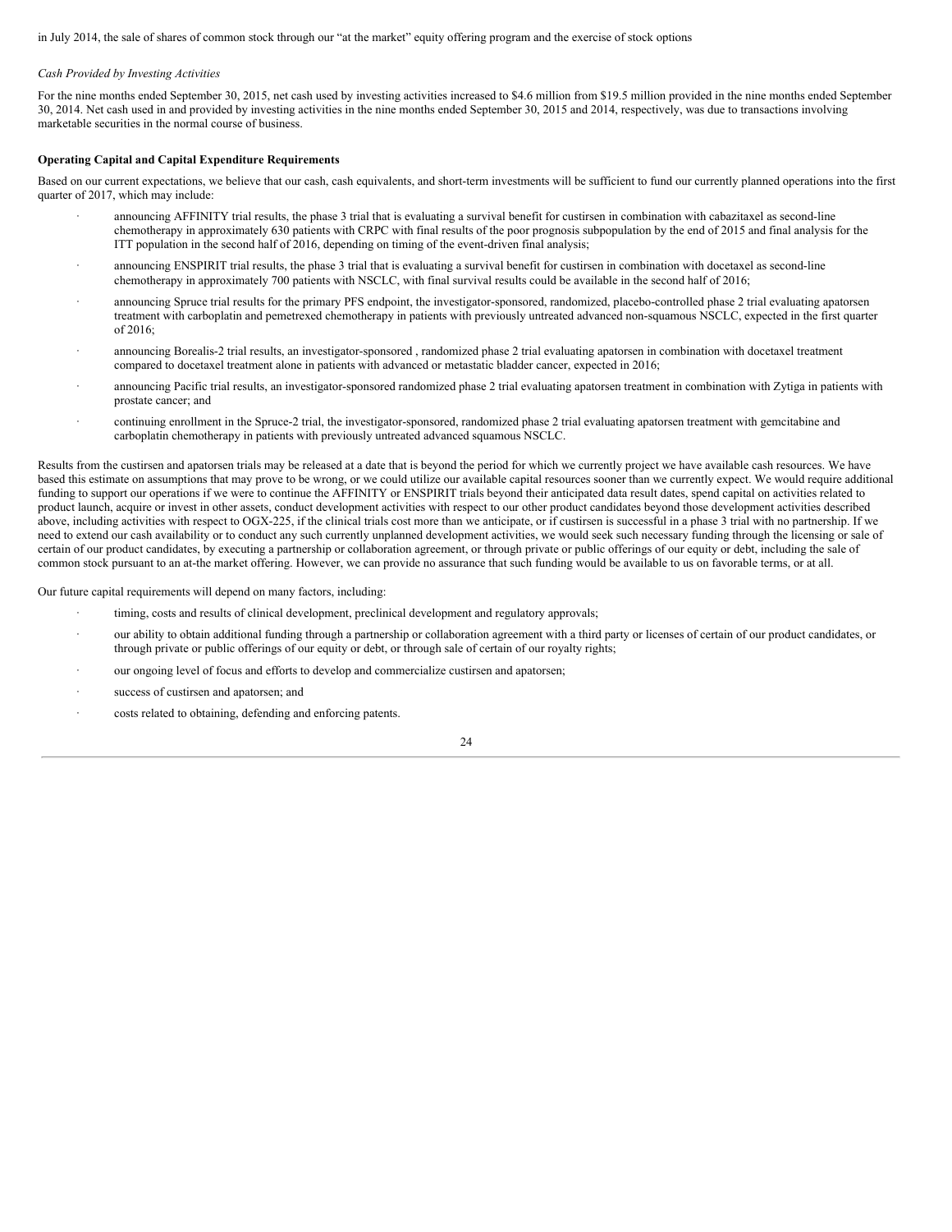in July 2014, the sale of shares of common stock through our "at the market" equity offering program and the exercise of stock options

*Cash Provided by Investing Activities*

For the nine months ended September 30, 2015, net cash used by investing activities increased to $4.6 million from $19.5 million provided in the nine months ended September 30, 2014. Net cash used in and provided by investing activities in the nine months ended September 30, 2015 and 2014, respectively, was due to transactions involving marketable securities in the normal course of business.

**Operating Capital and Capital Expenditure Requirements**

Based on our current expectations, we believe that our cash, cash equivalents, and short-term investments will be sufficient to fund our currently planned operations into the first quarter of 2017, which may include:

- announcing AFFINITY trial results, the phase 3 trial that is evaluating a survival benefit for custirsen in combination with cabazitaxel as second-line chemotherapy in approximately 630 patients with CRPC with final results of the poor prognosis subpopulation by the end of 2015 and final analysis for the ITT population in the second half of 2016, depending on timing of the event-driven final analysis;
- announcing ENSPIRIT trial results, the phase 3 trial that is evaluating a survival benefit for custirsen in combination with docetaxel as second-line chemotherapy in approximately 700 patients with NSCLC, with final survival results could be available in the second half of 2016;
- announcing Spruce trial results for the primary PFS endpoint, the investigator-sponsored, randomized, placebo-controlled phase 2 trial evaluating apatorsen treatment with carboplatin and pemetrexed chemotherapy in patients with previously untreated advanced non-squamous NSCLC, expected in the first quarter of 2016;
- announcing Borealis-2 trial results, an investigator-sponsored , randomized phase 2 trial evaluating apatorsen in combination with docetaxel treatment compared to docetaxel treatment alone in patients with advanced or metastatic bladder cancer, expected in 2016;
- announcing Pacific trial results, an investigator-sponsored randomized phase 2 trial evaluating apatorsen treatment in combination with Zytiga in patients with prostate cancer; and
- continuing enrollment in the Spruce-2 trial, the investigator-sponsored, randomized phase 2 trial evaluating apatorsen treatment with gemcitabine and carboplatin chemotherapy in patients with previously untreated advanced squamous NSCLC.

Results from the custirsen and apatorsen trials may be released at a date that is beyond the period for which we currently project we have available cash resources. We have based this estimate on assumptions that may prove to be wrong, or we could utilize our available capital resources sooner than we currently expect. We would require additional funding to support our operations if we were to continue the AFFINITY or ENSPIRIT trials beyond their anticipated data result dates, spend capital on activities related to product launch, acquire or invest in other assets, conduct development activities with respect to our other product candidates beyond those development activities described above, including activities with respect to OGX-225, if the clinical trials cost more than we anticipate, or if custirsen is successful in a phase 3 trial with no partnership. If we need to extend our cash availability or to conduct any such currently unplanned development activities, we would seek such necessary funding through the licensing or sale of certain of our product candidates, by executing a partnership or collaboration agreement, or through private or public offerings of our equity or debt, including the sale of common stock pursuant to an at-the market offering. However, we can provide no assurance that such funding would be available to us on favorable terms, or at all.

Our future capital requirements will depend on many factors, including:

- timing, costs and results of clinical development, preclinical development and regulatory approvals;
- our ability to obtain additional funding through a partnership or collaboration agreement with a third party or licenses of certain of our product candidates, or through private or public offerings of our equity or debt, or through sale of certain of our royalty rights;
- our ongoing level of focus and efforts to develop and commercialize custirsen and apatorsen;
- success of custirsen and apatorsen; and
- costs related to obtaining, defending and enforcing patents.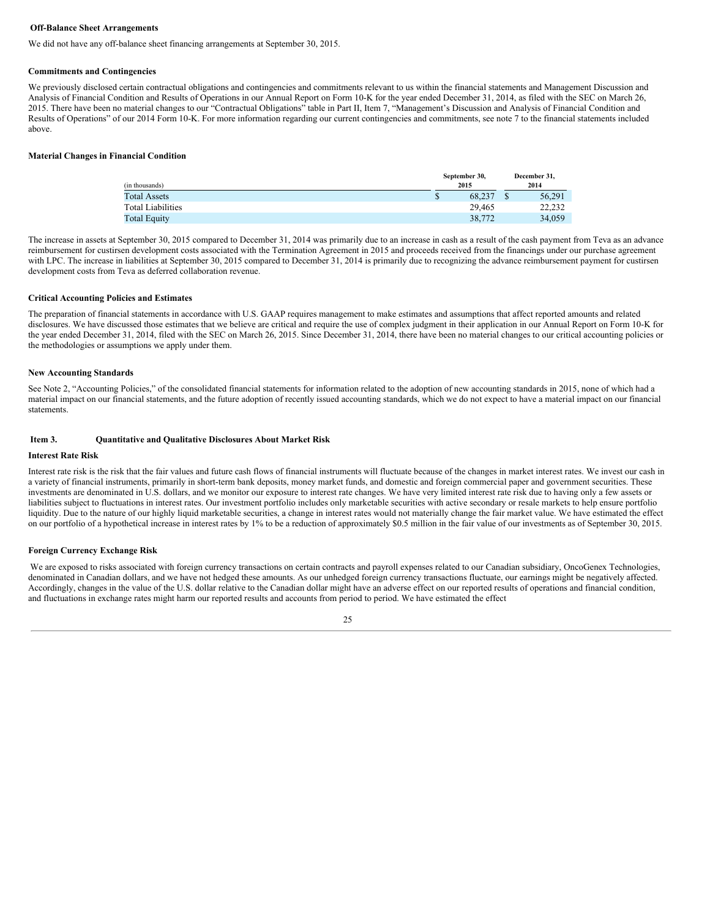**Off-Balance Sheet Arrangements**

We did not have any off-balance sheet financing arrangements at September 30, 2015.

**Commitments and Contingencies**

We previously disclosed certain contractual obligations and contingencies and commitments relevant to us within the financial statements and Management Discussion and Analysis of Financial Condition and Results of Operations in our Annual Report on Form 10-K for the year ended December 31, 2014, as filed with the SEC on March 26, 2015. There have been no material changes to our "Contractual Obligations" table in Part II, Item 7, "Management's Discussion and Analysis of Financial Condition and Results of Operations" of our 2014 Form 10-K. For more information regarding our current contingencies and commitments, see note 7 to the financial statements included above.

**Material Changes in Financial Condition**

| (in thousands) | September 30, 2015 | December 31, 2014 |
|---|---|---|
| Total Assets | $ 68,237 | $ 56,291 |
| Total Liabilities | 29,465 | 22,232 |
| Total Equity | 38,772 | 34,059 |

The increase in assets at September 30, 2015 compared to December 31, 2014 was primarily due to an increase in cash as a result of the cash payment from Teva as an advance reimbursement for custirsen development costs associated with the Termination Agreement in 2015 and proceeds received from the financings under our purchase agreement with LPC. The increase in liabilities at September 30, 2015 compared to December 31, 2014 is primarily due to recognizing the advance reimbursement payment for custirsen development costs from Teva as deferred collaboration revenue.

**Critical Accounting Policies and Estimates**

The preparation of financial statements in accordance with U.S. GAAP requires management to make estimates and assumptions that affect reported amounts and related disclosures. We have discussed those estimates that we believe are critical and require the use of complex judgment in their application in our Annual Report on Form 10-K for the year ended December 31, 2014, filed with the SEC on March 26, 2015. Since December 31, 2014, there have been no material changes to our critical accounting policies or the methodologies or assumptions we apply under them.

**New Accounting Standards**

See Note 2, "Accounting Policies," of the consolidated financial statements for information related to the adoption of new accounting standards in 2015, none of which had a material impact on our financial statements, and the future adoption of recently issued accounting standards, which we do not expect to have a material impact on our financial statements.

## Item 3. Quantitative and Qualitative Disclosures About Market Risk

**Interest Rate Risk**

Interest rate risk is the risk that the fair values and future cash flows of financial instruments will fluctuate because of the changes in market interest rates. We invest our cash in a variety of financial instruments, primarily in short-term bank deposits, money market funds, and domestic and foreign commercial paper and government securities. These investments are denominated in U.S. dollars, and we monitor our exposure to interest rate changes. We have very limited interest rate risk due to having only a few assets or liabilities subject to fluctuations in interest rates. Our investment portfolio includes only marketable securities with active secondary or resale markets to help ensure portfolio liquidity. Due to the nature of our highly liquid marketable securities, a change in interest rates would not materially change the fair market value. We have estimated the effect on our portfolio of a hypothetical increase in interest rates by 1% to be a reduction of approximately $0.5 million in the fair value of our investments as of September 30, 2015.

**Foreign Currency Exchange Risk**

We are exposed to risks associated with foreign currency transactions on certain contracts and payroll expenses related to our Canadian subsidiary, OncoGenex Technologies, denominated in Canadian dollars, and we have not hedged these amounts. As our unhedged foreign currency transactions fluctuate, our earnings might be negatively affected. Accordingly, changes in the value of the U.S. dollar relative to the Canadian dollar might have an adverse effect on our reported results of operations and financial condition, and fluctuations in exchange rates might harm our reported results and accounts from period to period. We have estimated the effect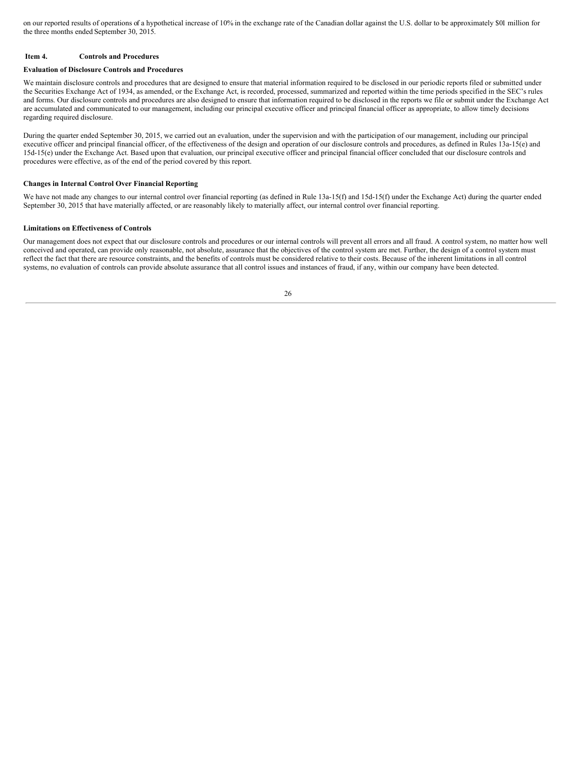on our reported results of operations of a hypothetical increase of 10% in the exchange rate of the Canadian dollar against the U.S. dollar to be approximately $0l million for the three months ended September 30, 2015.

## Item 4. Controls and Procedures

### Evaluation of Disclosure Controls and Procedures

We maintain disclosure controls and procedures that are designed to ensure that material information required to be disclosed in our periodic reports filed or submitted under the Securities Exchange Act of 1934, as amended, or the Exchange Act, is recorded, processed, summarized and reported within the time periods specified in the SEC's rules and forms. Our disclosure controls and procedures are also designed to ensure that information required to be disclosed in the reports we file or submit under the Exchange Act are accumulated and communicated to our management, including our principal executive officer and principal financial officer as appropriate, to allow timely decisions regarding required disclosure.

During the quarter ended September 30, 2015, we carried out an evaluation, under the supervision and with the participation of our management, including our principal executive officer and principal financial officer, of the effectiveness of the design and operation of our disclosure controls and procedures, as defined in Rules 13a-15(e) and 15d-15(e) under the Exchange Act. Based upon that evaluation, our principal executive officer and principal financial officer concluded that our disclosure controls and procedures were effective, as of the end of the period covered by this report.

### Changes in Internal Control Over Financial Reporting

We have not made any changes to our internal control over financial reporting (as defined in Rule 13a-15(f) and 15d-15(f) under the Exchange Act) during the quarter ended September 30, 2015 that have materially affected, or are reasonably likely to materially affect, our internal control over financial reporting.

### Limitations on Effectiveness of Controls

Our management does not expect that our disclosure controls and procedures or our internal controls will prevent all errors and all fraud. A control system, no matter how well conceived and operated, can provide only reasonable, not absolute, assurance that the objectives of the control system are met. Further, the design of a control system must reflect the fact that there are resource constraints, and the benefits of controls must be considered relative to their costs. Because of the inherent limitations in all control systems, no evaluation of controls can provide absolute assurance that all control issues and instances of fraud, if any, within our company have been detected.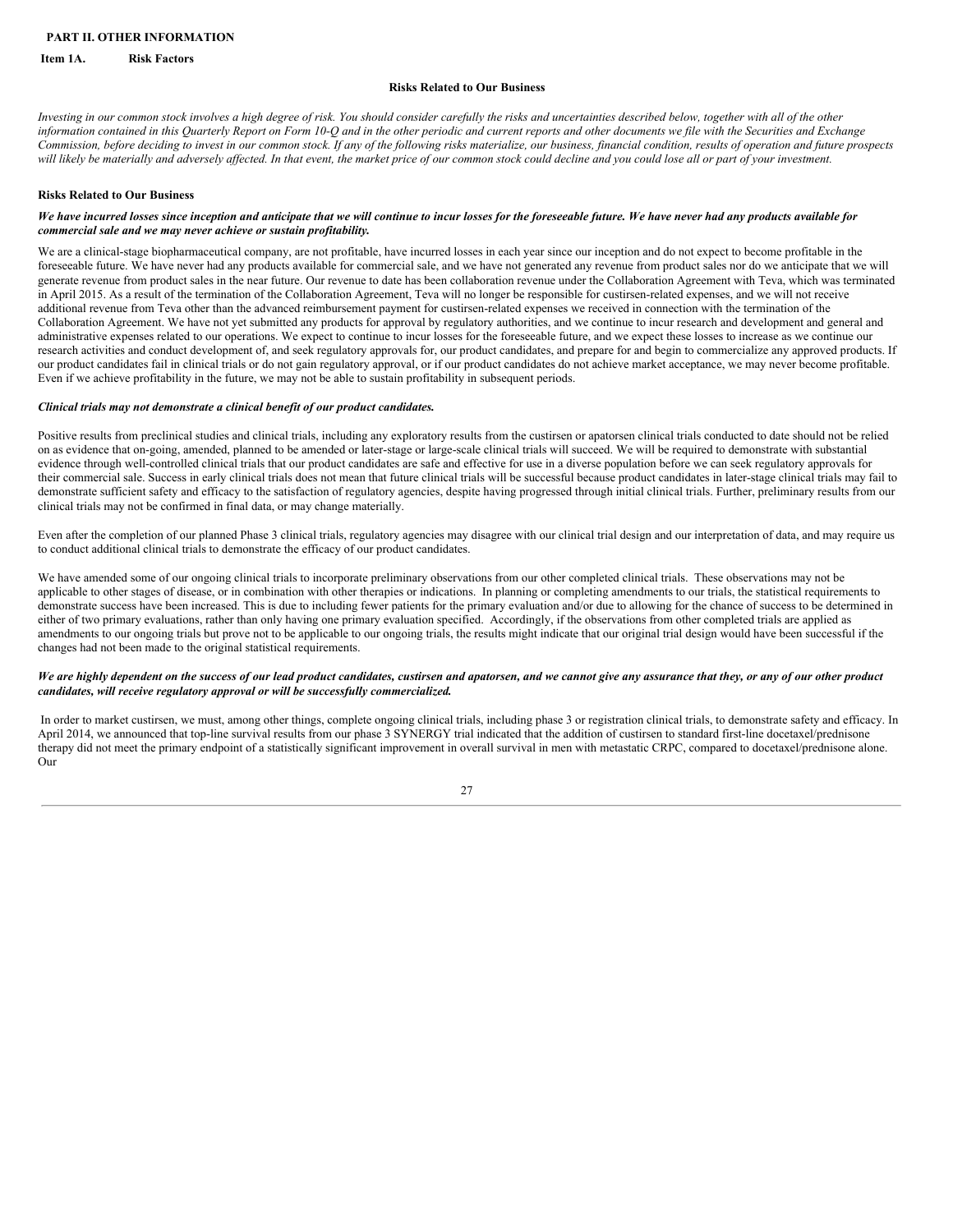## PART II. OTHER INFORMATION

### Item 1A. Risk Factors

**Risks Related to Our Business**

*Investing in our common stock involves a high degree of risk. You should consider carefully the risks and uncertainties described below, together with all of the other information contained in this Quarterly Report on Form 10-Q and in the other periodic and current reports and other documents we file with the Securities and Exchange Commission, before deciding to invest in our common stock. If any of the following risks materialize, our business, financial condition, results of operation and future prospects will likely be materially and adversely affected. In that event, the market price of our common stock could decline and you could lose all or part of your investment.*

**Risks Related to Our Business**

***We have incurred losses since inception and anticipate that we will continue to incur losses for the foreseeable future. We have never had any products available for commercial sale and we may never achieve or sustain profitability.***

We are a clinical-stage biopharmaceutical company, are not profitable, have incurred losses in each year since our inception and do not expect to become profitable in the foreseeable future. We have never had any products available for commercial sale, and we have not generated any revenue from product sales nor do we anticipate that we will generate revenue from product sales in the near future. Our revenue to date has been collaboration revenue under the Collaboration Agreement with Teva, which was terminated in April 2015. As a result of the termination of the Collaboration Agreement, Teva will no longer be responsible for custirsen-related expenses, and we will not receive additional revenue from Teva other than the advanced reimbursement payment for custirsen-related expenses we received in connection with the termination of the Collaboration Agreement. We have not yet submitted any products for approval by regulatory authorities, and we continue to incur research and development and general and administrative expenses related to our operations. We expect to continue to incur losses for the foreseeable future, and we expect these losses to increase as we continue our research activities and conduct development of, and seek regulatory approvals for, our product candidates, and prepare for and begin to commercialize any approved products. If our product candidates fail in clinical trials or do not gain regulatory approval, or if our product candidates do not achieve market acceptance, we may never become profitable. Even if we achieve profitability in the future, we may not be able to sustain profitability in subsequent periods.

***Clinical trials may not demonstrate a clinical benefit of our product candidates.***

Positive results from preclinical studies and clinical trials, including any exploratory results from the custirsen or apatorsen clinical trials conducted to date should not be relied on as evidence that on-going, amended, planned to be amended or later-stage or large-scale clinical trials will succeed. We will be required to demonstrate with substantial evidence through well-controlled clinical trials that our product candidates are safe and effective for use in a diverse population before we can seek regulatory approvals for their commercial sale. Success in early clinical trials does not mean that future clinical trials will be successful because product candidates in later-stage clinical trials may fail to demonstrate sufficient safety and efficacy to the satisfaction of regulatory agencies, despite having progressed through initial clinical trials. Further, preliminary results from our clinical trials may not be confirmed in final data, or may change materially.

Even after the completion of our planned Phase 3 clinical trials, regulatory agencies may disagree with our clinical trial design and our interpretation of data, and may require us to conduct additional clinical trials to demonstrate the efficacy of our product candidates.

We have amended some of our ongoing clinical trials to incorporate preliminary observations from our other completed clinical trials. These observations may not be applicable to other stages of disease, or in combination with other therapies or indications. In planning or completing amendments to our trials, the statistical requirements to demonstrate success have been increased. This is due to including fewer patients for the primary evaluation and/or due to allowing for the chance of success to be determined in either of two primary evaluations, rather than only having one primary evaluation specified. Accordingly, if the observations from other completed trials are applied as amendments to our ongoing trials but prove not to be applicable to our ongoing trials, the results might indicate that our original trial design would have been successful if the changes had not been made to the original statistical requirements.

***We are highly dependent on the success of our lead product candidates, custirsen and apatorsen, and we cannot give any assurance that they, or any of our other product candidates, will receive regulatory approval or will be successfully commercialized.***

In order to market custirsen, we must, among other things, complete ongoing clinical trials, including phase 3 or registration clinical trials, to demonstrate safety and efficacy. In April 2014, we announced that top-line survival results from our phase 3 SYNERGY trial indicated that the addition of custirsen to standard first-line docetaxel/prednisone therapy did not meet the primary endpoint of a statistically significant improvement in overall survival in men with metastatic CRPC, compared to docetaxel/prednisone alone. Our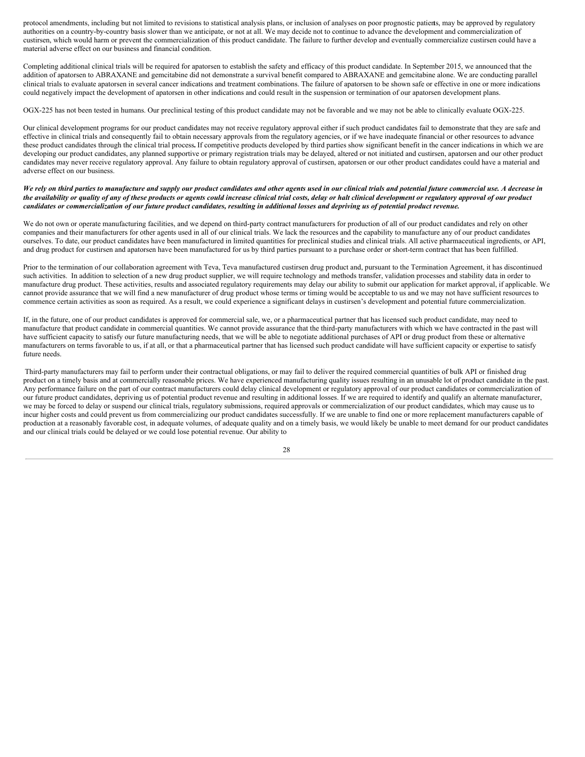protocol amendments, including but not limited to revisions to statistical analysis plans, or inclusion of analyses on poor prognostic patients, may be approved by regulatory authorities on a country-by-country basis slower than we anticipate, or not at all. We may decide not to continue to advance the development and commercialization of custirsen, which would harm or prevent the commercialization of this product candidate. The failure to further develop and eventually commercialize custirsen could have a material adverse effect on our business and financial condition.

Completing additional clinical trials will be required for apatorsen to establish the safety and efficacy of this product candidate. In September 2015, we announced that the addition of apatorsen to ABRAXANE and gemcitabine did not demonstrate a survival benefit compared to ABRAXANE and gemcitabine alone. We are conducting parallel clinical trials to evaluate apatorsen in several cancer indications and treatment combinations. The failure of apatorsen to be shown safe or effective in one or more indications could negatively impact the development of apatorsen in other indications and could result in the suspension or termination of our apatorsen development plans.

OGX-225 has not been tested in humans. Our preclinical testing of this product candidate may not be favorable and we may not be able to clinically evaluate OGX-225.

Our clinical development programs for our product candidates may not receive regulatory approval either if such product candidates fail to demonstrate that they are safe and effective in clinical trials and consequently fail to obtain necessary approvals from the regulatory agencies, or if we have inadequate financial or other resources to advance these product candidates through the clinical trial process**.** If competitive products developed by third parties show significant benefit in the cancer indications in which we are developing our product candidates, any planned supportive or primary registration trials may be delayed, altered or not initiated and custirsen, apatorsen and our other product candidates may never receive regulatory approval. Any failure to obtain regulatory approval of custirsen, apatorsen or our other product candidates could have a material and adverse effect on our business.

***We rely on third parties to manufacture and supply our product candidates and other agents used in our clinical trials and potential future commercial use. A decrease in the availability or quality of any of these products or agents could increase clinical trial costs, delay or halt clinical development or regulatory approval of our product candidates or commercialization of our future product candidates, resulting in additional losses and depriving us of potential product revenue.***

We do not own or operate manufacturing facilities, and we depend on third-party contract manufacturers for production of all of our product candidates and rely on other companies and their manufacturers for other agents used in all of our clinical trials. We lack the resources and the capability to manufacture any of our product candidates ourselves. To date, our product candidates have been manufactured in limited quantities for preclinical studies and clinical trials. All active pharmaceutical ingredients, or API, and drug product for custirsen and apatorsen have been manufactured for us by third parties pursuant to a purchase order or short-term contract that has been fulfilled.

Prior to the termination of our collaboration agreement with Teva, Teva manufactured custirsen drug product and, pursuant to the Termination Agreement, it has discontinued such activities. In addition to selection of a new drug product supplier, we will require technology and methods transfer, validation processes and stability data in order to manufacture drug product. These activities, results and associated regulatory requirements may delay our ability to submit our application for market approval, if applicable. We cannot provide assurance that we will find a new manufacturer of drug product whose terms or timing would be acceptable to us and we may not have sufficient resources to commence certain activities as soon as required. As a result, we could experience a significant delays in custirsen's development and potential future commercialization.

If, in the future, one of our product candidates is approved for commercial sale, we, or a pharmaceutical partner that has licensed such product candidate, may need to manufacture that product candidate in commercial quantities. We cannot provide assurance that the third-party manufacturers with which we have contracted in the past will have sufficient capacity to satisfy our future manufacturing needs, that we will be able to negotiate additional purchases of API or drug product from these or alternative manufacturers on terms favorable to us, if at all, or that a pharmaceutical partner that has licensed such product candidate will have sufficient capacity or expertise to satisfy future needs.

Third-party manufacturers may fail to perform under their contractual obligations, or may fail to deliver the required commercial quantities of bulk API or finished drug product on a timely basis and at commercially reasonable prices. We have experienced manufacturing quality issues resulting in an unusable lot of product candidate in the past. Any performance failure on the part of our contract manufacturers could delay clinical development or regulatory approval of our product candidates or commercialization of our future product candidates, depriving us of potential product revenue and resulting in additional losses. If we are required to identify and qualify an alternate manufacturer, we may be forced to delay or suspend our clinical trials, regulatory submissions, required approvals or commercialization of our product candidates, which may cause us to incur higher costs and could prevent us from commercializing our product candidates successfully. If we are unable to find one or more replacement manufacturers capable of production at a reasonably favorable cost, in adequate volumes, of adequate quality and on a timely basis, we would likely be unable to meet demand for our product candidates and our clinical trials could be delayed or we could lose potential revenue. Our ability to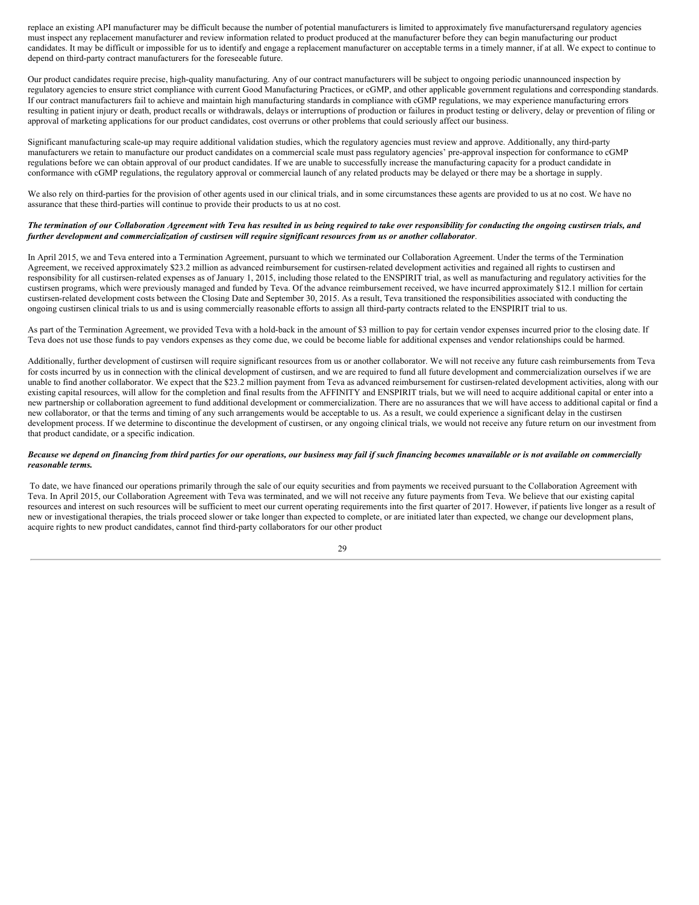replace an existing API manufacturer may be difficult because the number of potential manufacturers is limited to approximately five manufacturers,and regulatory agencies must inspect any replacement manufacturer and review information related to product produced at the manufacturer before they can begin manufacturing our product candidates. It may be difficult or impossible for us to identify and engage a replacement manufacturer on acceptable terms in a timely manner, if at all. We expect to continue to depend on third-party contract manufacturers for the foreseeable future.

Our product candidates require precise, high-quality manufacturing. Any of our contract manufacturers will be subject to ongoing periodic unannounced inspection by regulatory agencies to ensure strict compliance with current Good Manufacturing Practices, or cGMP, and other applicable government regulations and corresponding standards. If our contract manufacturers fail to achieve and maintain high manufacturing standards in compliance with cGMP regulations, we may experience manufacturing errors resulting in patient injury or death, product recalls or withdrawals, delays or interruptions of production or failures in product testing or delivery, delay or prevention of filing or approval of marketing applications for our product candidates, cost overruns or other problems that could seriously affect our business.

Significant manufacturing scale-up may require additional validation studies, which the regulatory agencies must review and approve. Additionally, any third-party manufacturers we retain to manufacture our product candidates on a commercial scale must pass regulatory agencies' pre-approval inspection for conformance to cGMP regulations before we can obtain approval of our product candidates. If we are unable to successfully increase the manufacturing capacity for a product candidate in conformance with cGMP regulations, the regulatory approval or commercial launch of any related products may be delayed or there may be a shortage in supply.

We also rely on third-parties for the provision of other agents used in our clinical trials, and in some circumstances these agents are provided to us at no cost. We have no assurance that these third-parties will continue to provide their products to us at no cost.

***The termination of our Collaboration Agreement with Teva has resulted in us being required to take over responsibility for conducting the ongoing custirsen trials, and further development and commercialization of custirsen will require significant resources from us or another collaborator***.

In April 2015, we and Teva entered into a Termination Agreement, pursuant to which we terminated our Collaboration Agreement. Under the terms of the Termination Agreement, we received approximately $23.2 million as advanced reimbursement for custirsen-related development activities and regained all rights to custirsen and responsibility for all custirsen-related expenses as of January 1, 2015, including those related to the ENSPIRIT trial, as well as manufacturing and regulatory activities for the custirsen programs, which were previously managed and funded by Teva. Of the advance reimbursement received, we have incurred approximately $12.1 million for certain custirsen-related development costs between the Closing Date and September 30, 2015. As a result, Teva transitioned the responsibilities associated with conducting the ongoing custirsen clinical trials to us and is using commercially reasonable efforts to assign all third-party contracts related to the ENSPIRIT trial to us.

As part of the Termination Agreement, we provided Teva with a hold-back in the amount of $3 million to pay for certain vendor expenses incurred prior to the closing date. If Teva does not use those funds to pay vendors expenses as they come due, we could be become liable for additional expenses and vendor relationships could be harmed.

Additionally, further development of custirsen will require significant resources from us or another collaborator. We will not receive any future cash reimbursements from Teva for costs incurred by us in connection with the clinical development of custirsen, and we are required to fund all future development and commercialization ourselves if we are unable to find another collaborator. We expect that the $23.2 million payment from Teva as advanced reimbursement for custirsen-related development activities, along with our existing capital resources, will allow for the completion and final results from the AFFINITY and ENSPIRIT trials, but we will need to acquire additional capital or enter into a new partnership or collaboration agreement to fund additional development or commercialization. There are no assurances that we will have access to additional capital or find a new collaborator, or that the terms and timing of any such arrangements would be acceptable to us. As a result, we could experience a significant delay in the custirsen development process. If we determine to discontinue the development of custirsen, or any ongoing clinical trials, we would not receive any future return on our investment from that product candidate, or a specific indication.

***Because we depend on financing from third parties for our operations, our business may fail if such financing becomes unavailable or is not available on commercially reasonable terms.***

To date, we have financed our operations primarily through the sale of our equity securities and from payments we received pursuant to the Collaboration Agreement with Teva. In April 2015, our Collaboration Agreement with Teva was terminated, and we will not receive any future payments from Teva. We believe that our existing capital resources and interest on such resources will be sufficient to meet our current operating requirements into the first quarter of 2017. However, if patients live longer as a result of new or investigational therapies, the trials proceed slower or take longer than expected to complete, or are initiated later than expected, we change our development plans, acquire rights to new product candidates, cannot find third-party collaborators for our other product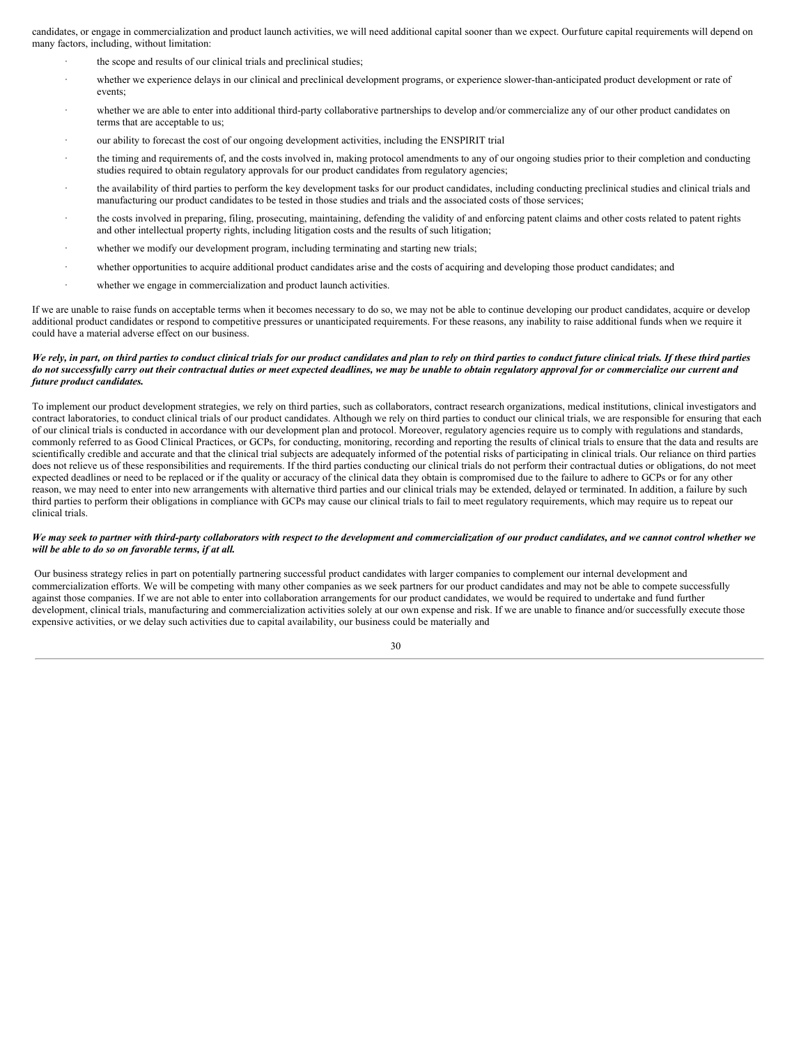candidates, or engage in commercialization and product launch activities, we will need additional capital sooner than we expect. Ourfuture capital requirements will depend on many factors, including, without limitation:

- the scope and results of our clinical trials and preclinical studies;
- whether we experience delays in our clinical and preclinical development programs, or experience slower-than-anticipated product development or rate of events;
- whether we are able to enter into additional third-party collaborative partnerships to develop and/or commercialize any of our other product candidates on terms that are acceptable to us;
- our ability to forecast the cost of our ongoing development activities, including the ENSPIRIT trial
- the timing and requirements of, and the costs involved in, making protocol amendments to any of our ongoing studies prior to their completion and conducting studies required to obtain regulatory approvals for our product candidates from regulatory agencies;
- the availability of third parties to perform the key development tasks for our product candidates, including conducting preclinical studies and clinical trials and manufacturing our product candidates to be tested in those studies and trials and the associated costs of those services;
- the costs involved in preparing, filing, prosecuting, maintaining, defending the validity of and enforcing patent claims and other costs related to patent rights and other intellectual property rights, including litigation costs and the results of such litigation;
- whether we modify our development program, including terminating and starting new trials;
- whether opportunities to acquire additional product candidates arise and the costs of acquiring and developing those product candidates; and
- whether we engage in commercialization and product launch activities.

If we are unable to raise funds on acceptable terms when it becomes necessary to do so, we may not be able to continue developing our product candidates, acquire or develop additional product candidates or respond to competitive pressures or unanticipated requirements. For these reasons, any inability to raise additional funds when we require it could have a material adverse effect on our business.

***We rely, in part, on third parties to conduct clinical trials for our product candidates and plan to rely on third parties to conduct future clinical trials. If these third parties do not successfully carry out their contractual duties or meet expected deadlines, we may be unable to obtain regulatory approval for or commercialize our current and future product candidates.***

To implement our product development strategies, we rely on third parties, such as collaborators, contract research organizations, medical institutions, clinical investigators and contract laboratories, to conduct clinical trials of our product candidates. Although we rely on third parties to conduct our clinical trials, we are responsible for ensuring that each of our clinical trials is conducted in accordance with our development plan and protocol. Moreover, regulatory agencies require us to comply with regulations and standards, commonly referred to as Good Clinical Practices, or GCPs, for conducting, monitoring, recording and reporting the results of clinical trials to ensure that the data and results are scientifically credible and accurate and that the clinical trial subjects are adequately informed of the potential risks of participating in clinical trials. Our reliance on third parties does not relieve us of these responsibilities and requirements. If the third parties conducting our clinical trials do not perform their contractual duties or obligations, do not meet expected deadlines or need to be replaced or if the quality or accuracy of the clinical data they obtain is compromised due to the failure to adhere to GCPs or for any other reason, we may need to enter into new arrangements with alternative third parties and our clinical trials may be extended, delayed or terminated. In addition, a failure by such third parties to perform their obligations in compliance with GCPs may cause our clinical trials to fail to meet regulatory requirements, which may require us to repeat our clinical trials.

***We may seek to partner with third-party collaborators with respect to the development and commercialization of our product candidates, and we cannot control whether we will be able to do so on favorable terms, if at all.***

Our business strategy relies in part on potentially partnering successful product candidates with larger companies to complement our internal development and commercialization efforts. We will be competing with many other companies as we seek partners for our product candidates and may not be able to compete successfully against those companies. If we are not able to enter into collaboration arrangements for our product candidates, we would be required to undertake and fund further development, clinical trials, manufacturing and commercialization activities solely at our own expense and risk. If we are unable to finance and/or successfully execute those expensive activities, or we delay such activities due to capital availability, our business could be materially and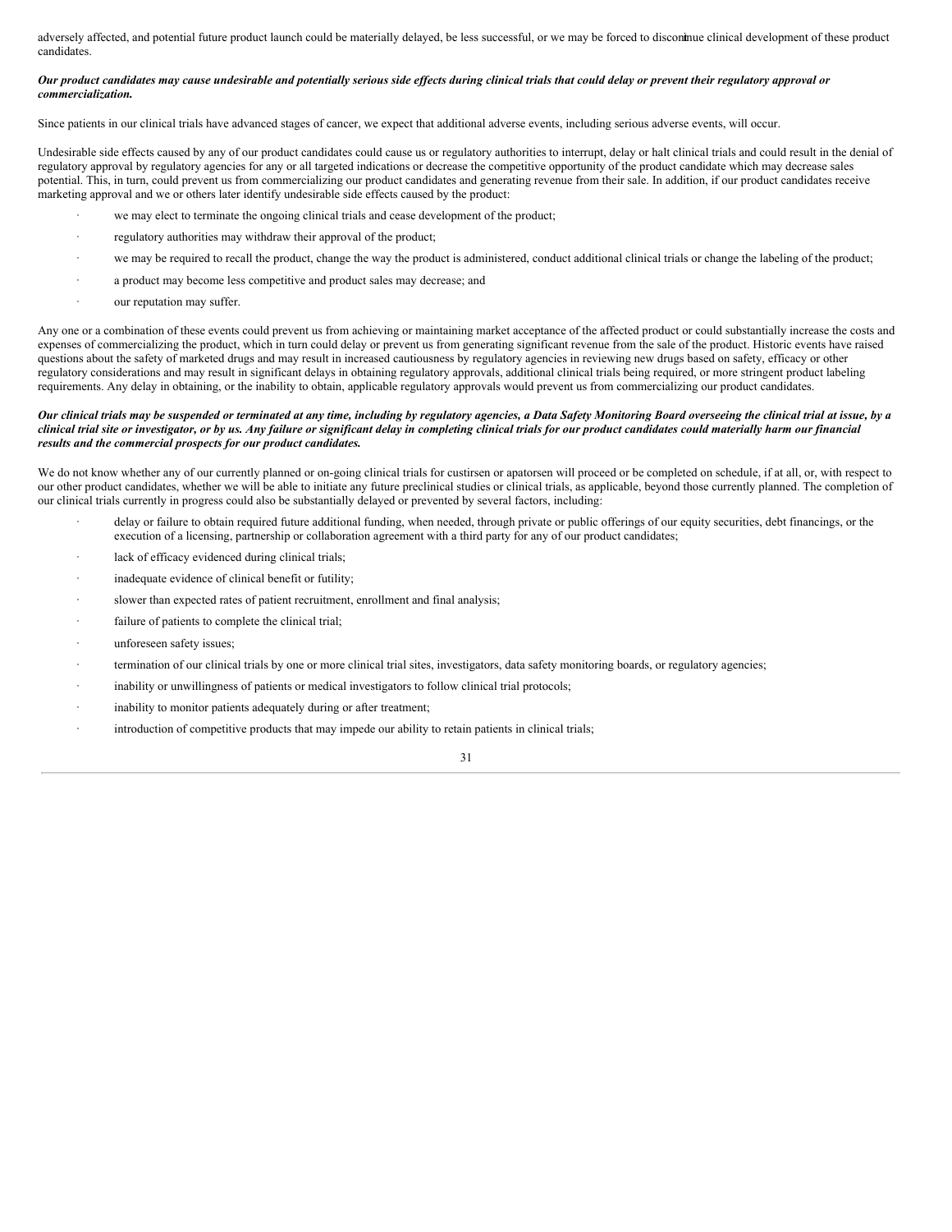adversely affected, and potential future product launch could be materially delayed, be less successful, or we may be forced to discontinue clinical development of these product candidates.

***Our product candidates may cause undesirable and potentially serious side effects during clinical trials that could delay or prevent their regulatory approval or commercialization.***

Since patients in our clinical trials have advanced stages of cancer, we expect that additional adverse events, including serious adverse events, will occur.

Undesirable side effects caused by any of our product candidates could cause us or regulatory authorities to interrupt, delay or halt clinical trials and could result in the denial of regulatory approval by regulatory agencies for any or all targeted indications or decrease the competitive opportunity of the product candidate which may decrease sales potential. This, in turn, could prevent us from commercializing our product candidates and generating revenue from their sale. In addition, if our product candidates receive marketing approval and we or others later identify undesirable side effects caused by the product:

- we may elect to terminate the ongoing clinical trials and cease development of the product;
- regulatory authorities may withdraw their approval of the product;
- we may be required to recall the product, change the way the product is administered, conduct additional clinical trials or change the labeling of the product;
- a product may become less competitive and product sales may decrease; and
- our reputation may suffer.

Any one or a combination of these events could prevent us from achieving or maintaining market acceptance of the affected product or could substantially increase the costs and expenses of commercializing the product, which in turn could delay or prevent us from generating significant revenue from the sale of the product. Historic events have raised questions about the safety of marketed drugs and may result in increased cautiousness by regulatory agencies in reviewing new drugs based on safety, efficacy or other regulatory considerations and may result in significant delays in obtaining regulatory approvals, additional clinical trials being required, or more stringent product labeling requirements. Any delay in obtaining, or the inability to obtain, applicable regulatory approvals would prevent us from commercializing our product candidates.

***Our clinical trials may be suspended or terminated at any time, including by regulatory agencies, a Data Safety Monitoring Board overseeing the clinical trial at issue, by a clinical trial site or investigator, or by us. Any failure or significant delay in completing clinical trials for our product candidates could materially harm our financial results and the commercial prospects for our product candidates.***

We do not know whether any of our currently planned or on-going clinical trials for custirsen or apatorsen will proceed or be completed on schedule, if at all, or, with respect to our other product candidates, whether we will be able to initiate any future preclinical studies or clinical trials, as applicable, beyond those currently planned. The completion of our clinical trials currently in progress could also be substantially delayed or prevented by several factors, including:

- delay or failure to obtain required future additional funding, when needed, through private or public offerings of our equity securities, debt financings, or the execution of a licensing, partnership or collaboration agreement with a third party for any of our product candidates;
- lack of efficacy evidenced during clinical trials;
- inadequate evidence of clinical benefit or futility;
- slower than expected rates of patient recruitment, enrollment and final analysis;
- failure of patients to complete the clinical trial;
- unforeseen safety issues;
- termination of our clinical trials by one or more clinical trial sites, investigators, data safety monitoring boards, or regulatory agencies;
- inability or unwillingness of patients or medical investigators to follow clinical trial protocols;
- inability to monitor patients adequately during or after treatment;
- introduction of competitive products that may impede our ability to retain patients in clinical trials;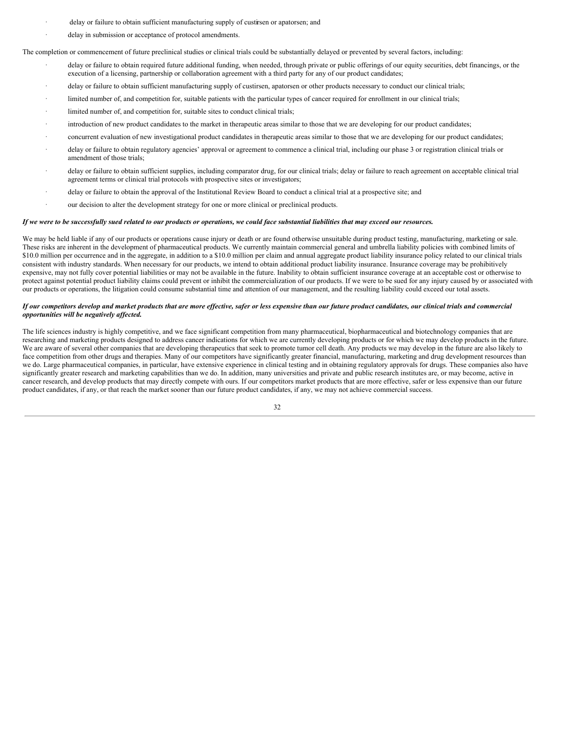- delay or failure to obtain sufficient manufacturing supply of custirsen or apatorsen; and
- delay in submission or acceptance of protocol amendments.

The completion or commencement of future preclinical studies or clinical trials could be substantially delayed or prevented by several factors, including:

- delay or failure to obtain required future additional funding, when needed, through private or public offerings of our equity securities, debt financings, or the execution of a licensing, partnership or collaboration agreement with a third party for any of our product candidates;
- delay or failure to obtain sufficient manufacturing supply of custirsen, apatorsen or other products necessary to conduct our clinical trials;
- limited number of, and competition for, suitable patients with the particular types of cancer required for enrollment in our clinical trials;
- limited number of, and competition for, suitable sites to conduct clinical trials;
- introduction of new product candidates to the market in therapeutic areas similar to those that we are developing for our product candidates;
- concurrent evaluation of new investigational product candidates in therapeutic areas similar to those that we are developing for our product candidates;
- delay or failure to obtain regulatory agencies' approval or agreement to commence a clinical trial, including our phase 3 or registration clinical trials or amendment of those trials;
- delay or failure to obtain sufficient supplies, including comparator drug, for our clinical trials; delay or failure to reach agreement on acceptable clinical trial agreement terms or clinical trial protocols with prospective sites or investigators;
- delay or failure to obtain the approval of the Institutional Review Board to conduct a clinical trial at a prospective site; and
- our decision to alter the development strategy for one or more clinical or preclinical products.

***If we were to be successfully sued related to our products or operations, we could face substantial liabilities that may exceed our resources.***

We may be held liable if any of our products or operations cause injury or death or are found otherwise unsuitable during product testing, manufacturing, marketing or sale. These risks are inherent in the development of pharmaceutical products. We currently maintain commercial general and umbrella liability policies with combined limits of $10.0 million per occurrence and in the aggregate, in addition to a $10.0 million per claim and annual aggregate product liability insurance policy related to our clinical trials consistent with industry standards. When necessary for our products, we intend to obtain additional product liability insurance. Insurance coverage may be prohibitively expensive, may not fully cover potential liabilities or may not be available in the future. Inability to obtain sufficient insurance coverage at an acceptable cost or otherwise to protect against potential product liability claims could prevent or inhibit the commercialization of our products. If we were to be sued for any injury caused by or associated with our products or operations, the litigation could consume substantial time and attention of our management, and the resulting liability could exceed our total assets.

***If our competitors develop and market products that are more effective, safer or less expensive than our future product candidates, our clinical trials and commercial opportunities will be negatively affected.***

The life sciences industry is highly competitive, and we face significant competition from many pharmaceutical, biopharmaceutical and biotechnology companies that are researching and marketing products designed to address cancer indications for which we are currently developing products or for which we may develop products in the future. We are aware of several other companies that are developing therapeutics that seek to promote tumor cell death. Any products we may develop in the future are also likely to face competition from other drugs and therapies. Many of our competitors have significantly greater financial, manufacturing, marketing and drug development resources than we do. Large pharmaceutical companies, in particular, have extensive experience in clinical testing and in obtaining regulatory approvals for drugs. These companies also have significantly greater research and marketing capabilities than we do. In addition, many universities and private and public research institutes are, or may become, active in cancer research, and develop products that may directly compete with ours. If our competitors market products that are more effective, safer or less expensive than our future product candidates, if any, or that reach the market sooner than our future product candidates, if any, we may not achieve commercial success.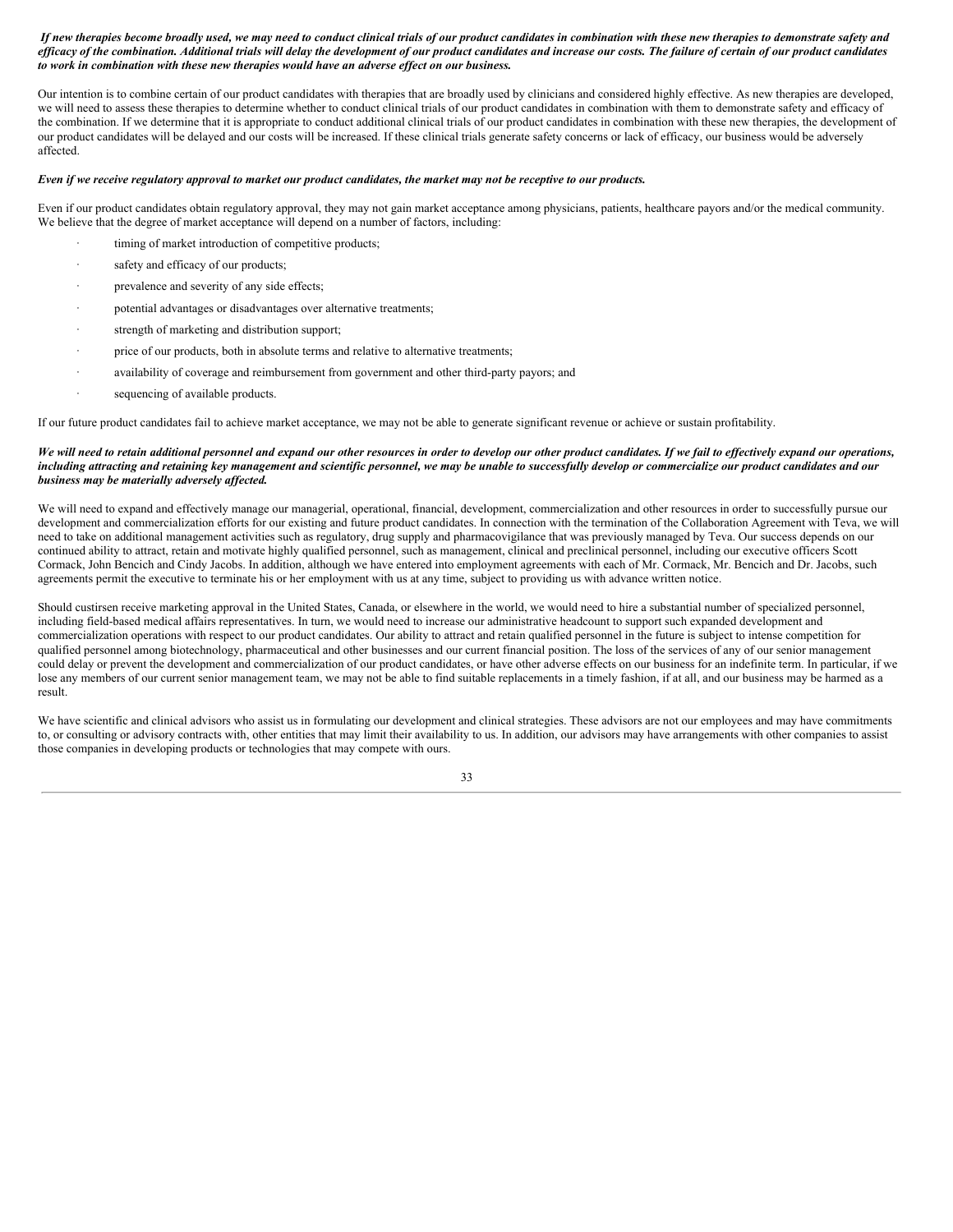***If new therapies become broadly used, we may need to conduct clinical trials of our product candidates in combination with these new therapies to demonstrate safety and efficacy of the combination. Additional trials will delay the development of our product candidates and increase our costs. The failure of certain of our product candidates to work in combination with these new therapies would have an adverse effect on our business.***

Our intention is to combine certain of our product candidates with therapies that are broadly used by clinicians and considered highly effective. As new therapies are developed, we will need to assess these therapies to determine whether to conduct clinical trials of our product candidates in combination with them to demonstrate safety and efficacy of the combination. If we determine that it is appropriate to conduct additional clinical trials of our product candidates in combination with these new therapies, the development of our product candidates will be delayed and our costs will be increased. If these clinical trials generate safety concerns or lack of efficacy, our business would be adversely affected.

***Even if we receive regulatory approval to market our product candidates, the market may not be receptive to our products.***

Even if our product candidates obtain regulatory approval, they may not gain market acceptance among physicians, patients, healthcare payors and/or the medical community. We believe that the degree of market acceptance will depend on a number of factors, including:

- timing of market introduction of competitive products;
- safety and efficacy of our products;
- prevalence and severity of any side effects;
- potential advantages or disadvantages over alternative treatments;
- strength of marketing and distribution support;
- price of our products, both in absolute terms and relative to alternative treatments;
- availability of coverage and reimbursement from government and other third-party payors; and
- sequencing of available products.

If our future product candidates fail to achieve market acceptance, we may not be able to generate significant revenue or achieve or sustain profitability.

***We will need to retain additional personnel and expand our other resources in order to develop our other product candidates. If we fail to effectively expand our operations, including attracting and retaining key management and scientific personnel, we may be unable to successfully develop or commercialize our product candidates and our business may be materially adversely affected.***

We will need to expand and effectively manage our managerial, operational, financial, development, commercialization and other resources in order to successfully pursue our development and commercialization efforts for our existing and future product candidates. In connection with the termination of the Collaboration Agreement with Teva, we will need to take on additional management activities such as regulatory, drug supply and pharmacovigilance that was previously managed by Teva. Our success depends on our continued ability to attract, retain and motivate highly qualified personnel, such as management, clinical and preclinical personnel, including our executive officers Scott Cormack, John Bencich and Cindy Jacobs. In addition, although we have entered into employment agreements with each of Mr. Cormack, Mr. Bencich and Dr. Jacobs, such agreements permit the executive to terminate his or her employment with us at any time, subject to providing us with advance written notice.

Should custirsen receive marketing approval in the United States, Canada, or elsewhere in the world, we would need to hire a substantial number of specialized personnel, including field-based medical affairs representatives. In turn, we would need to increase our administrative headcount to support such expanded development and commercialization operations with respect to our product candidates. Our ability to attract and retain qualified personnel in the future is subject to intense competition for qualified personnel among biotechnology, pharmaceutical and other businesses and our current financial position. The loss of the services of any of our senior management could delay or prevent the development and commercialization of our product candidates, or have other adverse effects on our business for an indefinite term. In particular, if we lose any members of our current senior management team, we may not be able to find suitable replacements in a timely fashion, if at all, and our business may be harmed as a result.

We have scientific and clinical advisors who assist us in formulating our development and clinical strategies. These advisors are not our employees and may have commitments to, or consulting or advisory contracts with, other entities that may limit their availability to us. In addition, our advisors may have arrangements with other companies to assist those companies in developing products or technologies that may compete with ours.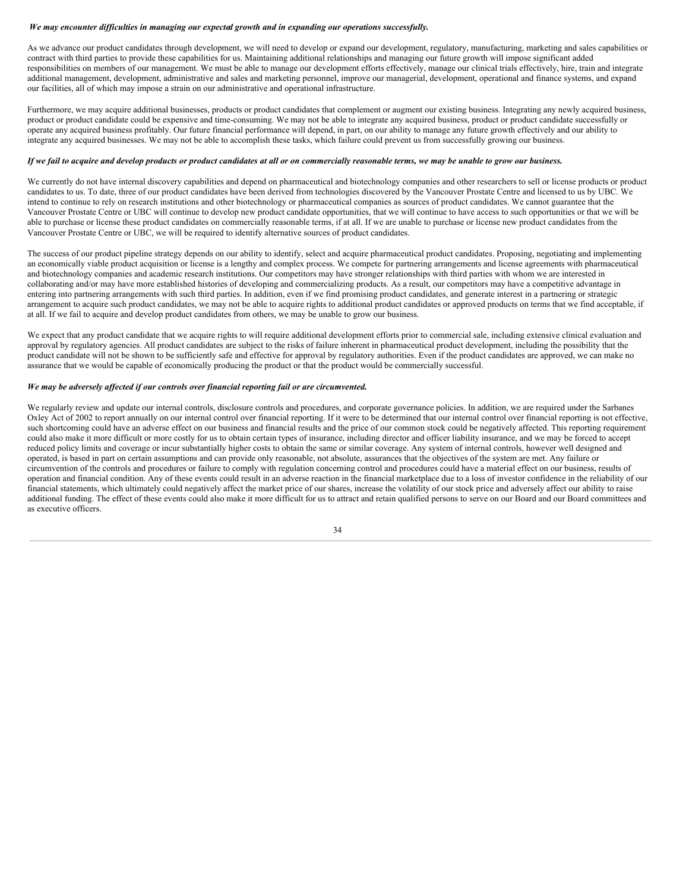*We may encounter difficulties in managing our expected growth and in expanding our operations successfully.*

As we advance our product candidates through development, we will need to develop or expand our development, regulatory, manufacturing, marketing and sales capabilities or contract with third parties to provide these capabilities for us. Maintaining additional relationships and managing our future growth will impose significant added responsibilities on members of our management. We must be able to manage our development efforts effectively, manage our clinical trials effectively, hire, train and integrate additional management, development, administrative and sales and marketing personnel, improve our managerial, development, operational and finance systems, and expand our facilities, all of which may impose a strain on our administrative and operational infrastructure.

Furthermore, we may acquire additional businesses, products or product candidates that complement or augment our existing business. Integrating any newly acquired business, product or product candidate could be expensive and time-consuming. We may not be able to integrate any acquired business, product or product candidate successfully or operate any acquired business profitably. Our future financial performance will depend, in part, on our ability to manage any future growth effectively and our ability to integrate any acquired businesses. We may not be able to accomplish these tasks, which failure could prevent us from successfully growing our business.

***If we fail to acquire and develop products or product candidates at all or on commercially reasonable terms, we may be unable to grow our business.***

We currently do not have internal discovery capabilities and depend on pharmaceutical and biotechnology companies and other researchers to sell or license products or product candidates to us. To date, three of our product candidates have been derived from technologies discovered by the Vancouver Prostate Centre and licensed to us by UBC. We intend to continue to rely on research institutions and other biotechnology or pharmaceutical companies as sources of product candidates. We cannot guarantee that the Vancouver Prostate Centre or UBC will continue to develop new product candidate opportunities, that we will continue to have access to such opportunities or that we will be able to purchase or license these product candidates on commercially reasonable terms, if at all. If we are unable to purchase or license new product candidates from the Vancouver Prostate Centre or UBC, we will be required to identify alternative sources of product candidates.

The success of our product pipeline strategy depends on our ability to identify, select and acquire pharmaceutical product candidates. Proposing, negotiating and implementing an economically viable product acquisition or license is a lengthy and complex process. We compete for partnering arrangements and license agreements with pharmaceutical and biotechnology companies and academic research institutions. Our competitors may have stronger relationships with third parties with whom we are interested in collaborating and/or may have more established histories of developing and commercializing products. As a result, our competitors may have a competitive advantage in entering into partnering arrangements with such third parties. In addition, even if we find promising product candidates, and generate interest in a partnering or strategic arrangement to acquire such product candidates, we may not be able to acquire rights to additional product candidates or approved products on terms that we find acceptable, if at all. If we fail to acquire and develop product candidates from others, we may be unable to grow our business.

We expect that any product candidate that we acquire rights to will require additional development efforts prior to commercial sale, including extensive clinical evaluation and approval by regulatory agencies. All product candidates are subject to the risks of failure inherent in pharmaceutical product development, including the possibility that the product candidate will not be shown to be sufficiently safe and effective for approval by regulatory authorities. Even if the product candidates are approved, we can make no assurance that we would be capable of economically producing the product or that the product would be commercially successful.

***We may be adversely affected if our controls over financial reporting fail or are circumvented.***

We regularly review and update our internal controls, disclosure controls and procedures, and corporate governance policies. In addition, we are required under the Sarbanes Oxley Act of 2002 to report annually on our internal control over financial reporting. If it were to be determined that our internal control over financial reporting is not effective, such shortcoming could have an adverse effect on our business and financial results and the price of our common stock could be negatively affected. This reporting requirement could also make it more difficult or more costly for us to obtain certain types of insurance, including director and officer liability insurance, and we may be forced to accept reduced policy limits and coverage or incur substantially higher costs to obtain the same or similar coverage. Any system of internal controls, however well designed and operated, is based in part on certain assumptions and can provide only reasonable, not absolute, assurances that the objectives of the system are met. Any failure or circumvention of the controls and procedures or failure to comply with regulation concerning control and procedures could have a material effect on our business, results of operation and financial condition. Any of these events could result in an adverse reaction in the financial marketplace due to a loss of investor confidence in the reliability of our financial statements, which ultimately could negatively affect the market price of our shares, increase the volatility of our stock price and adversely affect our ability to raise additional funding. The effect of these events could also make it more difficult for us to attract and retain qualified persons to serve on our Board and our Board committees and as executive officers.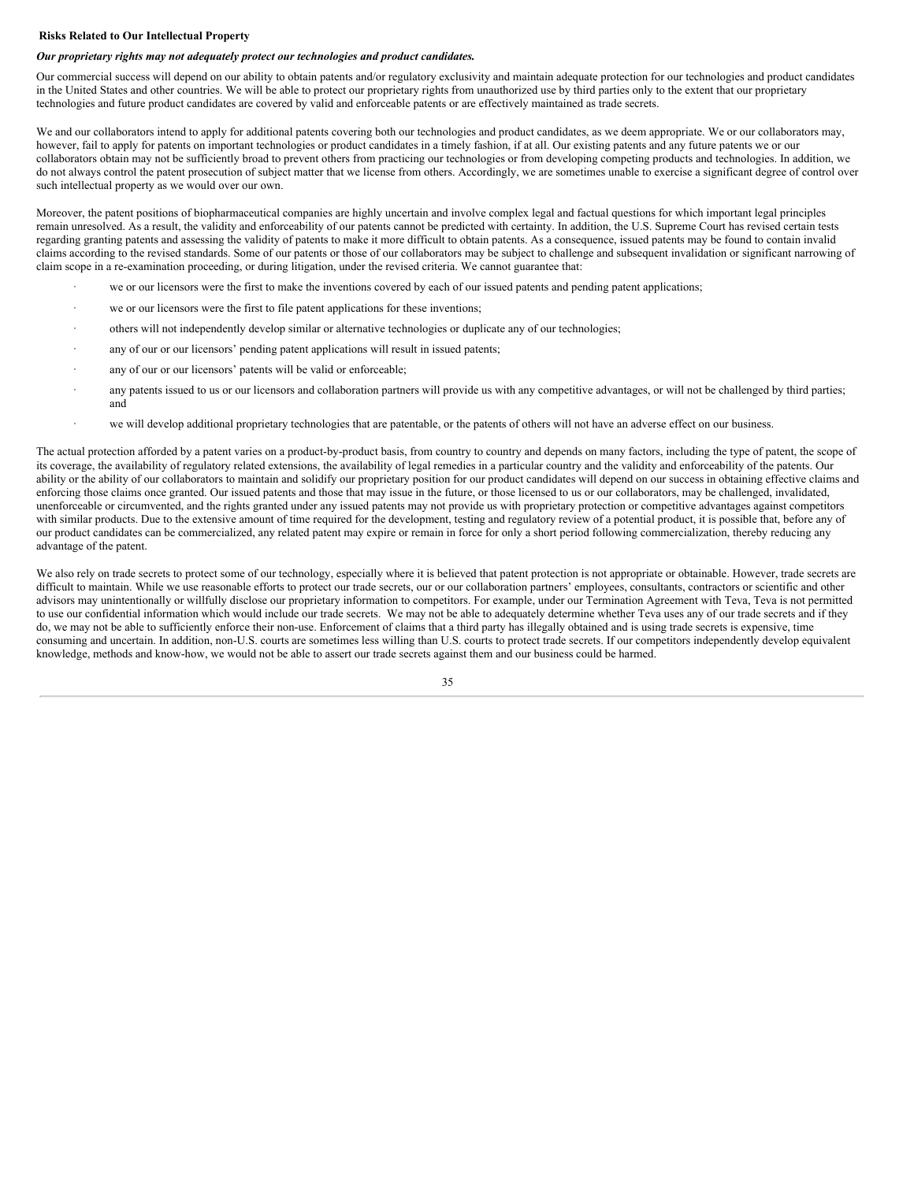**Risks Related to Our Intellectual Property**

***Our proprietary rights may not adequately protect our technologies and product candidates.***

Our commercial success will depend on our ability to obtain patents and/or regulatory exclusivity and maintain adequate protection for our technologies and product candidates in the United States and other countries. We will be able to protect our proprietary rights from unauthorized use by third parties only to the extent that our proprietary technologies and future product candidates are covered by valid and enforceable patents or are effectively maintained as trade secrets.

We and our collaborators intend to apply for additional patents covering both our technologies and product candidates, as we deem appropriate. We or our collaborators may, however, fail to apply for patents on important technologies or product candidates in a timely fashion, if at all. Our existing patents and any future patents we or our collaborators obtain may not be sufficiently broad to prevent others from practicing our technologies or from developing competing products and technologies. In addition, we do not always control the patent prosecution of subject matter that we license from others. Accordingly, we are sometimes unable to exercise a significant degree of control over such intellectual property as we would over our own.

Moreover, the patent positions of biopharmaceutical companies are highly uncertain and involve complex legal and factual questions for which important legal principles remain unresolved. As a result, the validity and enforceability of our patents cannot be predicted with certainty. In addition, the U.S. Supreme Court has revised certain tests regarding granting patents and assessing the validity of patents to make it more difficult to obtain patents. As a consequence, issued patents may be found to contain invalid claims according to the revised standards. Some of our patents or those of our collaborators may be subject to challenge and subsequent invalidation or significant narrowing of claim scope in a re-examination proceeding, or during litigation, under the revised criteria. We cannot guarantee that:

- we or our licensors were the first to make the inventions covered by each of our issued patents and pending patent applications;
- we or our licensors were the first to file patent applications for these inventions;
- others will not independently develop similar or alternative technologies or duplicate any of our technologies;
- any of our or our licensors' pending patent applications will result in issued patents;
- any of our or our licensors' patents will be valid or enforceable;
- any patents issued to us or our licensors and collaboration partners will provide us with any competitive advantages, or will not be challenged by third parties; and
- we will develop additional proprietary technologies that are patentable, or the patents of others will not have an adverse effect on our business.

The actual protection afforded by a patent varies on a product-by-product basis, from country to country and depends on many factors, including the type of patent, the scope of its coverage, the availability of regulatory related extensions, the availability of legal remedies in a particular country and the validity and enforceability of the patents. Our ability or the ability of our collaborators to maintain and solidify our proprietary position for our product candidates will depend on our success in obtaining effective claims and enforcing those claims once granted. Our issued patents and those that may issue in the future, or those licensed to us or our collaborators, may be challenged, invalidated, unenforceable or circumvented, and the rights granted under any issued patents may not provide us with proprietary protection or competitive advantages against competitors with similar products. Due to the extensive amount of time required for the development, testing and regulatory review of a potential product, it is possible that, before any of our product candidates can be commercialized, any related patent may expire or remain in force for only a short period following commercialization, thereby reducing any advantage of the patent.

We also rely on trade secrets to protect some of our technology, especially where it is believed that patent protection is not appropriate or obtainable. However, trade secrets are difficult to maintain. While we use reasonable efforts to protect our trade secrets, our or our collaboration partners' employees, consultants, contractors or scientific and other advisors may unintentionally or willfully disclose our proprietary information to competitors. For example, under our Termination Agreement with Teva, Teva is not permitted to use our confidential information which would include our trade secrets. We may not be able to adequately determine whether Teva uses any of our trade secrets and if they do, we may not be able to sufficiently enforce their non-use. Enforcement of claims that a third party has illegally obtained and is using trade secrets is expensive, time consuming and uncertain. In addition, non-U.S. courts are sometimes less willing than U.S. courts to protect trade secrets. If our competitors independently develop equivalent knowledge, methods and know-how, we would not be able to assert our trade secrets against them and our business could be harmed.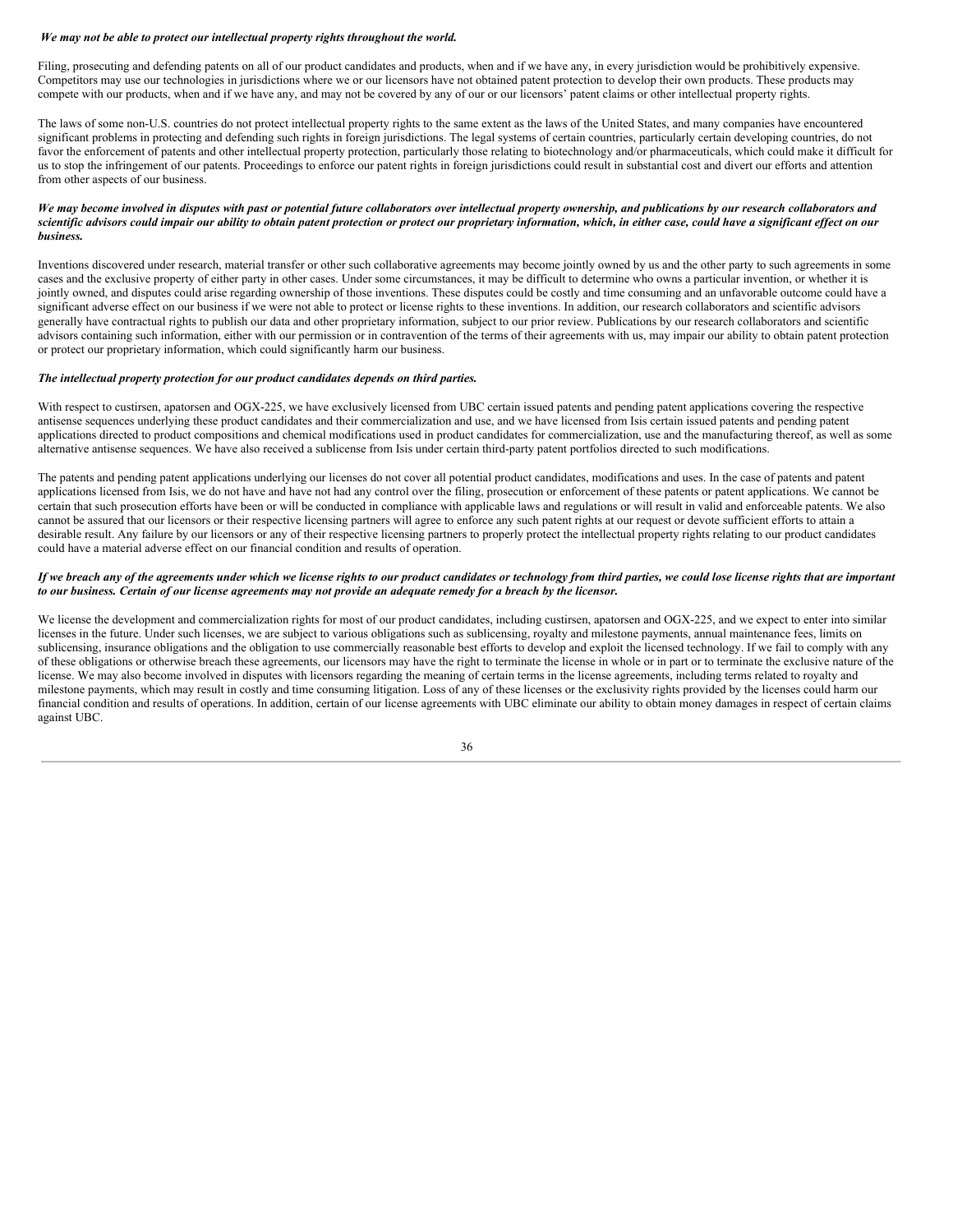***We may not be able to protect our intellectual property rights throughout the world.***

Filing, prosecuting and defending patents on all of our product candidates and products, when and if we have any, in every jurisdiction would be prohibitively expensive. Competitors may use our technologies in jurisdictions where we or our licensors have not obtained patent protection to develop their own products. These products may compete with our products, when and if we have any, and may not be covered by any of our or our licensors' patent claims or other intellectual property rights.

The laws of some non-U.S. countries do not protect intellectual property rights to the same extent as the laws of the United States, and many companies have encountered significant problems in protecting and defending such rights in foreign jurisdictions. The legal systems of certain countries, particularly certain developing countries, do not favor the enforcement of patents and other intellectual property protection, particularly those relating to biotechnology and/or pharmaceuticals, which could make it difficult for us to stop the infringement of our patents. Proceedings to enforce our patent rights in foreign jurisdictions could result in substantial cost and divert our efforts and attention from other aspects of our business.

***We may become involved in disputes with past or potential future collaborators over intellectual property ownership, and publications by our research collaborators and scientific advisors could impair our ability to obtain patent protection or protect our proprietary information, which, in either case, could have a significant effect on our business.***

Inventions discovered under research, material transfer or other such collaborative agreements may become jointly owned by us and the other party to such agreements in some cases and the exclusive property of either party in other cases. Under some circumstances, it may be difficult to determine who owns a particular invention, or whether it is jointly owned, and disputes could arise regarding ownership of those inventions. These disputes could be costly and time consuming and an unfavorable outcome could have a significant adverse effect on our business if we were not able to protect or license rights to these inventions. In addition, our research collaborators and scientific advisors generally have contractual rights to publish our data and other proprietary information, subject to our prior review. Publications by our research collaborators and scientific advisors containing such information, either with our permission or in contravention of the terms of their agreements with us, may impair our ability to obtain patent protection or protect our proprietary information, which could significantly harm our business.

***The intellectual property protection for our product candidates depends on third parties.***

With respect to custirsen, apatorsen and OGX-225, we have exclusively licensed from UBC certain issued patents and pending patent applications covering the respective antisense sequences underlying these product candidates and their commercialization and use, and we have licensed from Isis certain issued patents and pending patent applications directed to product compositions and chemical modifications used in product candidates for commercialization, use and the manufacturing thereof, as well as some alternative antisense sequences. We have also received a sublicense from Isis under certain third-party patent portfolios directed to such modifications.

The patents and pending patent applications underlying our licenses do not cover all potential product candidates, modifications and uses. In the case of patents and patent applications licensed from Isis, we do not have and have not had any control over the filing, prosecution or enforcement of these patents or patent applications. We cannot be certain that such prosecution efforts have been or will be conducted in compliance with applicable laws and regulations or will result in valid and enforceable patents. We also cannot be assured that our licensors or their respective licensing partners will agree to enforce any such patent rights at our request or devote sufficient efforts to attain a desirable result. Any failure by our licensors or any of their respective licensing partners to properly protect the intellectual property rights relating to our product candidates could have a material adverse effect on our financial condition and results of operation.

***If we breach any of the agreements under which we license rights to our product candidates or technology from third parties, we could lose license rights that are important to our business. Certain of our license agreements may not provide an adequate remedy for a breach by the licensor.***

We license the development and commercialization rights for most of our product candidates, including custirsen, apatorsen and OGX-225, and we expect to enter into similar licenses in the future. Under such licenses, we are subject to various obligations such as sublicensing, royalty and milestone payments, annual maintenance fees, limits on sublicensing, insurance obligations and the obligation to use commercially reasonable best efforts to develop and exploit the licensed technology. If we fail to comply with any of these obligations or otherwise breach these agreements, our licensors may have the right to terminate the license in whole or in part or to terminate the exclusive nature of the license. We may also become involved in disputes with licensors regarding the meaning of certain terms in the license agreements, including terms related to royalty and milestone payments, which may result in costly and time consuming litigation. Loss of any of these licenses or the exclusivity rights provided by the licenses could harm our financial condition and results of operations. In addition, certain of our license agreements with UBC eliminate our ability to obtain money damages in respect of certain claims against UBC.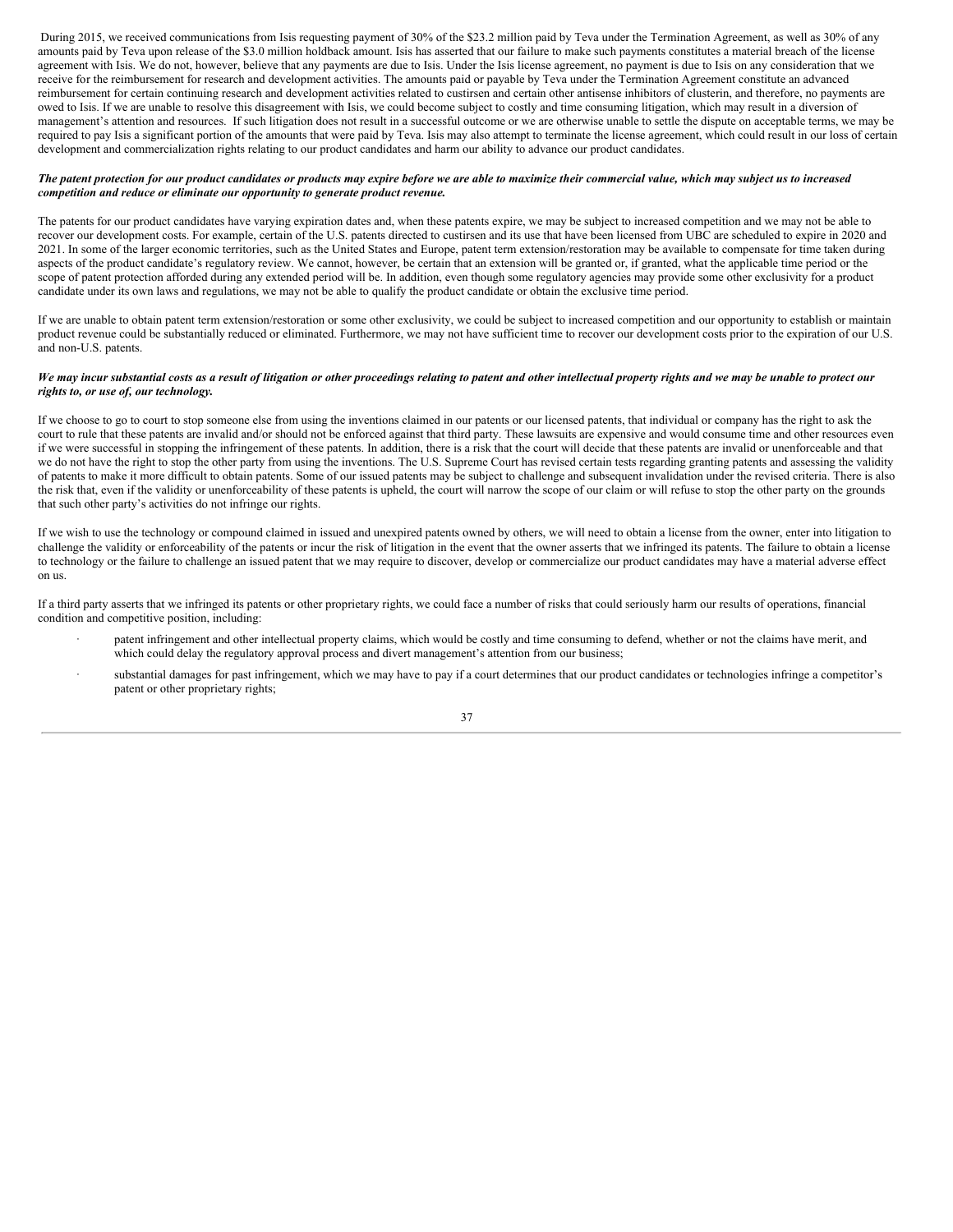During 2015, we received communications from Isis requesting payment of 30% of the $23.2 million paid by Teva under the Termination Agreement, as well as 30% of any amounts paid by Teva upon release of the $3.0 million holdback amount. Isis has asserted that our failure to make such payments constitutes a material breach of the license agreement with Isis. We do not, however, believe that any payments are due to Isis. Under the Isis license agreement, no payment is due to Isis on any consideration that we receive for the reimbursement for research and development activities. The amounts paid or payable by Teva under the Termination Agreement constitute an advanced reimbursement for certain continuing research and development activities related to custirsen and certain other antisense inhibitors of clusterin, and therefore, no payments are owed to Isis. If we are unable to resolve this disagreement with Isis, we could become subject to costly and time consuming litigation, which may result in a diversion of management's attention and resources. If such litigation does not result in a successful outcome or we are otherwise unable to settle the dispute on acceptable terms, we may be required to pay Isis a significant portion of the amounts that were paid by Teva. Isis may also attempt to terminate the license agreement, which could result in our loss of certain development and commercialization rights relating to our product candidates and harm our ability to advance our product candidates.

***The patent protection for our product candidates or products may expire before we are able to maximize their commercial value, which may subject us to increased competition and reduce or eliminate our opportunity to generate product revenue.***

The patents for our product candidates have varying expiration dates and, when these patents expire, we may be subject to increased competition and we may not be able to recover our development costs. For example, certain of the U.S. patents directed to custirsen and its use that have been licensed from UBC are scheduled to expire in 2020 and 2021. In some of the larger economic territories, such as the United States and Europe, patent term extension/restoration may be available to compensate for time taken during aspects of the product candidate's regulatory review. We cannot, however, be certain that an extension will be granted or, if granted, what the applicable time period or the scope of patent protection afforded during any extended period will be. In addition, even though some regulatory agencies may provide some other exclusivity for a product candidate under its own laws and regulations, we may not be able to qualify the product candidate or obtain the exclusive time period.

If we are unable to obtain patent term extension/restoration or some other exclusivity, we could be subject to increased competition and our opportunity to establish or maintain product revenue could be substantially reduced or eliminated. Furthermore, we may not have sufficient time to recover our development costs prior to the expiration of our U.S. and non-U.S. patents.

***We may incur substantial costs as a result of litigation or other proceedings relating to patent and other intellectual property rights and we may be unable to protect our rights to, or use of, our technology.***

If we choose to go to court to stop someone else from using the inventions claimed in our patents or our licensed patents, that individual or company has the right to ask the court to rule that these patents are invalid and/or should not be enforced against that third party. These lawsuits are expensive and would consume time and other resources even if we were successful in stopping the infringement of these patents. In addition, there is a risk that the court will decide that these patents are invalid or unenforceable and that we do not have the right to stop the other party from using the inventions. The U.S. Supreme Court has revised certain tests regarding granting patents and assessing the validity of patents to make it more difficult to obtain patents. Some of our issued patents may be subject to challenge and subsequent invalidation under the revised criteria. There is also the risk that, even if the validity or unenforceability of these patents is upheld, the court will narrow the scope of our claim or will refuse to stop the other party on the grounds that such other party's activities do not infringe our rights.

If we wish to use the technology or compound claimed in issued and unexpired patents owned by others, we will need to obtain a license from the owner, enter into litigation to challenge the validity or enforceability of the patents or incur the risk of litigation in the event that the owner asserts that we infringed its patents. The failure to obtain a license to technology or the failure to challenge an issued patent that we may require to discover, develop or commercialize our product candidates may have a material adverse effect on us.

If a third party asserts that we infringed its patents or other proprietary rights, we could face a number of risks that could seriously harm our results of operations, financial condition and competitive position, including:

- patent infringement and other intellectual property claims, which would be costly and time consuming to defend, whether or not the claims have merit, and which could delay the regulatory approval process and divert management's attention from our business;
- substantial damages for past infringement, which we may have to pay if a court determines that our product candidates or technologies infringe a competitor's patent or other proprietary rights;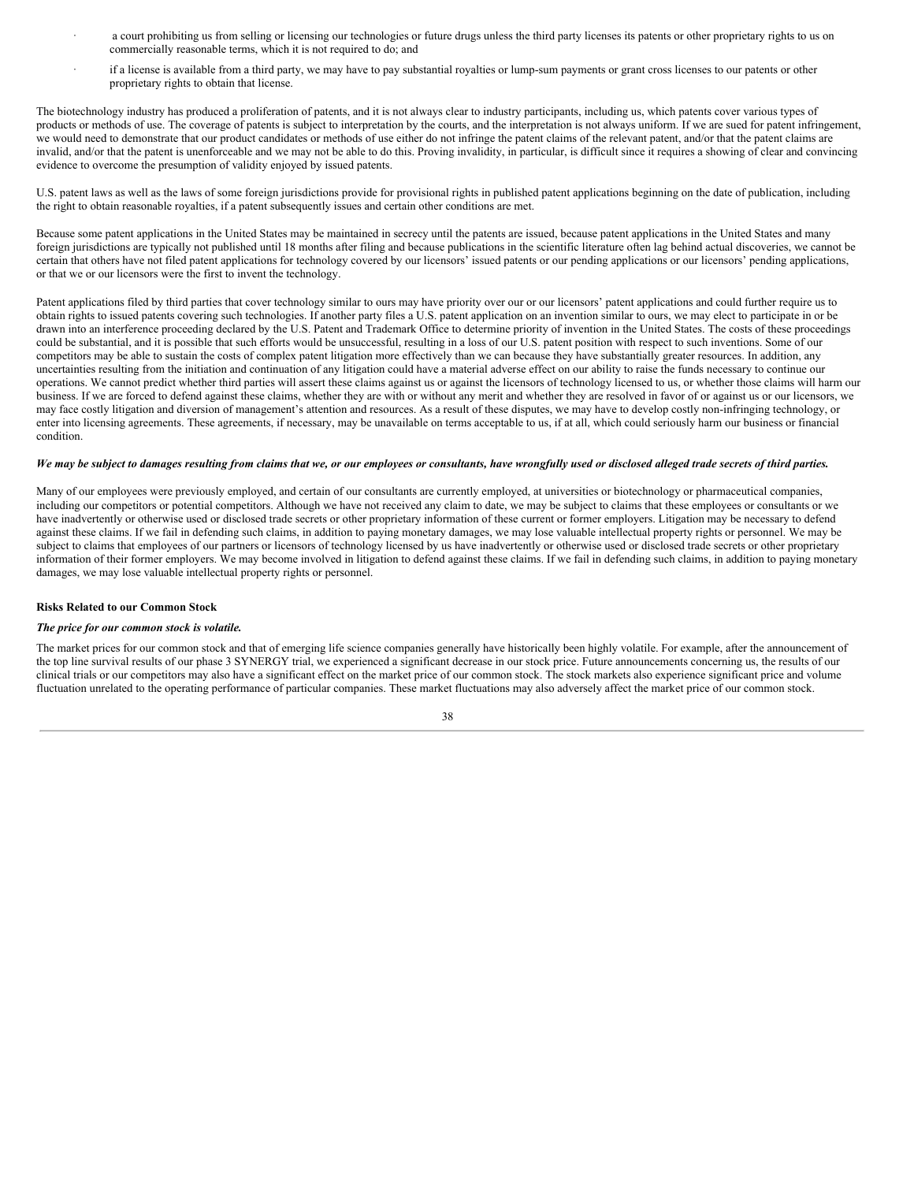- a court prohibiting us from selling or licensing our technologies or future drugs unless the third party licenses its patents or other proprietary rights to us on commercially reasonable terms, which it is not required to do; and
- if a license is available from a third party, we may have to pay substantial royalties or lump-sum payments or grant cross licenses to our patents or other proprietary rights to obtain that license.

The biotechnology industry has produced a proliferation of patents, and it is not always clear to industry participants, including us, which patents cover various types of products or methods of use. The coverage of patents is subject to interpretation by the courts, and the interpretation is not always uniform. If we are sued for patent infringement, we would need to demonstrate that our product candidates or methods of use either do not infringe the patent claims of the relevant patent, and/or that the patent claims are invalid, and/or that the patent is unenforceable and we may not be able to do this. Proving invalidity, in particular, is difficult since it requires a showing of clear and convincing evidence to overcome the presumption of validity enjoyed by issued patents.

U.S. patent laws as well as the laws of some foreign jurisdictions provide for provisional rights in published patent applications beginning on the date of publication, including the right to obtain reasonable royalties, if a patent subsequently issues and certain other conditions are met.

Because some patent applications in the United States may be maintained in secrecy until the patents are issued, because patent applications in the United States and many foreign jurisdictions are typically not published until 18 months after filing and because publications in the scientific literature often lag behind actual discoveries, we cannot be certain that others have not filed patent applications for technology covered by our licensors' issued patents or our pending applications or our licensors' pending applications, or that we or our licensors were the first to invent the technology.

Patent applications filed by third parties that cover technology similar to ours may have priority over our or our licensors' patent applications and could further require us to obtain rights to issued patents covering such technologies. If another party files a U.S. patent application on an invention similar to ours, we may elect to participate in or be drawn into an interference proceeding declared by the U.S. Patent and Trademark Office to determine priority of invention in the United States. The costs of these proceedings could be substantial, and it is possible that such efforts would be unsuccessful, resulting in a loss of our U.S. patent position with respect to such inventions. Some of our competitors may be able to sustain the costs of complex patent litigation more effectively than we can because they have substantially greater resources. In addition, any uncertainties resulting from the initiation and continuation of any litigation could have a material adverse effect on our ability to raise the funds necessary to continue our operations. We cannot predict whether third parties will assert these claims against us or against the licensors of technology licensed to us, or whether those claims will harm our business. If we are forced to defend against these claims, whether they are with or without any merit and whether they are resolved in favor of or against us or our licensors, we may face costly litigation and diversion of management's attention and resources. As a result of these disputes, we may have to develop costly non-infringing technology, or enter into licensing agreements. These agreements, if necessary, may be unavailable on terms acceptable to us, if at all, which could seriously harm our business or financial condition.

***We may be subject to damages resulting from claims that we, or our employees or consultants, have wrongfully used or disclosed alleged trade secrets of third parties.***

Many of our employees were previously employed, and certain of our consultants are currently employed, at universities or biotechnology or pharmaceutical companies, including our competitors or potential competitors. Although we have not received any claim to date, we may be subject to claims that these employees or consultants or we have inadvertently or otherwise used or disclosed trade secrets or other proprietary information of these current or former employers. Litigation may be necessary to defend against these claims. If we fail in defending such claims, in addition to paying monetary damages, we may lose valuable intellectual property rights or personnel. We may be subject to claims that employees of our partners or licensors of technology licensed by us have inadvertently or otherwise used or disclosed trade secrets or other proprietary information of their former employers. We may become involved in litigation to defend against these claims. If we fail in defending such claims, in addition to paying monetary damages, we may lose valuable intellectual property rights or personnel.

**Risks Related to our Common Stock**

***The price for our common stock is volatile.***

The market prices for our common stock and that of emerging life science companies generally have historically been highly volatile. For example, after the announcement of the top line survival results of our phase 3 SYNERGY trial, we experienced a significant decrease in our stock price. Future announcements concerning us, the results of our clinical trials or our competitors may also have a significant effect on the market price of our common stock. The stock markets also experience significant price and volume fluctuation unrelated to the operating performance of particular companies. These market fluctuations may also adversely affect the market price of our common stock.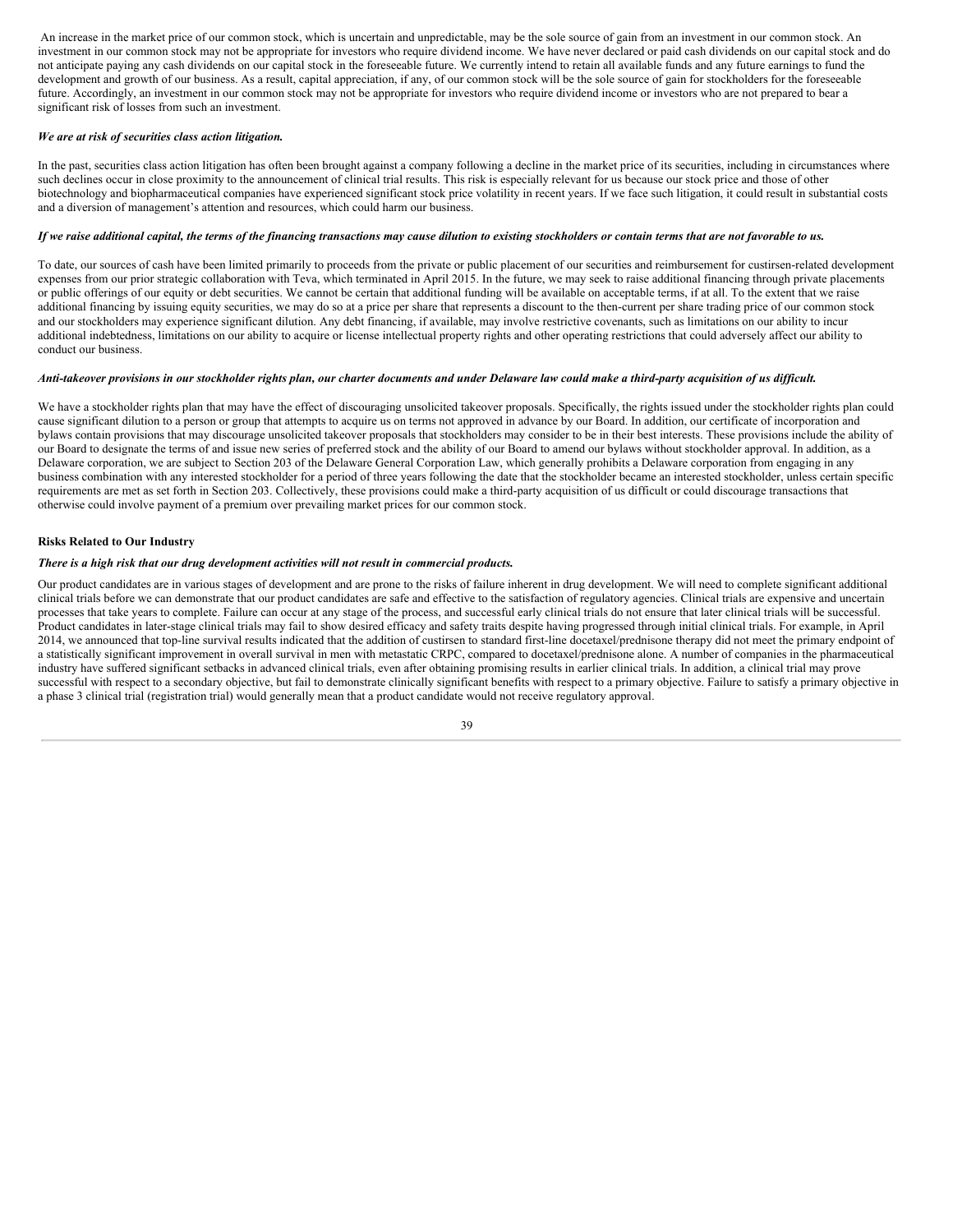An increase in the market price of our common stock, which is uncertain and unpredictable, may be the sole source of gain from an investment in our common stock. An investment in our common stock may not be appropriate for investors who require dividend income. We have never declared or paid cash dividends on our capital stock and do not anticipate paying any cash dividends on our capital stock in the foreseeable future. We currently intend to retain all available funds and any future earnings to fund the development and growth of our business. As a result, capital appreciation, if any, of our common stock will be the sole source of gain for stockholders for the foreseeable future. Accordingly, an investment in our common stock may not be appropriate for investors who require dividend income or investors who are not prepared to bear a significant risk of losses from such an investment.

***We are at risk of securities class action litigation.***

In the past, securities class action litigation has often been brought against a company following a decline in the market price of its securities, including in circumstances where such declines occur in close proximity to the announcement of clinical trial results. This risk is especially relevant for us because our stock price and those of other biotechnology and biopharmaceutical companies have experienced significant stock price volatility in recent years. If we face such litigation, it could result in substantial costs and a diversion of management's attention and resources, which could harm our business.

***If we raise additional capital, the terms of the financing transactions may cause dilution to existing stockholders or contain terms that are not favorable to us.***

To date, our sources of cash have been limited primarily to proceeds from the private or public placement of our securities and reimbursement for custirsen-related development expenses from our prior strategic collaboration with Teva, which terminated in April 2015. In the future, we may seek to raise additional financing through private placements or public offerings of our equity or debt securities. We cannot be certain that additional funding will be available on acceptable terms, if at all. To the extent that we raise additional financing by issuing equity securities, we may do so at a price per share that represents a discount to the then-current per share trading price of our common stock and our stockholders may experience significant dilution. Any debt financing, if available, may involve restrictive covenants, such as limitations on our ability to incur additional indebtedness, limitations on our ability to acquire or license intellectual property rights and other operating restrictions that could adversely affect our ability to conduct our business.

***Anti-takeover provisions in our stockholder rights plan, our charter documents and under Delaware law could make a third-party acquisition of us difficult.***

We have a stockholder rights plan that may have the effect of discouraging unsolicited takeover proposals. Specifically, the rights issued under the stockholder rights plan could cause significant dilution to a person or group that attempts to acquire us on terms not approved in advance by our Board. In addition, our certificate of incorporation and bylaws contain provisions that may discourage unsolicited takeover proposals that stockholders may consider to be in their best interests. These provisions include the ability of our Board to designate the terms of and issue new series of preferred stock and the ability of our Board to amend our bylaws without stockholder approval. In addition, as a Delaware corporation, we are subject to Section 203 of the Delaware General Corporation Law, which generally prohibits a Delaware corporation from engaging in any business combination with any interested stockholder for a period of three years following the date that the stockholder became an interested stockholder, unless certain specific requirements are met as set forth in Section 203. Collectively, these provisions could make a third-party acquisition of us difficult or could discourage transactions that otherwise could involve payment of a premium over prevailing market prices for our common stock.

**Risks Related to Our Industry**

***There is a high risk that our drug development activities will not result in commercial products.***

Our product candidates are in various stages of development and are prone to the risks of failure inherent in drug development. We will need to complete significant additional clinical trials before we can demonstrate that our product candidates are safe and effective to the satisfaction of regulatory agencies. Clinical trials are expensive and uncertain processes that take years to complete. Failure can occur at any stage of the process, and successful early clinical trials do not ensure that later clinical trials will be successful. Product candidates in later-stage clinical trials may fail to show desired efficacy and safety traits despite having progressed through initial clinical trials. For example, in April 2014, we announced that top-line survival results indicated that the addition of custirsen to standard first-line docetaxel/prednisone therapy did not meet the primary endpoint of a statistically significant improvement in overall survival in men with metastatic CRPC, compared to docetaxel/prednisone alone. A number of companies in the pharmaceutical industry have suffered significant setbacks in advanced clinical trials, even after obtaining promising results in earlier clinical trials. In addition, a clinical trial may prove successful with respect to a secondary objective, but fail to demonstrate clinically significant benefits with respect to a primary objective. Failure to satisfy a primary objective in a phase 3 clinical trial (registration trial) would generally mean that a product candidate would not receive regulatory approval.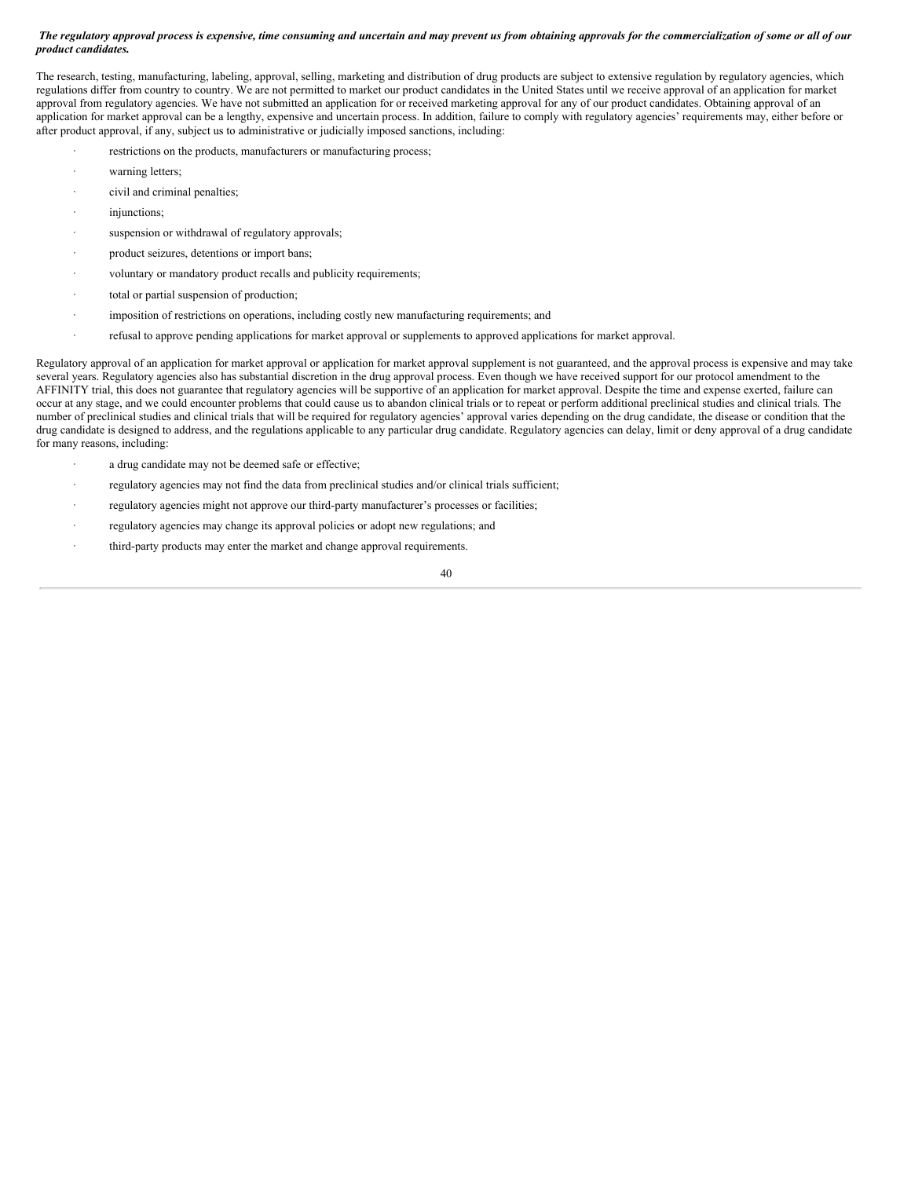***The regulatory approval process is expensive, time consuming and uncertain and may prevent us from obtaining approvals for the commercialization of some or all of our product candidates.***

The research, testing, manufacturing, labeling, approval, selling, marketing and distribution of drug products are subject to extensive regulation by regulatory agencies, which regulations differ from country to country. We are not permitted to market our product candidates in the United States until we receive approval of an application for market approval from regulatory agencies. We have not submitted an application for or received marketing approval for any of our product candidates. Obtaining approval of an application for market approval can be a lengthy, expensive and uncertain process. In addition, failure to comply with regulatory agencies' requirements may, either before or after product approval, if any, subject us to administrative or judicially imposed sanctions, including:

- restrictions on the products, manufacturers or manufacturing process;
- warning letters;
- civil and criminal penalties;
- injunctions;
- suspension or withdrawal of regulatory approvals;
- product seizures, detentions or import bans;
- voluntary or mandatory product recalls and publicity requirements;
- total or partial suspension of production;
- imposition of restrictions on operations, including costly new manufacturing requirements; and
- refusal to approve pending applications for market approval or supplements to approved applications for market approval.

Regulatory approval of an application for market approval or application for market approval supplement is not guaranteed, and the approval process is expensive and may take several years. Regulatory agencies also has substantial discretion in the drug approval process. Even though we have received support for our protocol amendment to the AFFINITY trial, this does not guarantee that regulatory agencies will be supportive of an application for market approval. Despite the time and expense exerted, failure can occur at any stage, and we could encounter problems that could cause us to abandon clinical trials or to repeat or perform additional preclinical studies and clinical trials. The number of preclinical studies and clinical trials that will be required for regulatory agencies' approval varies depending on the drug candidate, the disease or condition that the drug candidate is designed to address, and the regulations applicable to any particular drug candidate. Regulatory agencies can delay, limit or deny approval of a drug candidate for many reasons, including:

- a drug candidate may not be deemed safe or effective;
- regulatory agencies may not find the data from preclinical studies and/or clinical trials sufficient;
- regulatory agencies might not approve our third-party manufacturer's processes or facilities;
- regulatory agencies may change its approval policies or adopt new regulations; and
- third-party products may enter the market and change approval requirements.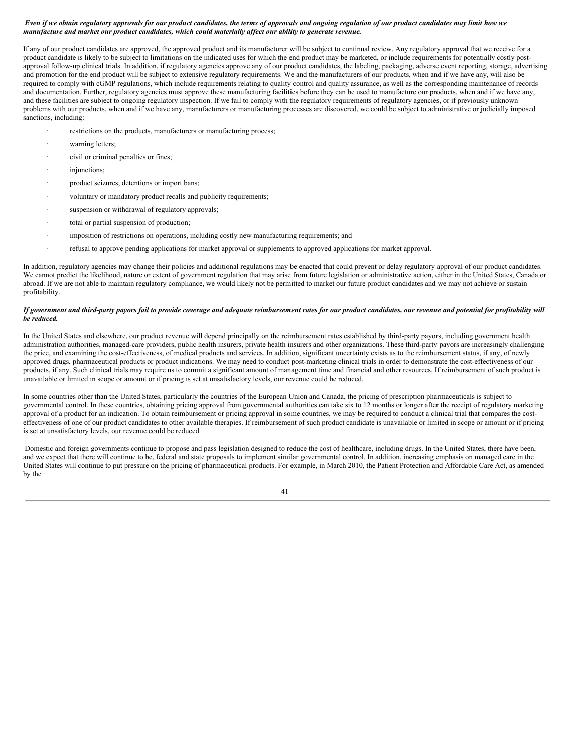***Even if we obtain regulatory approvals for our product candidates, the terms of approvals and ongoing regulation of our product candidates may limit how we manufacture and market our product candidates, which could materially affect our ability to generate revenue.***

If any of our product candidates are approved, the approved product and its manufacturer will be subject to continual review. Any regulatory approval that we receive for a product candidate is likely to be subject to limitations on the indicated uses for which the end product may be marketed, or include requirements for potentially costly post-approval follow-up clinical trials. In addition, if regulatory agencies approve any of our product candidates, the labeling, packaging, adverse event reporting, storage, advertising and promotion for the end product will be subject to extensive regulatory requirements. We and the manufacturers of our products, when and if we have any, will also be required to comply with cGMP regulations, which include requirements relating to quality control and quality assurance, as well as the corresponding maintenance of records and documentation. Further, regulatory agencies must approve these manufacturing facilities before they can be used to manufacture our products, when and if we have any, and these facilities are subject to ongoing regulatory inspection. If we fail to comply with the regulatory requirements of regulatory agencies, or if previously unknown problems with our products, when and if we have any, manufacturers or manufacturing processes are discovered, we could be subject to administrative or judicially imposed sanctions, including:

- restrictions on the products, manufacturers or manufacturing process;
- warning letters;
- civil or criminal penalties or fines;
- injunctions;
- product seizures, detentions or import bans;
- voluntary or mandatory product recalls and publicity requirements;
- suspension or withdrawal of regulatory approvals;
- total or partial suspension of production;
- imposition of restrictions on operations, including costly new manufacturing requirements; and
- refusal to approve pending applications for market approval or supplements to approved applications for market approval.

In addition, regulatory agencies may change their policies and additional regulations may be enacted that could prevent or delay regulatory approval of our product candidates. We cannot predict the likelihood, nature or extent of government regulation that may arise from future legislation or administrative action, either in the United States, Canada or abroad. If we are not able to maintain regulatory compliance, we would likely not be permitted to market our future product candidates and we may not achieve or sustain profitability.

***If government and third-party payors fail to provide coverage and adequate reimbursement rates for our product candidates, our revenue and potential for profitability will be reduced.***

In the United States and elsewhere, our product revenue will depend principally on the reimbursement rates established by third-party payors, including government health administration authorities, managed-care providers, public health insurers, private health insurers and other organizations. These third-party payors are increasingly challenging the price, and examining the cost-effectiveness, of medical products and services. In addition, significant uncertainty exists as to the reimbursement status, if any, of newly approved drugs, pharmaceutical products or product indications. We may need to conduct post-marketing clinical trials in order to demonstrate the cost-effectiveness of our products, if any. Such clinical trials may require us to commit a significant amount of management time and financial and other resources. If reimbursement of such product is unavailable or limited in scope or amount or if pricing is set at unsatisfactory levels, our revenue could be reduced.

In some countries other than the United States, particularly the countries of the European Union and Canada, the pricing of prescription pharmaceuticals is subject to governmental control. In these countries, obtaining pricing approval from governmental authorities can take six to 12 months or longer after the receipt of regulatory marketing approval of a product for an indication. To obtain reimbursement or pricing approval in some countries, we may be required to conduct a clinical trial that compares the cost-effectiveness of one of our product candidates to other available therapies. If reimbursement of such product candidate is unavailable or limited in scope or amount or if pricing is set at unsatisfactory levels, our revenue could be reduced.

Domestic and foreign governments continue to propose and pass legislation designed to reduce the cost of healthcare, including drugs. In the United States, there have been, and we expect that there will continue to be, federal and state proposals to implement similar governmental control. In addition, increasing emphasis on managed care in the United States will continue to put pressure on the pricing of pharmaceutical products. For example, in March 2010, the Patient Protection and Affordable Care Act, as amended by the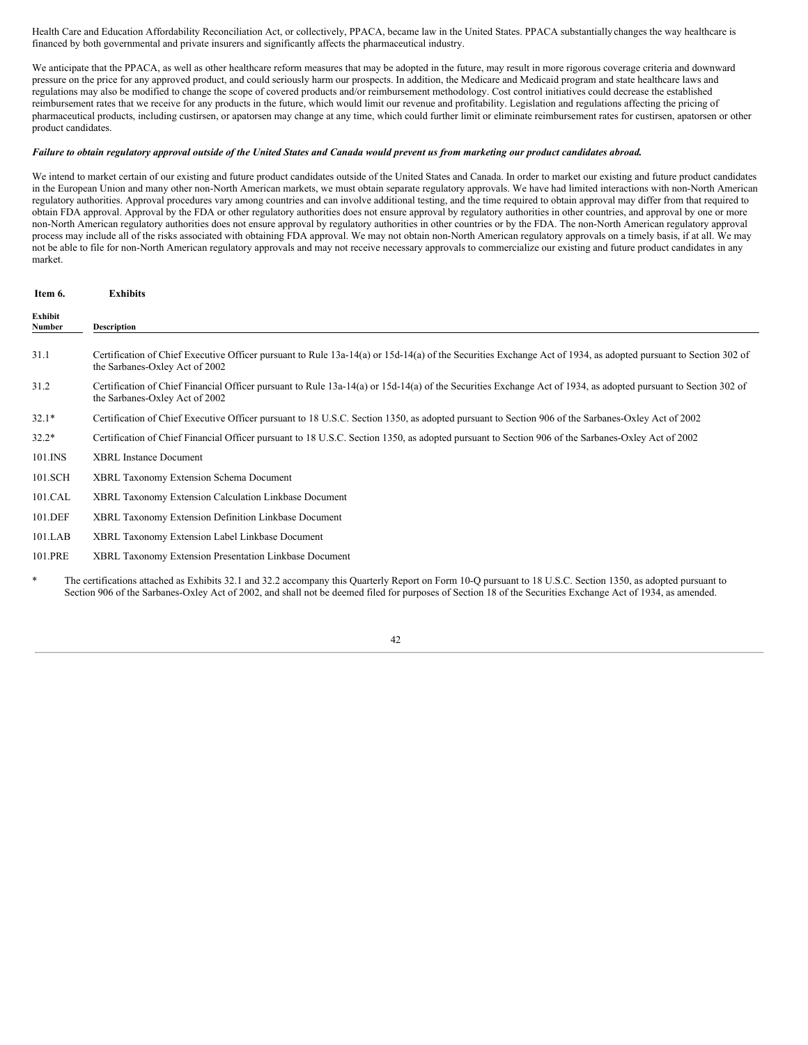Health Care and Education Affordability Reconciliation Act, or collectively, PPACA, became law in the United States. PPACA substantially changes the way healthcare is financed by both governmental and private insurers and significantly affects the pharmaceutical industry.

We anticipate that the PPACA, as well as other healthcare reform measures that may be adopted in the future, may result in more rigorous coverage criteria and downward pressure on the price for any approved product, and could seriously harm our prospects. In addition, the Medicare and Medicaid program and state healthcare laws and regulations may also be modified to change the scope of covered products and/or reimbursement methodology. Cost control initiatives could decrease the established reimbursement rates that we receive for any products in the future, which would limit our revenue and profitability. Legislation and regulations affecting the pricing of pharmaceutical products, including custirsen, or apatorsen may change at any time, which could further limit or eliminate reimbursement rates for custirsen, apatorsen or other product candidates.

***Failure to obtain regulatory approval outside of the United States and Canada would prevent us from marketing our product candidates abroad.***

We intend to market certain of our existing and future product candidates outside of the United States and Canada. In order to market our existing and future product candidates in the European Union and many other non-North American markets, we must obtain separate regulatory approvals. We have had limited interactions with non-North American regulatory authorities. Approval procedures vary among countries and can involve additional testing, and the time required to obtain approval may differ from that required to obtain FDA approval. Approval by the FDA or other regulatory authorities does not ensure approval by regulatory authorities in other countries, and approval by one or more non-North American regulatory authorities does not ensure approval by regulatory authorities in other countries or by the FDA. The non-North American regulatory approval process may include all of the risks associated with obtaining FDA approval. We may not obtain non-North American regulatory approvals on a timely basis, if at all. We may not be able to file for non-North American regulatory approvals and may not receive necessary approvals to commercialize our existing and future product candidates in any market.

## Item 6. Exhibits

| Exhibit Number | Description |
|---|---|
| 31.1 | Certification of Chief Executive Officer pursuant to Rule 13a-14(a) or 15d-14(a) of the Securities Exchange Act of 1934, as adopted pursuant to Section 302 of the Sarbanes-Oxley Act of 2002 |
| 31.2 | Certification of Chief Financial Officer pursuant to Rule 13a-14(a) or 15d-14(a) of the Securities Exchange Act of 1934, as adopted pursuant to Section 302 of the Sarbanes-Oxley Act of 2002 |
| 32.1* | Certification of Chief Executive Officer pursuant to 18 U.S.C. Section 1350, as adopted pursuant to Section 906 of the Sarbanes-Oxley Act of 2002 |
| 32.2* | Certification of Chief Financial Officer pursuant to 18 U.S.C. Section 1350, as adopted pursuant to Section 906 of the Sarbanes-Oxley Act of 2002 |
| 101.INS | XBRL Instance Document |
| 101.SCH | XBRL Taxonomy Extension Schema Document |
| 101.CAL | XBRL Taxonomy Extension Calculation Linkbase Document |
| 101.DEF | XBRL Taxonomy Extension Definition Linkbase Document |
| 101.LAB | XBRL Taxonomy Extension Label Linkbase Document |
| 101.PRE | XBRL Taxonomy Extension Presentation Linkbase Document |

\* The certifications attached as Exhibits 32.1 and 32.2 accompany this Quarterly Report on Form 10-Q pursuant to 18 U.S.C. Section 1350, as adopted pursuant to Section 906 of the Sarbanes-Oxley Act of 2002, and shall not be deemed filed for purposes of Section 18 of the Securities Exchange Act of 1934, as amended.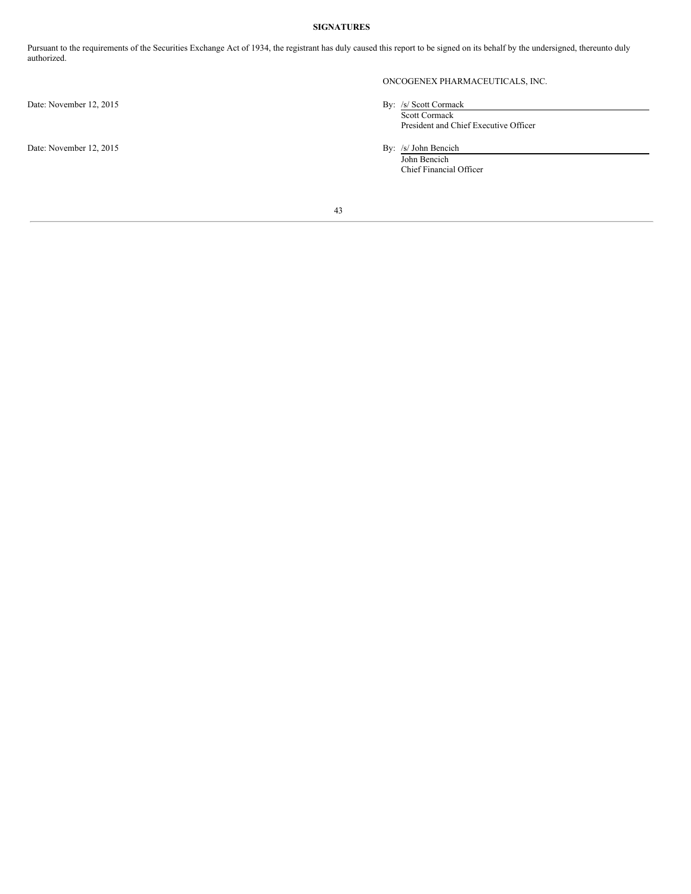**SIGNATURES**

Pursuant to the requirements of the Securities Exchange Act of 1934, the registrant has duly caused this report to be signed on its behalf by the undersigned, thereunto duly authorized.

ONCOGENEX PHARMACEUTICALS, INC.

Date: November 12, 2015

By: /s/ Scott Cormack
Scott Cormack
President and Chief Executive Officer

Date: November 12, 2015

By: /s/ John Bencich
John Bencich
Chief Financial Officer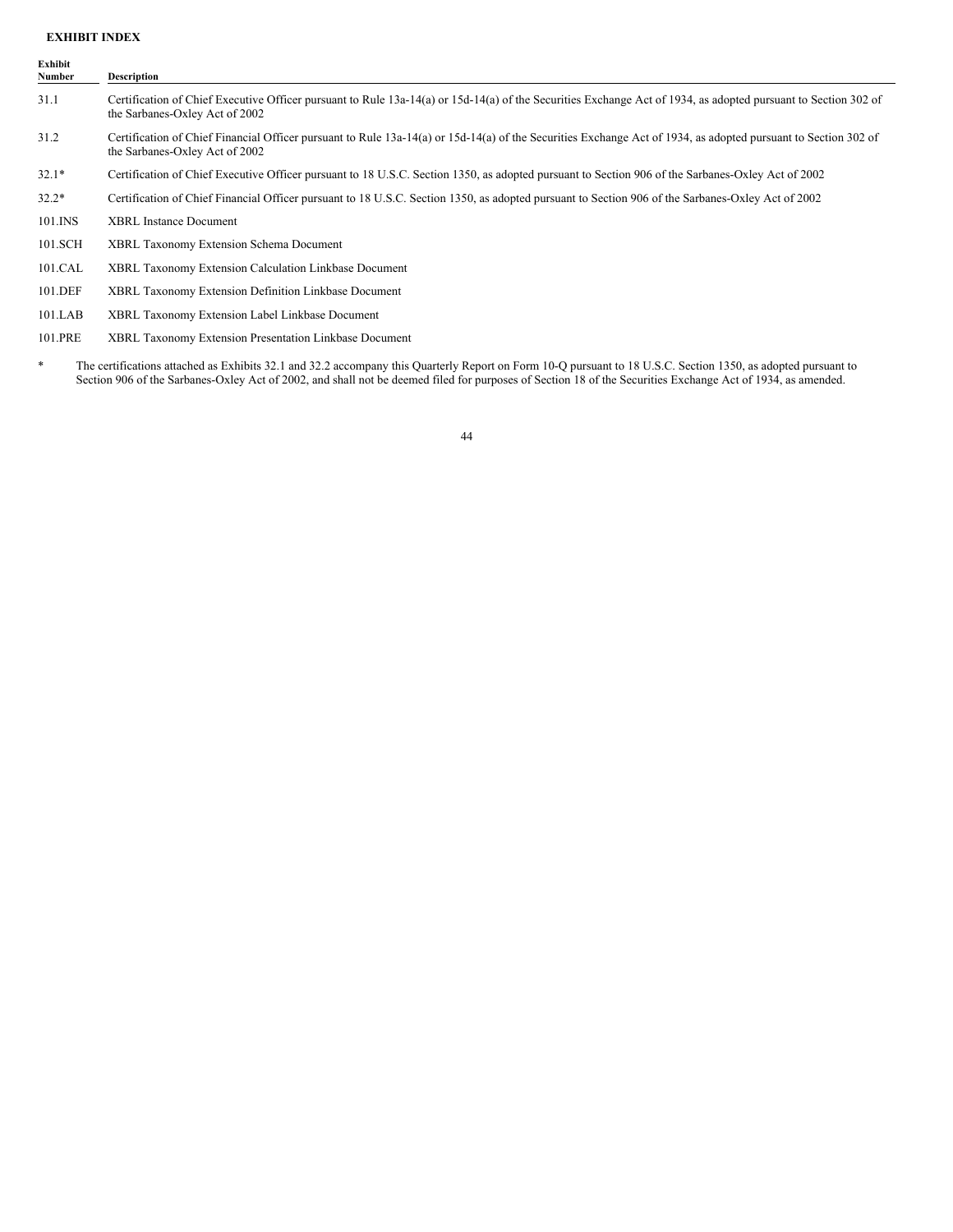**EXHIBIT INDEX**

| Exhibit Number | Description |
| --- | --- |
| 31.1 | Certification of Chief Executive Officer pursuant to Rule 13a-14(a) or 15d-14(a) of the Securities Exchange Act of 1934, as adopted pursuant to Section 302 of the Sarbanes-Oxley Act of 2002 |
| 31.2 | Certification of Chief Financial Officer pursuant to Rule 13a-14(a) or 15d-14(a) of the Securities Exchange Act of 1934, as adopted pursuant to Section 302 of the Sarbanes-Oxley Act of 2002 |
| 32.1* | Certification of Chief Executive Officer pursuant to 18 U.S.C. Section 1350, as adopted pursuant to Section 906 of the Sarbanes-Oxley Act of 2002 |
| 32.2* | Certification of Chief Financial Officer pursuant to 18 U.S.C. Section 1350, as adopted pursuant to Section 906 of the Sarbanes-Oxley Act of 2002 |
| 101.INS | XBRL Instance Document |
| 101.SCH | XBRL Taxonomy Extension Schema Document |
| 101.CAL | XBRL Taxonomy Extension Calculation Linkbase Document |
| 101.DEF | XBRL Taxonomy Extension Definition Linkbase Document |
| 101.LAB | XBRL Taxonomy Extension Label Linkbase Document |
| 101.PRE | XBRL Taxonomy Extension Presentation Linkbase Document |

* The certifications attached as Exhibits 32.1 and 32.2 accompany this Quarterly Report on Form 10-Q pursuant to 18 U.S.C. Section 1350, as adopted pursuant to Section 906 of the Sarbanes-Oxley Act of 2002, and shall not be deemed filed for purposes of Section 18 of the Securities Exchange Act of 1934, as amended.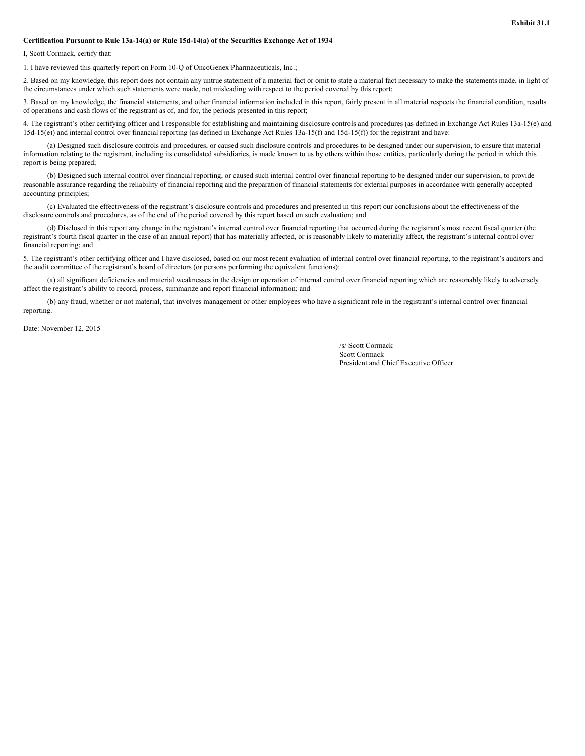**Exhibit 31.1**

**Certification Pursuant to Rule 13a-14(a) or Rule 15d-14(a) of the Securities Exchange Act of 1934**

I, Scott Cormack, certify that:

1. I have reviewed this quarterly report on Form 10-Q of OncoGenex Pharmaceuticals, Inc.;

2. Based on my knowledge, this report does not contain any untrue statement of a material fact or omit to state a material fact necessary to make the statements made, in light of the circumstances under which such statements were made, not misleading with respect to the period covered by this report;

3. Based on my knowledge, the financial statements, and other financial information included in this report, fairly present in all material respects the financial condition, results of operations and cash flows of the registrant as of, and for, the periods presented in this report;

4. The registrant's other certifying officer and I responsible for establishing and maintaining disclosure controls and procedures (as defined in Exchange Act Rules 13a-15(e) and 15d-15(e)) and internal control over financial reporting (as defined in Exchange Act Rules 13a-15(f) and 15d-15(f)) for the registrant and have:

(a) Designed such disclosure controls and procedures, or caused such disclosure controls and procedures to be designed under our supervision, to ensure that material information relating to the registrant, including its consolidated subsidiaries, is made known to us by others within those entities, particularly during the period in which this report is being prepared;

(b) Designed such internal control over financial reporting, or caused such internal control over financial reporting to be designed under our supervision, to provide reasonable assurance regarding the reliability of financial reporting and the preparation of financial statements for external purposes in accordance with generally accepted accounting principles;

(c) Evaluated the effectiveness of the registrant's disclosure controls and procedures and presented in this report our conclusions about the effectiveness of the disclosure controls and procedures, as of the end of the period covered by this report based on such evaluation; and

(d) Disclosed in this report any change in the registrant's internal control over financial reporting that occurred during the registrant's most recent fiscal quarter (the registrant's fourth fiscal quarter in the case of an annual report) that has materially affected, or is reasonably likely to materially affect, the registrant's internal control over financial reporting; and

5. The registrant's other certifying officer and I have disclosed, based on our most recent evaluation of internal control over financial reporting, to the registrant's auditors and the audit committee of the registrant's board of directors (or persons performing the equivalent functions):

(a) all significant deficiencies and material weaknesses in the design or operation of internal control over financial reporting which are reasonably likely to adversely affect the registrant's ability to record, process, summarize and report financial information; and

(b) any fraud, whether or not material, that involves management or other employees who have a significant role in the registrant's internal control over financial reporting.

Date: November 12, 2015

/s/ Scott Cormack
Scott Cormack
President and Chief Executive Officer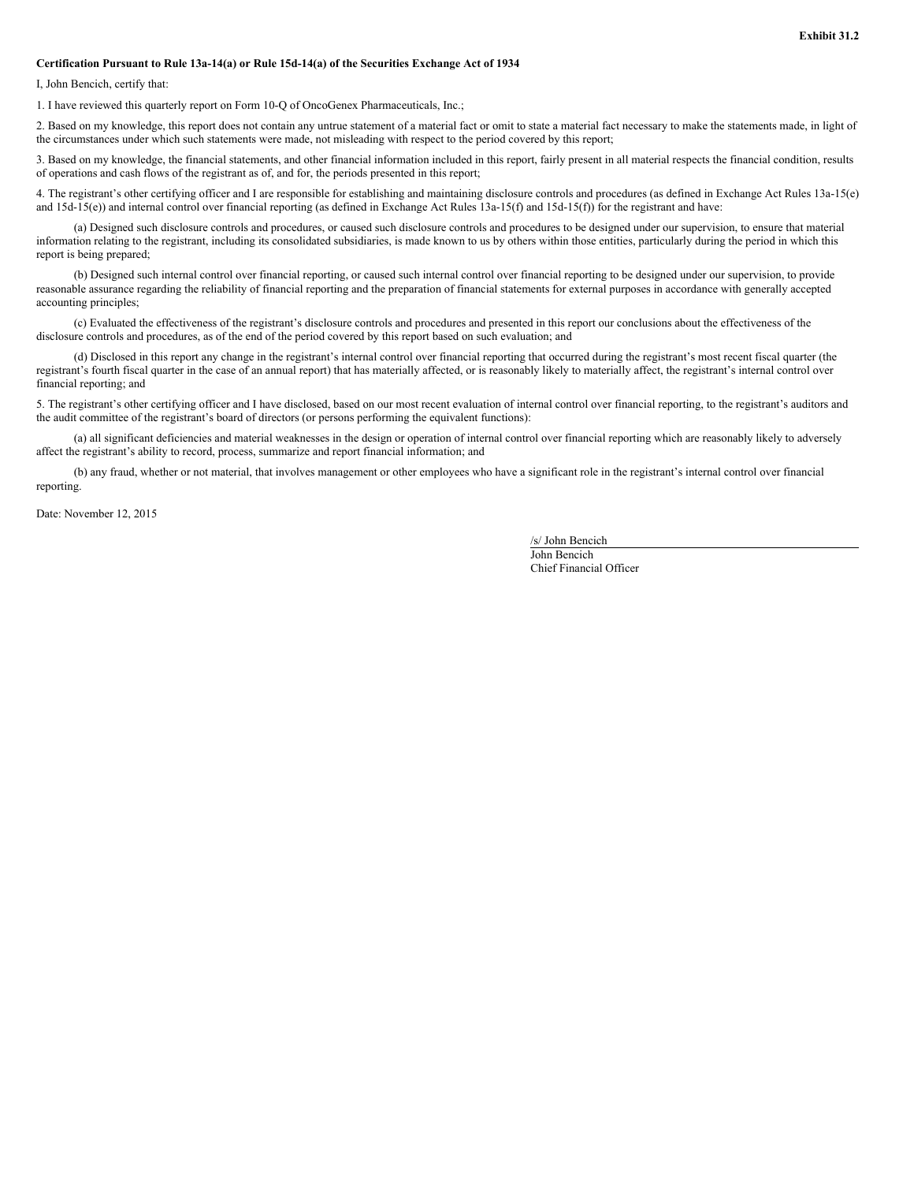**Exhibit 31.2**

**Certification Pursuant to Rule 13a-14(a) or Rule 15d-14(a) of the Securities Exchange Act of 1934**

I, John Bencich, certify that:

1. I have reviewed this quarterly report on Form 10-Q of OncoGenex Pharmaceuticals, Inc.;

2. Based on my knowledge, this report does not contain any untrue statement of a material fact or omit to state a material fact necessary to make the statements made, in light of the circumstances under which such statements were made, not misleading with respect to the period covered by this report;

3. Based on my knowledge, the financial statements, and other financial information included in this report, fairly present in all material respects the financial condition, results of operations and cash flows of the registrant as of, and for, the periods presented in this report;

4. The registrant's other certifying officer and I are responsible for establishing and maintaining disclosure controls and procedures (as defined in Exchange Act Rules 13a-15(e) and 15d-15(e)) and internal control over financial reporting (as defined in Exchange Act Rules 13a-15(f) and 15d-15(f)) for the registrant and have:

(a) Designed such disclosure controls and procedures, or caused such disclosure controls and procedures to be designed under our supervision, to ensure that material information relating to the registrant, including its consolidated subsidiaries, is made known to us by others within those entities, particularly during the period in which this report is being prepared;

(b) Designed such internal control over financial reporting, or caused such internal control over financial reporting to be designed under our supervision, to provide reasonable assurance regarding the reliability of financial reporting and the preparation of financial statements for external purposes in accordance with generally accepted accounting principles;

(c) Evaluated the effectiveness of the registrant's disclosure controls and procedures and presented in this report our conclusions about the effectiveness of the disclosure controls and procedures, as of the end of the period covered by this report based on such evaluation; and

(d) Disclosed in this report any change in the registrant's internal control over financial reporting that occurred during the registrant's most recent fiscal quarter (the registrant's fourth fiscal quarter in the case of an annual report) that has materially affected, or is reasonably likely to materially affect, the registrant's internal control over financial reporting; and

5. The registrant's other certifying officer and I have disclosed, based on our most recent evaluation of internal control over financial reporting, to the registrant's auditors and the audit committee of the registrant's board of directors (or persons performing the equivalent functions):

(a) all significant deficiencies and material weaknesses in the design or operation of internal control over financial reporting which are reasonably likely to adversely affect the registrant's ability to record, process, summarize and report financial information; and

(b) any fraud, whether or not material, that involves management or other employees who have a significant role in the registrant's internal control over financial reporting.

Date: November 12, 2015

/s/ John Bencich
John Bencich
Chief Financial Officer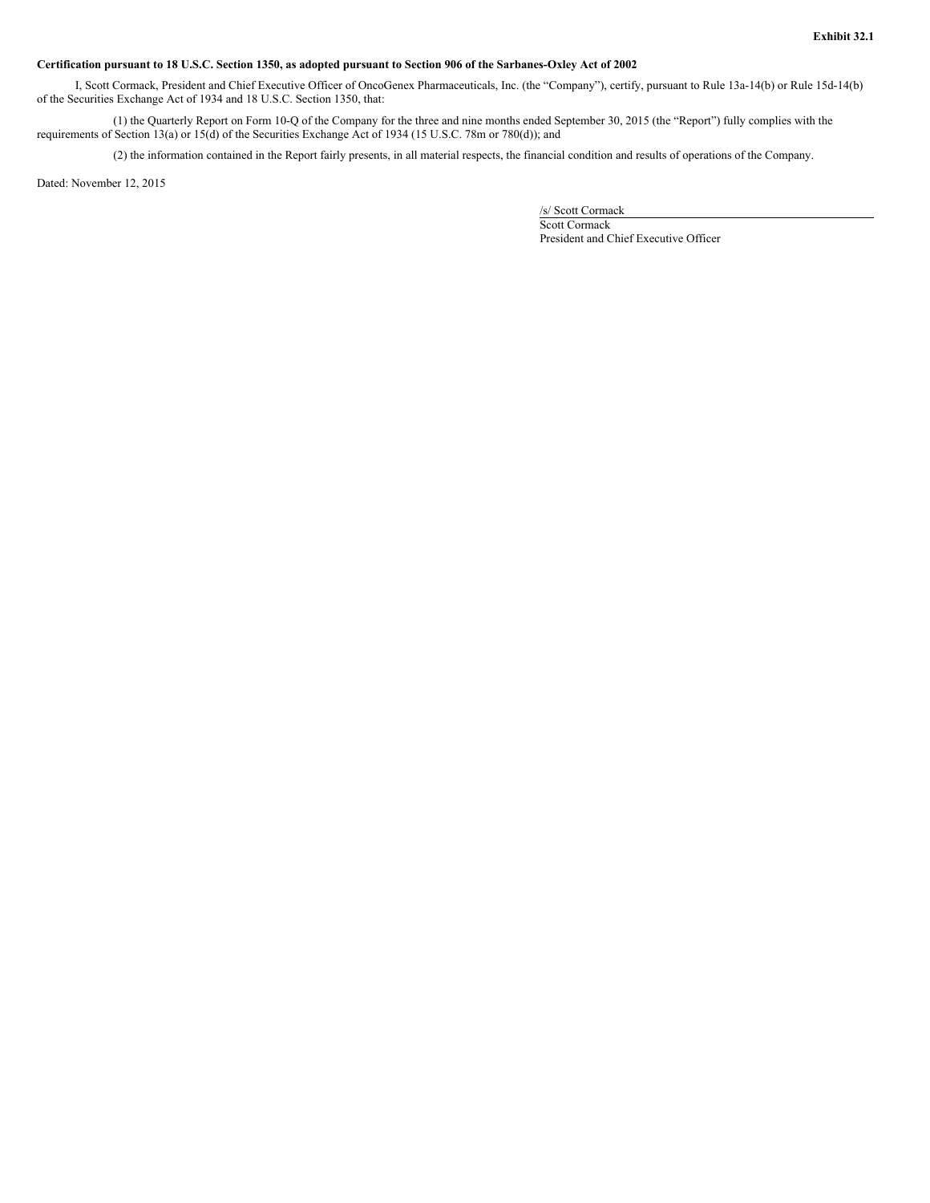**Exhibit 32.1**

**Certification pursuant to 18 U.S.C. Section 1350, as adopted pursuant to Section 906 of the Sarbanes-Oxley Act of 2002**

I, Scott Cormack, President and Chief Executive Officer of OncoGenex Pharmaceuticals, Inc. (the "Company"), certify, pursuant to Rule 13a-14(b) or Rule 15d-14(b) of the Securities Exchange Act of 1934 and 18 U.S.C. Section 1350, that:

(1) the Quarterly Report on Form 10-Q of the Company for the three and nine months ended September 30, 2015 (the "Report") fully complies with the requirements of Section 13(a) or 15(d) of the Securities Exchange Act of 1934 (15 U.S.C. 78m or 780(d)); and

(2) the information contained in the Report fairly presents, in all material respects, the financial condition and results of operations of the Company.

Dated: November 12, 2015

/s/ Scott Cormack
Scott Cormack
President and Chief Executive Officer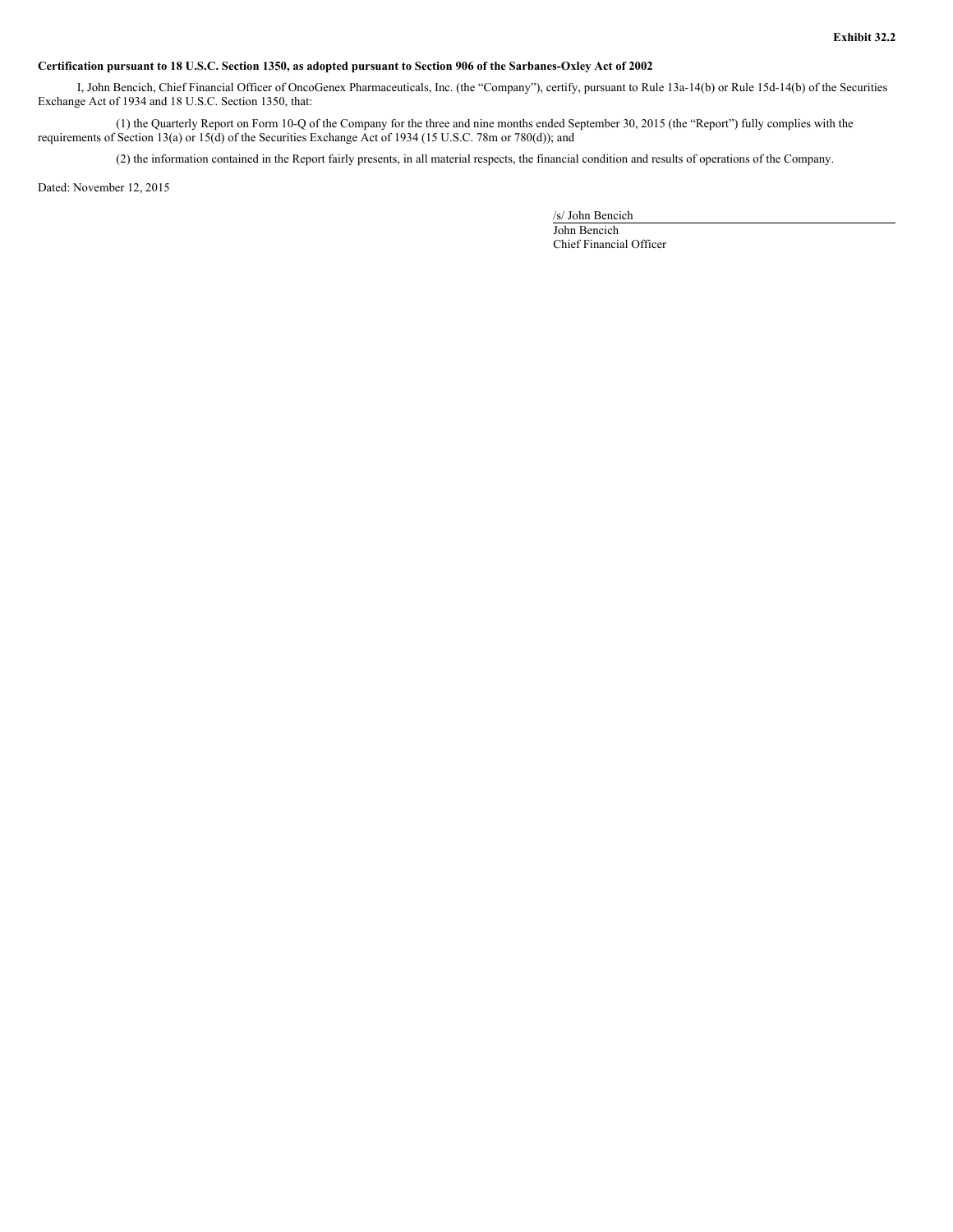Exhibit 32.2

**Certification pursuant to 18 U.S.C. Section 1350, as adopted pursuant to Section 906 of the Sarbanes-Oxley Act of 2002**

I, John Bencich, Chief Financial Officer of OncoGenex Pharmaceuticals, Inc. (the "Company"), certify, pursuant to Rule 13a-14(b) or Rule 15d-14(b) of the Securities Exchange Act of 1934 and 18 U.S.C. Section 1350, that:

(1) the Quarterly Report on Form 10-Q of the Company for the three and nine months ended September 30, 2015 (the "Report") fully complies with the requirements of Section 13(a) or 15(d) of the Securities Exchange Act of 1934 (15 U.S.C. 78m or 780(d)); and

(2) the information contained in the Report fairly presents, in all material respects, the financial condition and results of operations of the Company.

Dated: November 12, 2015

/s/ John Bencich
John Bencich
Chief Financial Officer